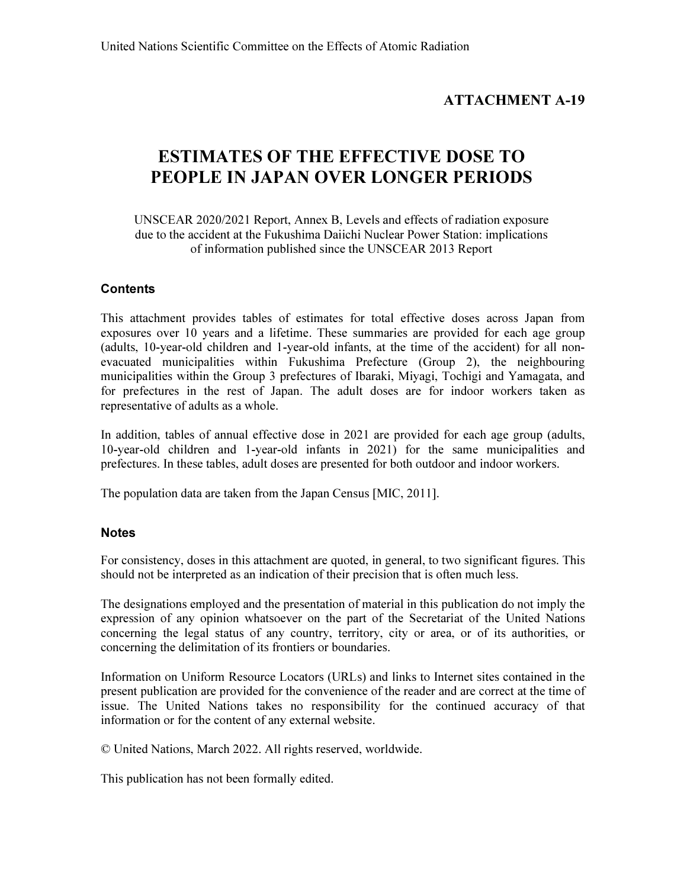United Nations Scientific Committee on the Effects of Atomic Radiation

**ATTACHMENT A-19**

# ESTIMATES OF THE EFFECTIVE DOSE TO PEOPLE IN JAPAN OVER LONGER PERIODS

UNSCEAR 2020/2021 Report, Annex B, Levels and effects of radiation exposure due to the accident at the Fukushima Daiichi Nuclear Power Station: implications of information published since the UNSCEAR 2013 Report

## Contents

This attachment provides tables of estimates for total effective doses across Japan from exposures over 10 years and a lifetime. These summaries are provided for each age group (adults, 10-year-old children and 1-year-old infants, at the time of the accident) for all non-evacuated municipalities within Fukushima Prefecture (Group 2), the neighbouring municipalities within the Group 3 prefectures of Ibaraki, Miyagi, Tochigi and Yamagata, and for prefectures in the rest of Japan. The adult doses are for indoor workers taken as representative of adults as a whole.

In addition, tables of annual effective dose in 2021 are provided for each age group (adults, 10-year-old children and 1-year-old infants in 2021) for the same municipalities and prefectures. In these tables, adult doses are presented for both outdoor and indoor workers.

The population data are taken from the Japan Census [MIC, 2011].

## Notes

For consistency, doses in this attachment are quoted, in general, to two significant figures. This should not be interpreted as an indication of their precision that is often much less.

The designations employed and the presentation of material in this publication do not imply the expression of any opinion whatsoever on the part of the Secretariat of the United Nations concerning the legal status of any country, territory, city or area, or of its authorities, or concerning the delimitation of its frontiers or boundaries.

Information on Uniform Resource Locators (URLs) and links to Internet sites contained in the present publication are provided for the convenience of the reader and are correct at the time of issue. The United Nations takes no responsibility for the continued accuracy of that information or for the content of any external website.

© United Nations, March 2022. All rights reserved, worldwide.

This publication has not been formally edited.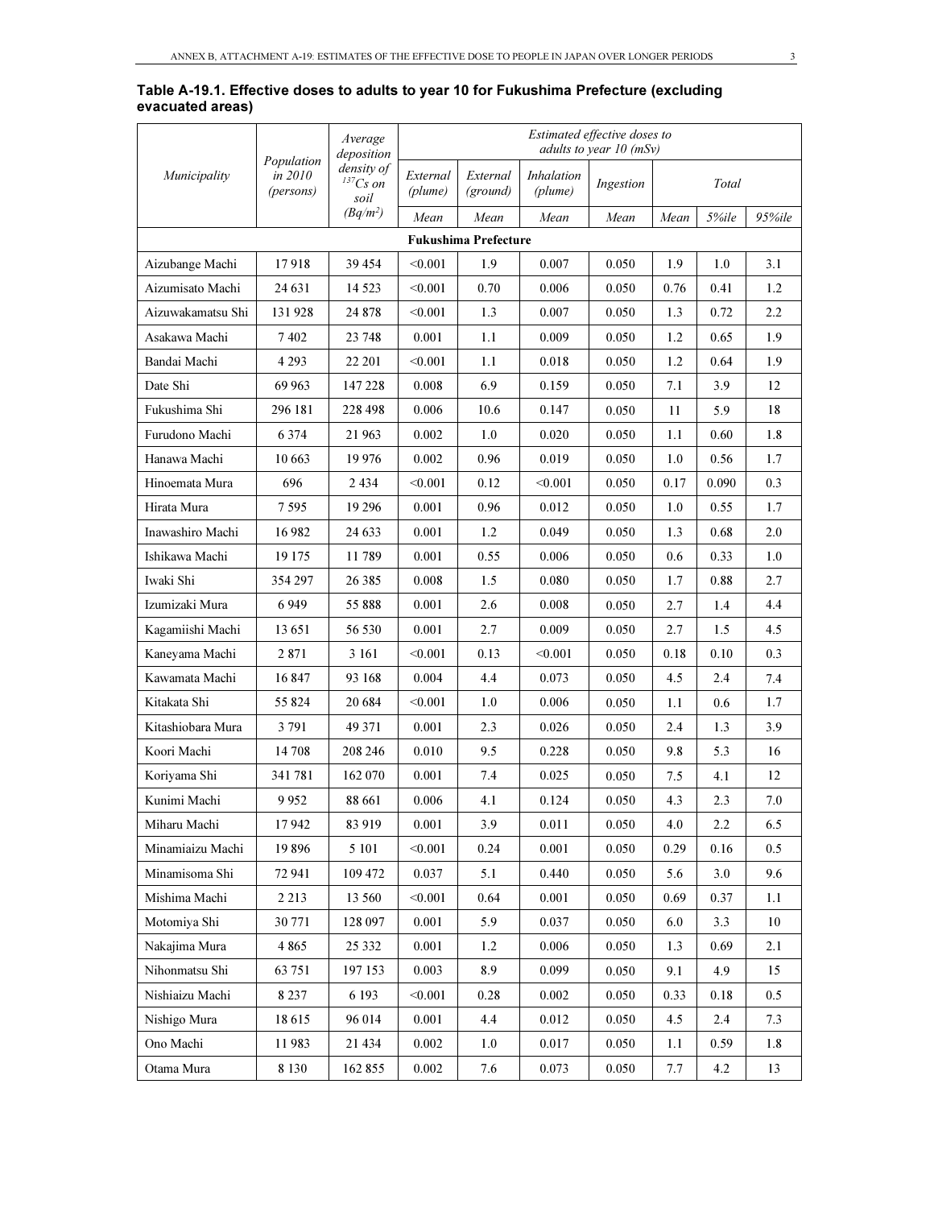**Table A-19.1. Effective doses to adults to year 10 for Fukushima Prefecture (excluding evacuated areas)**

| *Municipality* | *Population in 2010 (persons)* | *Average deposition density of* $^{137}Cs$ *on soil* $(Bq/m^2)$ | *Estimated effective doses to adults to year 10 (mSv)* | | | | | | |
|---|---|---|---|---|---|---|---|---|---|
| | | | *External (plume)* | *External (ground)* | *Inhalation (plume)* | *Ingestion* | *Total* | | |
| | | | *Mean* | *Mean* | *Mean* | *Mean* | *Mean* | *5%ile* | *95%ile* |
| **Fukushima Prefecture** | | | | | | | | | |
| Aizubange Machi | 17 918 | 39 454 | <0.001 | 1.9 | 0.007 | 0.050 | 1.9 | 1.0 | 3.1 |
| Aizumisato Machi | 24 631 | 14 523 | <0.001 | 0.70 | 0.006 | 0.050 | 0.76 | 0.41 | 1.2 |
| Aizuwakamatsu Shi | 131 928 | 24 878 | <0.001 | 1.3 | 0.007 | 0.050 | 1.3 | 0.72 | 2.2 |
| Asakawa Machi | 7 402 | 23 748 | 0.001 | 1.1 | 0.009 | 0.050 | 1.2 | 0.65 | 1.9 |
| Bandai Machi | 4 293 | 22 201 | <0.001 | 1.1 | 0.018 | 0.050 | 1.2 | 0.64 | 1.9 |
| Date Shi | 69 963 | 147 228 | 0.008 | 6.9 | 0.159 | 0.050 | 7.1 | 3.9 | 12 |
| Fukushima Shi | 296 181 | 228 498 | 0.006 | 10.6 | 0.147 | 0.050 | 11 | 5.9 | 18 |
| Furudono Machi | 6 374 | 21 963 | 0.002 | 1.0 | 0.020 | 0.050 | 1.1 | 0.60 | 1.8 |
| Hanawa Machi | 10 663 | 19 976 | 0.002 | 0.96 | 0.019 | 0.050 | 1.0 | 0.56 | 1.7 |
| Hinoemata Mura | 696 | 2 434 | <0.001 | 0.12 | <0.001 | 0.050 | 0.17 | 0.090 | 0.3 |
| Hirata Mura | 7 595 | 19 296 | 0.001 | 0.96 | 0.012 | 0.050 | 1.0 | 0.55 | 1.7 |
| Inawashiro Machi | 16 982 | 24 633 | 0.001 | 1.2 | 0.049 | 0.050 | 1.3 | 0.68 | 2.0 |
| Ishikawa Machi | 19 175 | 11 789 | 0.001 | 0.55 | 0.006 | 0.050 | 0.6 | 0.33 | 1.0 |
| Iwaki Shi | 354 297 | 26 385 | 0.008 | 1.5 | 0.080 | 0.050 | 1.7 | 0.88 | 2.7 |
| Izumizaki Mura | 6 949 | 55 888 | 0.001 | 2.6 | 0.008 | 0.050 | 2.7 | 1.4 | 4.4 |
| Kagamiishi Machi | 13 651 | 56 530 | 0.001 | 2.7 | 0.009 | 0.050 | 2.7 | 1.5 | 4.5 |
| Kaneyama Machi | 2 871 | 3 161 | <0.001 | 0.13 | <0.001 | 0.050 | 0.18 | 0.10 | 0.3 |
| Kawamata Machi | 16 847 | 93 168 | 0.004 | 4.4 | 0.073 | 0.050 | 4.5 | 2.4 | 7.4 |
| Kitakata Shi | 55 824 | 20 684 | <0.001 | 1.0 | 0.006 | 0.050 | 1.1 | 0.6 | 1.7 |
| Kitashiobara Mura | 3 791 | 49 371 | 0.001 | 2.3 | 0.026 | 0.050 | 2.4 | 1.3 | 3.9 |
| Koori Machi | 14 708 | 208 246 | 0.010 | 9.5 | 0.228 | 0.050 | 9.8 | 5.3 | 16 |
| Koriyama Shi | 341 781 | 162 070 | 0.001 | 7.4 | 0.025 | 0.050 | 7.5 | 4.1 | 12 |
| Kunimi Machi | 9 952 | 88 661 | 0.006 | 4.1 | 0.124 | 0.050 | 4.3 | 2.3 | 7.0 |
| Miharu Machi | 17 942 | 83 919 | 0.001 | 3.9 | 0.011 | 0.050 | 4.0 | 2.2 | 6.5 |
| Minamiaizu Machi | 19 896 | 5 101 | <0.001 | 0.24 | 0.001 | 0.050 | 0.29 | 0.16 | 0.5 |
| Minamisoma Shi | 72 941 | 109 472 | 0.037 | 5.1 | 0.440 | 0.050 | 5.6 | 3.0 | 9.6 |
| Mishima Machi | 2 213 | 13 560 | <0.001 | 0.64 | 0.001 | 0.050 | 0.69 | 0.37 | 1.1 |
| Motomiya Shi | 30 771 | 128 097 | 0.001 | 5.9 | 0.037 | 0.050 | 6.0 | 3.3 | 10 |
| Nakajima Mura | 4 865 | 25 332 | 0.001 | 1.2 | 0.006 | 0.050 | 1.3 | 0.69 | 2.1 |
| Nihonmatsu Shi | 63 751 | 197 153 | 0.003 | 8.9 | 0.099 | 0.050 | 9.1 | 4.9 | 15 |
| Nishiaizu Machi | 8 237 | 6 193 | <0.001 | 0.28 | 0.002 | 0.050 | 0.33 | 0.18 | 0.5 |
| Nishigo Mura | 18 615 | 96 014 | 0.001 | 4.4 | 0.012 | 0.050 | 4.5 | 2.4 | 7.3 |
| Ono Machi | 11 983 | 21 434 | 0.002 | 1.0 | 0.017 | 0.050 | 1.1 | 0.59 | 1.8 |
| Otama Mura | 8 130 | 162 855 | 0.002 | 7.6 | 0.073 | 0.050 | 7.7 | 4.2 | 13 |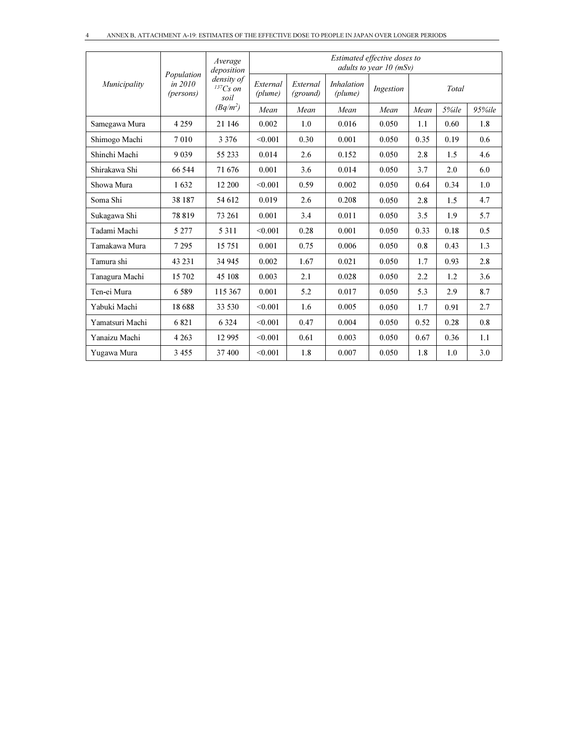| *Municipality* | *Population in 2010 (persons)* | *Average deposition density of $^{137}Cs$ on soil ($Bq/m^2$)* | *Estimated effective doses to adults to year 10 (mSv)* | | | | | | |
|---|---|---|---|---|---|---|---|---|---|
| | | | *External (plume)* | *External (ground)* | *Inhalation (plume)* | *Ingestion* | *Total* | | |
| | | | *Mean* | *Mean* | *Mean* | *Mean* | *Mean* | *5%ile* | *95%ile* |
| Samegawa Mura | 4 259 | 21 146 | 0.002 | 1.0 | 0.016 | 0.050 | 1.1 | 0.60 | 1.8 |
| Shimogo Machi | 7 010 | 3 376 | <0.001 | 0.30 | 0.001 | 0.050 | 0.35 | 0.19 | 0.6 |
| Shinchi Machi | 9 039 | 55 233 | 0.014 | 2.6 | 0.152 | 0.050 | 2.8 | 1.5 | 4.6 |
| Shirakawa Shi | 66 544 | 71 676 | 0.001 | 3.6 | 0.014 | 0.050 | 3.7 | 2.0 | 6.0 |
| Showa Mura | 1 632 | 12 200 | <0.001 | 0.59 | 0.002 | 0.050 | 0.64 | 0.34 | 1.0 |
| Soma Shi | 38 187 | 54 612 | 0.019 | 2.6 | 0.208 | 0.050 | 2.8 | 1.5 | 4.7 |
| Sukagawa Shi | 78 819 | 73 261 | 0.001 | 3.4 | 0.011 | 0.050 | 3.5 | 1.9 | 5.7 |
| Tadami Machi | 5 277 | 5 311 | <0.001 | 0.28 | 0.001 | 0.050 | 0.33 | 0.18 | 0.5 |
| Tamakawa Mura | 7 295 | 15 751 | 0.001 | 0.75 | 0.006 | 0.050 | 0.8 | 0.43 | 1.3 |
| Tamura shi | 43 231 | 34 945 | 0.002 | 1.67 | 0.021 | 0.050 | 1.7 | 0.93 | 2.8 |
| Tanagura Machi | 15 702 | 45 108 | 0.003 | 2.1 | 0.028 | 0.050 | 2.2 | 1.2 | 3.6 |
| Ten-ei Mura | 6 589 | 115 367 | 0.001 | 5.2 | 0.017 | 0.050 | 5.3 | 2.9 | 8.7 |
| Yabuki Machi | 18 688 | 33 530 | <0.001 | 1.6 | 0.005 | 0.050 | 1.7 | 0.91 | 2.7 |
| Yamatsuri Machi | 6 821 | 6 324 | <0.001 | 0.47 | 0.004 | 0.050 | 0.52 | 0.28 | 0.8 |
| Yanaizu Machi | 4 263 | 12 995 | <0.001 | 0.61 | 0.003 | 0.050 | 0.67 | 0.36 | 1.1 |
| Yugawa Mura | 3 455 | 37 400 | <0.001 | 1.8 | 0.007 | 0.050 | 1.8 | 1.0 | 3.0 |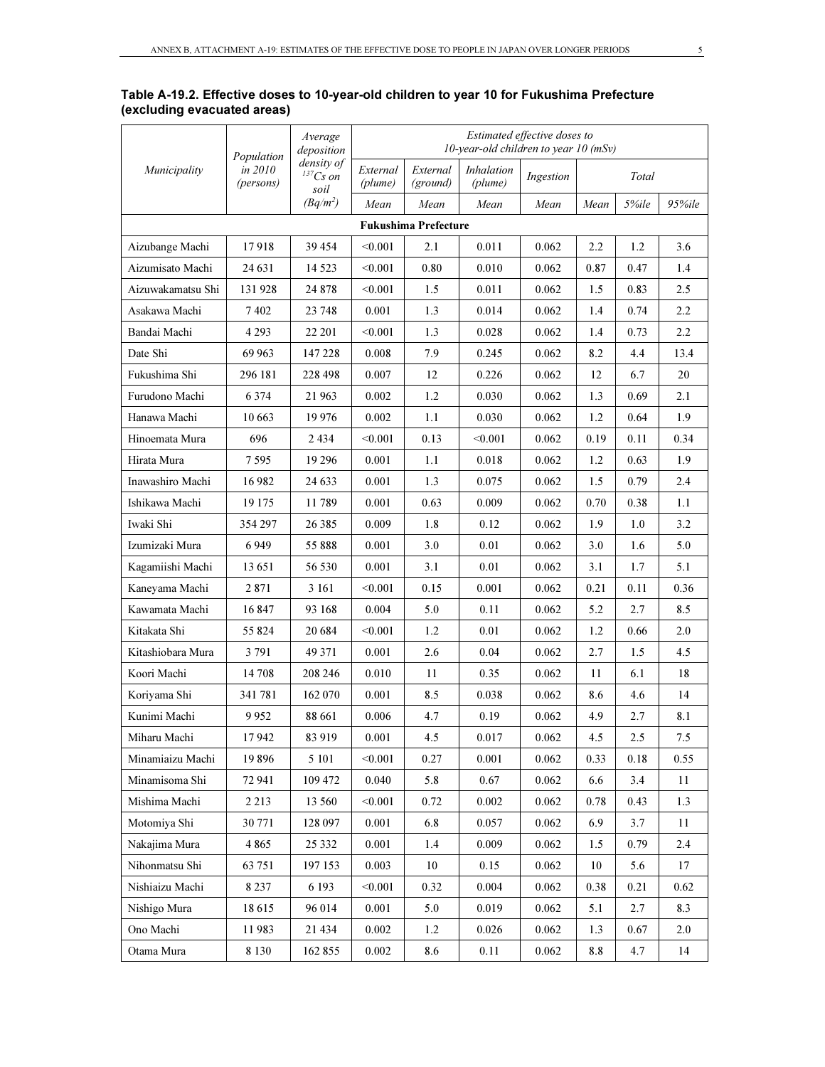**Table A-19.2. Effective doses to 10-year-old children to year 10 for Fukushima Prefecture (excluding evacuated areas)**

| *Municipality* | *Population in 2010 (persons)* | *Average deposition density of $^{137}Cs$ on soil ($Bq/m^2$)* | *Estimated effective doses to 10-year-old children to year 10 (mSv)* | | | | | | |
|---|---|---|---|---|---|---|---|---|---|
| | | | *External (plume)* | *External (ground)* | *Inhalation (plume)* | *Ingestion* | *Total* | | |
| | | | *Mean* | *Mean* | *Mean* | *Mean* | *Mean* | *5%ile* | *95%ile* |
| **Fukushima Prefecture** | | | | | | | | | |
| Aizubange Machi | 17 918 | 39 454 | <0.001 | 2.1 | 0.011 | 0.062 | 2.2 | 1.2 | 3.6 |
| Aizumisato Machi | 24 631 | 14 523 | <0.001 | 0.80 | 0.010 | 0.062 | 0.87 | 0.47 | 1.4 |
| Aizuwakamatsu Shi | 131 928 | 24 878 | <0.001 | 1.5 | 0.011 | 0.062 | 1.5 | 0.83 | 2.5 |
| Asakawa Machi | 7 402 | 23 748 | 0.001 | 1.3 | 0.014 | 0.062 | 1.4 | 0.74 | 2.2 |
| Bandai Machi | 4 293 | 22 201 | <0.001 | 1.3 | 0.028 | 0.062 | 1.4 | 0.73 | 2.2 |
| Date Shi | 69 963 | 147 228 | 0.008 | 7.9 | 0.245 | 0.062 | 8.2 | 4.4 | 13.4 |
| Fukushima Shi | 296 181 | 228 498 | 0.007 | 12 | 0.226 | 0.062 | 12 | 6.7 | 20 |
| Furudono Machi | 6 374 | 21 963 | 0.002 | 1.2 | 0.030 | 0.062 | 1.3 | 0.69 | 2.1 |
| Hanawa Machi | 10 663 | 19 976 | 0.002 | 1.1 | 0.030 | 0.062 | 1.2 | 0.64 | 1.9 |
| Hinoemata Mura | 696 | 2 434 | <0.001 | 0.13 | <0.001 | 0.062 | 0.19 | 0.11 | 0.34 |
| Hirata Mura | 7 595 | 19 296 | 0.001 | 1.1 | 0.018 | 0.062 | 1.2 | 0.63 | 1.9 |
| Inawashiro Machi | 16 982 | 24 633 | 0.001 | 1.3 | 0.075 | 0.062 | 1.5 | 0.79 | 2.4 |
| Ishikawa Machi | 19 175 | 11 789 | 0.001 | 0.63 | 0.009 | 0.062 | 0.70 | 0.38 | 1.1 |
| Iwaki Shi | 354 297 | 26 385 | 0.009 | 1.8 | 0.12 | 0.062 | 1.9 | 1.0 | 3.2 |
| Izumizaki Mura | 6 949 | 55 888 | 0.001 | 3.0 | 0.01 | 0.062 | 3.0 | 1.6 | 5.0 |
| Kagamiishi Machi | 13 651 | 56 530 | 0.001 | 3.1 | 0.01 | 0.062 | 3.1 | 1.7 | 5.1 |
| Kaneyama Machi | 2 871 | 3 161 | <0.001 | 0.15 | 0.001 | 0.062 | 0.21 | 0.11 | 0.36 |
| Kawamata Machi | 16 847 | 93 168 | 0.004 | 5.0 | 0.11 | 0.062 | 5.2 | 2.7 | 8.5 |
| Kitakata Shi | 55 824 | 20 684 | <0.001 | 1.2 | 0.01 | 0.062 | 1.2 | 0.66 | 2.0 |
| Kitashiobara Mura | 3 791 | 49 371 | 0.001 | 2.6 | 0.04 | 0.062 | 2.7 | 1.5 | 4.5 |
| Koori Machi | 14 708 | 208 246 | 0.010 | 11 | 0.35 | 0.062 | 11 | 6.1 | 18 |
| Koriyama Shi | 341 781 | 162 070 | 0.001 | 8.5 | 0.038 | 0.062 | 8.6 | 4.6 | 14 |
| Kunimi Machi | 9 952 | 88 661 | 0.006 | 4.7 | 0.19 | 0.062 | 4.9 | 2.7 | 8.1 |
| Miharu Machi | 17 942 | 83 919 | 0.001 | 4.5 | 0.017 | 0.062 | 4.5 | 2.5 | 7.5 |
| Minamiaizu Machi | 19 896 | 5 101 | <0.001 | 0.27 | 0.001 | 0.062 | 0.33 | 0.18 | 0.55 |
| Minamisoma Shi | 72 941 | 109 472 | 0.040 | 5.8 | 0.67 | 0.062 | 6.6 | 3.4 | 11 |
| Mishima Machi | 2 213 | 13 560 | <0.001 | 0.72 | 0.002 | 0.062 | 0.78 | 0.43 | 1.3 |
| Motomiya Shi | 30 771 | 128 097 | 0.001 | 6.8 | 0.057 | 0.062 | 6.9 | 3.7 | 11 |
| Nakajima Mura | 4 865 | 25 332 | 0.001 | 1.4 | 0.009 | 0.062 | 1.5 | 0.79 | 2.4 |
| Nihonmatsu Shi | 63 751 | 197 153 | 0.003 | 10 | 0.15 | 0.062 | 10 | 5.6 | 17 |
| Nishiaizu Machi | 8 237 | 6 193 | <0.001 | 0.32 | 0.004 | 0.062 | 0.38 | 0.21 | 0.62 |
| Nishigo Mura | 18 615 | 96 014 | 0.001 | 5.0 | 0.019 | 0.062 | 5.1 | 2.7 | 8.3 |
| Ono Machi | 11 983 | 21 434 | 0.002 | 1.2 | 0.026 | 0.062 | 1.3 | 0.67 | 2.0 |
| Otama Mura | 8 130 | 162 855 | 0.002 | 8.6 | 0.11 | 0.062 | 8.8 | 4.7 | 14 |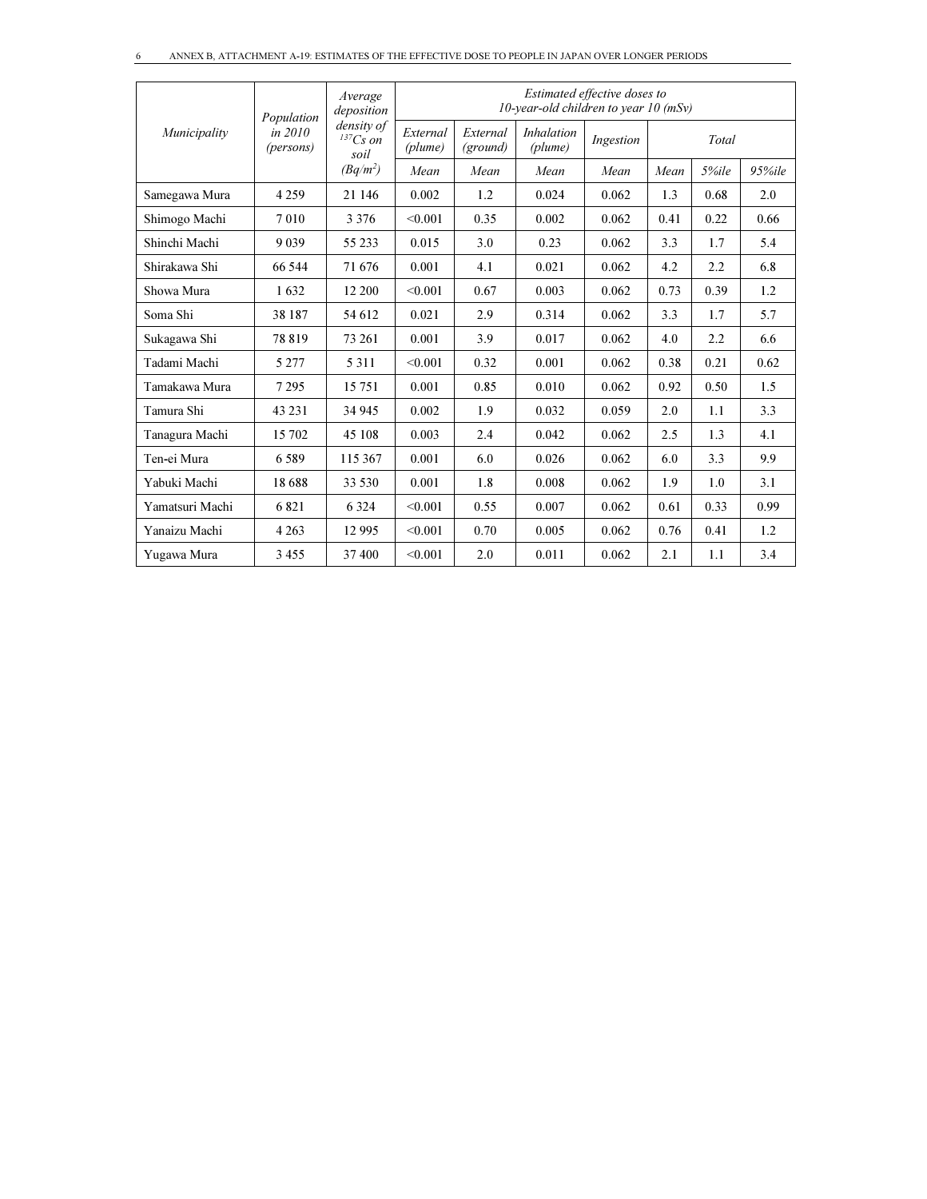| *Municipality* | *Population in 2010 (persons)* | *Average deposition density of ${}^{137}Cs$ on soil ($Bq/m^2$)* | *Estimated effective doses to 10-year-old children to year 10 (mSv)* | | | | | | |
|---|---|---|---|---|---|---|---|---|---|
| | | | *External (plume)* | *External (ground)* | *Inhalation (plume)* | *Ingestion* | *Total* | | |
| | | | *Mean* | *Mean* | *Mean* | *Mean* | *Mean* | *5%ile* | *95%ile* |
| Samegawa Mura | 4 259 | 21 146 | 0.002 | 1.2 | 0.024 | 0.062 | 1.3 | 0.68 | 2.0 |
| Shimogo Machi | 7 010 | 3 376 | <0.001 | 0.35 | 0.002 | 0.062 | 0.41 | 0.22 | 0.66 |
| Shinchi Machi | 9 039 | 55 233 | 0.015 | 3.0 | 0.23 | 0.062 | 3.3 | 1.7 | 5.4 |
| Shirakawa Shi | 66 544 | 71 676 | 0.001 | 4.1 | 0.021 | 0.062 | 4.2 | 2.2 | 6.8 |
| Showa Mura | 1 632 | 12 200 | <0.001 | 0.67 | 0.003 | 0.062 | 0.73 | 0.39 | 1.2 |
| Soma Shi | 38 187 | 54 612 | 0.021 | 2.9 | 0.314 | 0.062 | 3.3 | 1.7 | 5.7 |
| Sukagawa Shi | 78 819 | 73 261 | 0.001 | 3.9 | 0.017 | 0.062 | 4.0 | 2.2 | 6.6 |
| Tadami Machi | 5 277 | 5 311 | <0.001 | 0.32 | 0.001 | 0.062 | 0.38 | 0.21 | 0.62 |
| Tamakawa Mura | 7 295 | 15 751 | 0.001 | 0.85 | 0.010 | 0.062 | 0.92 | 0.50 | 1.5 |
| Tamura Shi | 43 231 | 34 945 | 0.002 | 1.9 | 0.032 | 0.059 | 2.0 | 1.1 | 3.3 |
| Tanagura Machi | 15 702 | 45 108 | 0.003 | 2.4 | 0.042 | 0.062 | 2.5 | 1.3 | 4.1 |
| Ten-ei Mura | 6 589 | 115 367 | 0.001 | 6.0 | 0.026 | 0.062 | 6.0 | 3.3 | 9.9 |
| Yabuki Machi | 18 688 | 33 530 | 0.001 | 1.8 | 0.008 | 0.062 | 1.9 | 1.0 | 3.1 |
| Yamatsuri Machi | 6 821 | 6 324 | <0.001 | 0.55 | 0.007 | 0.062 | 0.61 | 0.33 | 0.99 |
| Yanaizu Machi | 4 263 | 12 995 | <0.001 | 0.70 | 0.005 | 0.062 | 0.76 | 0.41 | 1.2 |
| Yugawa Mura | 3 455 | 37 400 | <0.001 | 2.0 | 0.011 | 0.062 | 2.1 | 1.1 | 3.4 |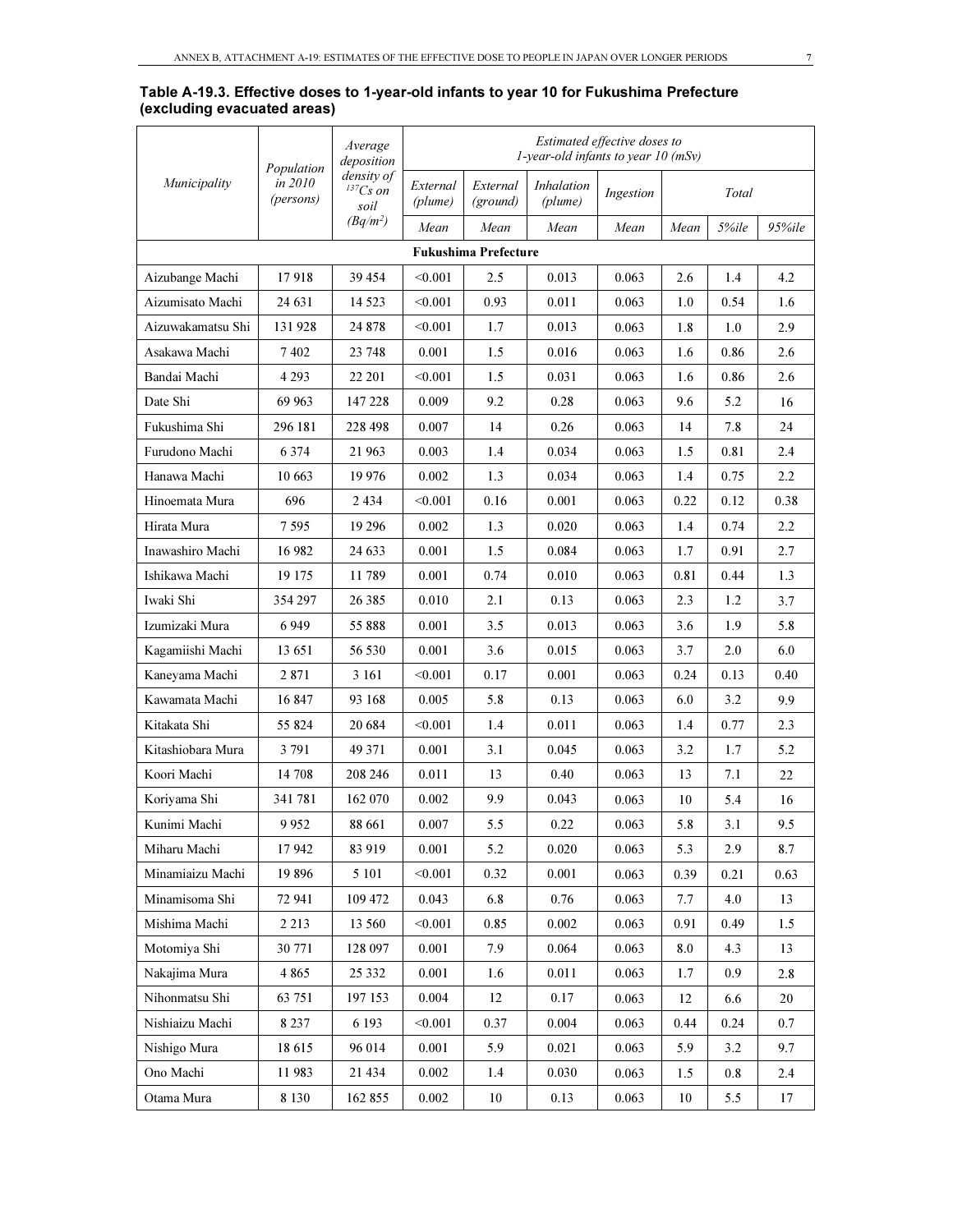**Table A-19.3. Effective doses to 1-year-old infants to year 10 for Fukushima Prefecture (excluding evacuated areas)**

| *Municipality* | *Population in 2010 (persons)* | *Average deposition density of $^{137}Cs$ on soil ($Bq/m^2$)* | *Estimated effective doses to 1-year-old infants to year 10 (mSv)* | | | | | | |
|---|---|---|---|---|---|---|---|---|---|
| | | | *External (plume)* | *External (ground)* | *Inhalation (plume)* | *Ingestion* | *Total* | | |
| | | | *Mean* | *Mean* | *Mean* | *Mean* | *Mean* | *5%ile* | *95%ile* |
| **Fukushima Prefecture** | | | | | | | | | |
| Aizubange Machi | 17 918 | 39 454 | <0.001 | 2.5 | 0.013 | 0.063 | 2.6 | 1.4 | 4.2 |
| Aizumisato Machi | 24 631 | 14 523 | <0.001 | 0.93 | 0.011 | 0.063 | 1.0 | 0.54 | 1.6 |
| Aizuwakamatsu Shi | 131 928 | 24 878 | <0.001 | 1.7 | 0.013 | 0.063 | 1.8 | 1.0 | 2.9 |
| Asakawa Machi | 7 402 | 23 748 | 0.001 | 1.5 | 0.016 | 0.063 | 1.6 | 0.86 | 2.6 |
| Bandai Machi | 4 293 | 22 201 | <0.001 | 1.5 | 0.031 | 0.063 | 1.6 | 0.86 | 2.6 |
| Date Shi | 69 963 | 147 228 | 0.009 | 9.2 | 0.28 | 0.063 | 9.6 | 5.2 | 16 |
| Fukushima Shi | 296 181 | 228 498 | 0.007 | 14 | 0.26 | 0.063 | 14 | 7.8 | 24 |
| Furudono Machi | 6 374 | 21 963 | 0.003 | 1.4 | 0.034 | 0.063 | 1.5 | 0.81 | 2.4 |
| Hanawa Machi | 10 663 | 19 976 | 0.002 | 1.3 | 0.034 | 0.063 | 1.4 | 0.75 | 2.2 |
| Hinoemata Mura | 696 | 2 434 | <0.001 | 0.16 | 0.001 | 0.063 | 0.22 | 0.12 | 0.38 |
| Hirata Mura | 7 595 | 19 296 | 0.002 | 1.3 | 0.020 | 0.063 | 1.4 | 0.74 | 2.2 |
| Inawashiro Machi | 16 982 | 24 633 | 0.001 | 1.5 | 0.084 | 0.063 | 1.7 | 0.91 | 2.7 |
| Ishikawa Machi | 19 175 | 11 789 | 0.001 | 0.74 | 0.010 | 0.063 | 0.81 | 0.44 | 1.3 |
| Iwaki Shi | 354 297 | 26 385 | 0.010 | 2.1 | 0.13 | 0.063 | 2.3 | 1.2 | 3.7 |
| Izumizaki Mura | 6 949 | 55 888 | 0.001 | 3.5 | 0.013 | 0.063 | 3.6 | 1.9 | 5.8 |
| Kagamiishi Machi | 13 651 | 56 530 | 0.001 | 3.6 | 0.015 | 0.063 | 3.7 | 2.0 | 6.0 |
| Kaneyama Machi | 2 871 | 3 161 | <0.001 | 0.17 | 0.001 | 0.063 | 0.24 | 0.13 | 0.40 |
| Kawamata Machi | 16 847 | 93 168 | 0.005 | 5.8 | 0.13 | 0.063 | 6.0 | 3.2 | 9.9 |
| Kitakata Shi | 55 824 | 20 684 | <0.001 | 1.4 | 0.011 | 0.063 | 1.4 | 0.77 | 2.3 |
| Kitashiobara Mura | 3 791 | 49 371 | 0.001 | 3.1 | 0.045 | 0.063 | 3.2 | 1.7 | 5.2 |
| Koori Machi | 14 708 | 208 246 | 0.011 | 13 | 0.40 | 0.063 | 13 | 7.1 | 22 |
| Koriyama Shi | 341 781 | 162 070 | 0.002 | 9.9 | 0.043 | 0.063 | 10 | 5.4 | 16 |
| Kunimi Machi | 9 952 | 88 661 | 0.007 | 5.5 | 0.22 | 0.063 | 5.8 | 3.1 | 9.5 |
| Miharu Machi | 17 942 | 83 919 | 0.001 | 5.2 | 0.020 | 0.063 | 5.3 | 2.9 | 8.7 |
| Minamiaizu Machi | 19 896 | 5 101 | <0.001 | 0.32 | 0.001 | 0.063 | 0.39 | 0.21 | 0.63 |
| Minamisoma Shi | 72 941 | 109 472 | 0.043 | 6.8 | 0.76 | 0.063 | 7.7 | 4.0 | 13 |
| Mishima Machi | 2 213 | 13 560 | <0.001 | 0.85 | 0.002 | 0.063 | 0.91 | 0.49 | 1.5 |
| Motomiya Shi | 30 771 | 128 097 | 0.001 | 7.9 | 0.064 | 0.063 | 8.0 | 4.3 | 13 |
| Nakajima Mura | 4 865 | 25 332 | 0.001 | 1.6 | 0.011 | 0.063 | 1.7 | 0.9 | 2.8 |
| Nihonmatsu Shi | 63 751 | 197 153 | 0.004 | 12 | 0.17 | 0.063 | 12 | 6.6 | 20 |
| Nishiaizu Machi | 8 237 | 6 193 | <0.001 | 0.37 | 0.004 | 0.063 | 0.44 | 0.24 | 0.7 |
| Nishigo Mura | 18 615 | 96 014 | 0.001 | 5.9 | 0.021 | 0.063 | 5.9 | 3.2 | 9.7 |
| Ono Machi | 11 983 | 21 434 | 0.002 | 1.4 | 0.030 | 0.063 | 1.5 | 0.8 | 2.4 |
| Otama Mura | 8 130 | 162 855 | 0.002 | 10 | 0.13 | 0.063 | 10 | 5.5 | 17 |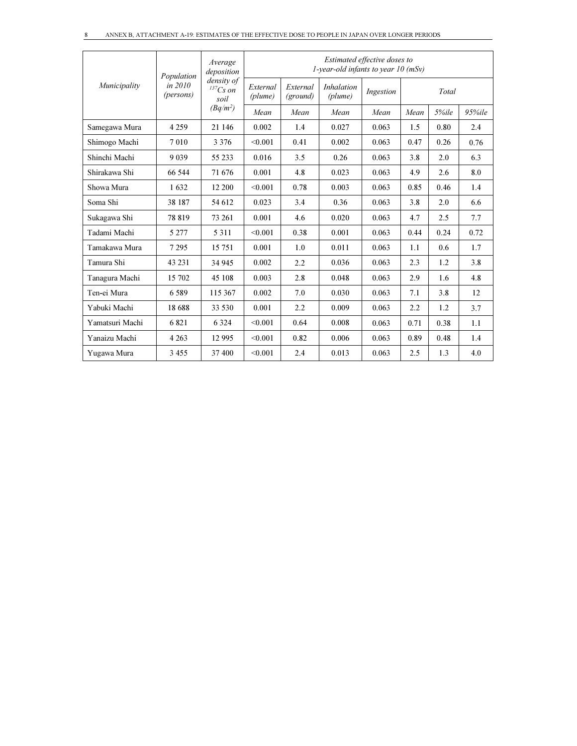| *Municipality* | *Population in 2010 (persons)* | *Average deposition density of $^{137}Cs$ on soil ($Bq/m^2$)* | *Estimated effective doses to 1-year-old infants to year 10 (mSv)* | | | | | | |
|---|---|---|---|---|---|---|---|---|---|
| | | | *External (plume)* | *External (ground)* | *Inhalation (plume)* | *Ingestion* | *Total* | | |
| | | | *Mean* | *Mean* | *Mean* | *Mean* | *Mean* | *5%ile* | *95%ile* |
| Samegawa Mura | 4 259 | 21 146 | 0.002 | 1.4 | 0.027 | 0.063 | 1.5 | 0.80 | 2.4 |
| Shimogo Machi | 7 010 | 3 376 | <0.001 | 0.41 | 0.002 | 0.063 | 0.47 | 0.26 | 0.76 |
| Shinchi Machi | 9 039 | 55 233 | 0.016 | 3.5 | 0.26 | 0.063 | 3.8 | 2.0 | 6.3 |
| Shirakawa Shi | 66 544 | 71 676 | 0.001 | 4.8 | 0.023 | 0.063 | 4.9 | 2.6 | 8.0 |
| Showa Mura | 1 632 | 12 200 | <0.001 | 0.78 | 0.003 | 0.063 | 0.85 | 0.46 | 1.4 |
| Soma Shi | 38 187 | 54 612 | 0.023 | 3.4 | 0.36 | 0.063 | 3.8 | 2.0 | 6.6 |
| Sukagawa Shi | 78 819 | 73 261 | 0.001 | 4.6 | 0.020 | 0.063 | 4.7 | 2.5 | 7.7 |
| Tadami Machi | 5 277 | 5 311 | <0.001 | 0.38 | 0.001 | 0.063 | 0.44 | 0.24 | 0.72 |
| Tamakawa Mura | 7 295 | 15 751 | 0.001 | 1.0 | 0.011 | 0.063 | 1.1 | 0.6 | 1.7 |
| Tamura Shi | 43 231 | 34 945 | 0.002 | 2.2 | 0.036 | 0.063 | 2.3 | 1.2 | 3.8 |
| Tanagura Machi | 15 702 | 45 108 | 0.003 | 2.8 | 0.048 | 0.063 | 2.9 | 1.6 | 4.8 |
| Ten-ei Mura | 6 589 | 115 367 | 0.002 | 7.0 | 0.030 | 0.063 | 7.1 | 3.8 | 12 |
| Yabuki Machi | 18 688 | 33 530 | 0.001 | 2.2 | 0.009 | 0.063 | 2.2 | 1.2 | 3.7 |
| Yamatsuri Machi | 6 821 | 6 324 | <0.001 | 0.64 | 0.008 | 0.063 | 0.71 | 0.38 | 1.1 |
| Yanaizu Machi | 4 263 | 12 995 | <0.001 | 0.82 | 0.006 | 0.063 | 0.89 | 0.48 | 1.4 |
| Yugawa Mura | 3 455 | 37 400 | <0.001 | 2.4 | 0.013 | 0.063 | 2.5 | 1.3 | 4.0 |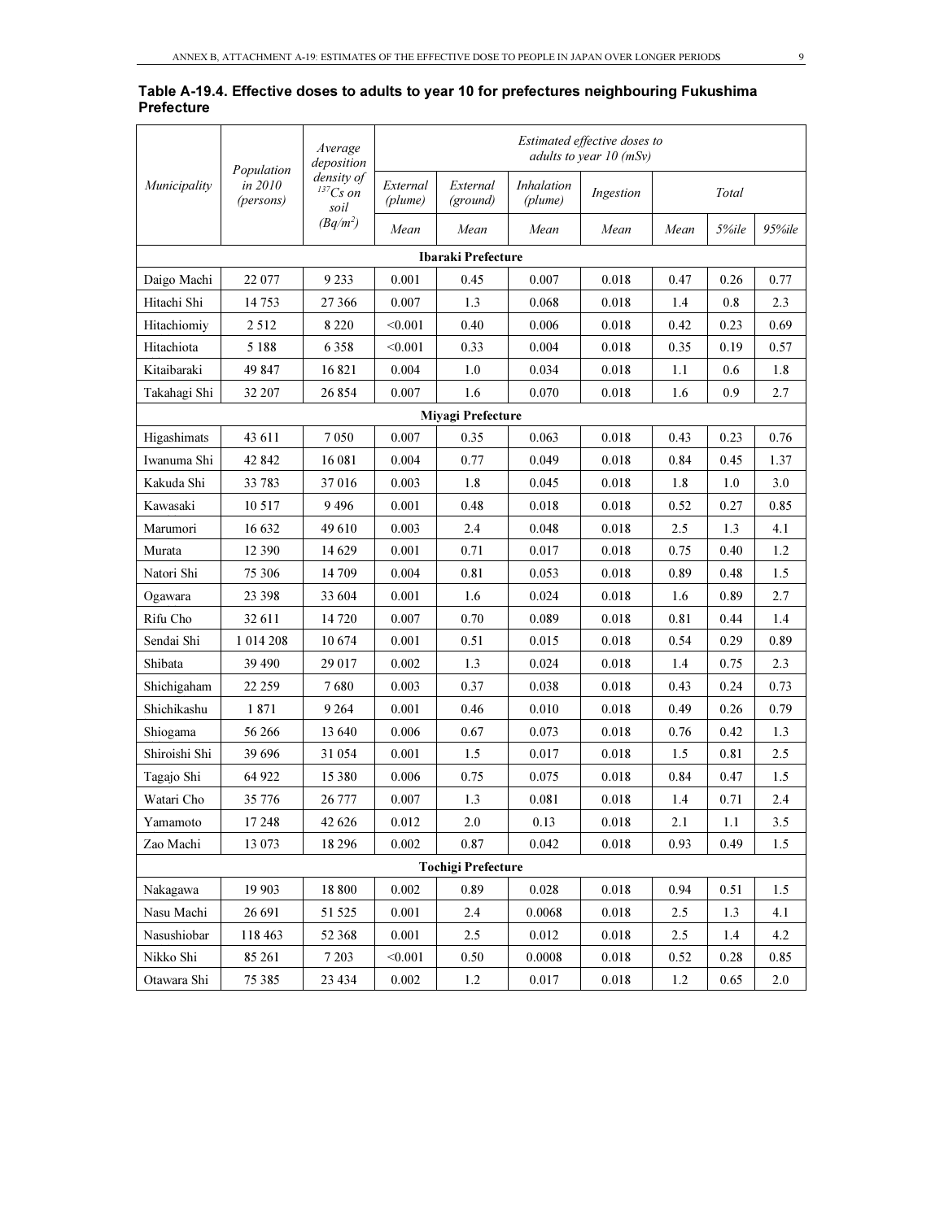**Table A-19.4. Effective doses to adults to year 10 for prefectures neighbouring Fukushima Prefecture**

| *Municipality* | *Population in 2010 (persons)* | *Average deposition density of $^{137}Cs$ on soil ($Bq/m^2$)* | *Estimated effective doses to adults to year 10 (mSv)* | | | | | | |
|---|---|---|---|---|---|---|---|---|---|
| | | | *External (plume)* | *External (ground)* | *Inhalation (plume)* | *Ingestion* | *Total* | | |
| | | | *Mean* | *Mean* | *Mean* | *Mean* | *Mean* | *5%ile* | *95%ile* |
| **Ibaraki Prefecture** | | | | | | | | | |
| Daigo Machi | 22 077 | 9 233 | 0.001 | 0.45 | 0.007 | 0.018 | 0.47 | 0.26 | 0.77 |
| Hitachi Shi | 14 753 | 27 366 | 0.007 | 1.3 | 0.068 | 0.018 | 1.4 | 0.8 | 2.3 |
| Hitachiomiy | 2 512 | 8 220 | <0.001 | 0.40 | 0.006 | 0.018 | 0.42 | 0.23 | 0.69 |
| Hitachiota | 5 188 | 6 358 | <0.001 | 0.33 | 0.004 | 0.018 | 0.35 | 0.19 | 0.57 |
| Kitaibaraki | 49 847 | 16 821 | 0.004 | 1.0 | 0.034 | 0.018 | 1.1 | 0.6 | 1.8 |
| Takahagi Shi | 32 207 | 26 854 | 0.007 | 1.6 | 0.070 | 0.018 | 1.6 | 0.9 | 2.7 |
| **Miyagi Prefecture** | | | | | | | | | |
| Higashimats | 43 611 | 7 050 | 0.007 | 0.35 | 0.063 | 0.018 | 0.43 | 0.23 | 0.76 |
| Iwanuma Shi | 42 842 | 16 081 | 0.004 | 0.77 | 0.049 | 0.018 | 0.84 | 0.45 | 1.37 |
| Kakuda Shi | 33 783 | 37 016 | 0.003 | 1.8 | 0.045 | 0.018 | 1.8 | 1.0 | 3.0 |
| Kawasaki | 10 517 | 9 496 | 0.001 | 0.48 | 0.018 | 0.018 | 0.52 | 0.27 | 0.85 |
| Marumori | 16 632 | 49 610 | 0.003 | 2.4 | 0.048 | 0.018 | 2.5 | 1.3 | 4.1 |
| Murata | 12 390 | 14 629 | 0.001 | 0.71 | 0.017 | 0.018 | 0.75 | 0.40 | 1.2 |
| Natori Shi | 75 306 | 14 709 | 0.004 | 0.81 | 0.053 | 0.018 | 0.89 | 0.48 | 1.5 |
| Ogawara | 23 398 | 33 604 | 0.001 | 1.6 | 0.024 | 0.018 | 1.6 | 0.89 | 2.7 |
| Rifu Cho | 32 611 | 14 720 | 0.007 | 0.70 | 0.089 | 0.018 | 0.81 | 0.44 | 1.4 |
| Sendai Shi | 1 014 208 | 10 674 | 0.001 | 0.51 | 0.015 | 0.018 | 0.54 | 0.29 | 0.89 |
| Shibata | 39 490 | 29 017 | 0.002 | 1.3 | 0.024 | 0.018 | 1.4 | 0.75 | 2.3 |
| Shichigaham | 22 259 | 7 680 | 0.003 | 0.37 | 0.038 | 0.018 | 0.43 | 0.24 | 0.73 |
| Shichikashu | 1 871 | 9 264 | 0.001 | 0.46 | 0.010 | 0.018 | 0.49 | 0.26 | 0.79 |
| Shiogama | 56 266 | 13 640 | 0.006 | 0.67 | 0.073 | 0.018 | 0.76 | 0.42 | 1.3 |
| Shiroishi Shi | 39 696 | 31 054 | 0.001 | 1.5 | 0.017 | 0.018 | 1.5 | 0.81 | 2.5 |
| Tagajo Shi | 64 922 | 15 380 | 0.006 | 0.75 | 0.075 | 0.018 | 0.84 | 0.47 | 1.5 |
| Watari Cho | 35 776 | 26 777 | 0.007 | 1.3 | 0.081 | 0.018 | 1.4 | 0.71 | 2.4 |
| Yamamoto | 17 248 | 42 626 | 0.012 | 2.0 | 0.13 | 0.018 | 2.1 | 1.1 | 3.5 |
| Zao Machi | 13 073 | 18 296 | 0.002 | 0.87 | 0.042 | 0.018 | 0.93 | 0.49 | 1.5 |
| **Tochigi Prefecture** | | | | | | | | | |
| Nakagawa | 19 903 | 18 800 | 0.002 | 0.89 | 0.028 | 0.018 | 0.94 | 0.51 | 1.5 |
| Nasu Machi | 26 691 | 51 525 | 0.001 | 2.4 | 0.0068 | 0.018 | 2.5 | 1.3 | 4.1 |
| Nasushiobar | 118 463 | 52 368 | 0.001 | 2.5 | 0.012 | 0.018 | 2.5 | 1.4 | 4.2 |
| Nikko Shi | 85 261 | 7 203 | <0.001 | 0.50 | 0.0008 | 0.018 | 0.52 | 0.28 | 0.85 |
| Otawara Shi | 75 385 | 23 434 | 0.002 | 1.2 | 0.017 | 0.018 | 1.2 | 0.65 | 2.0 |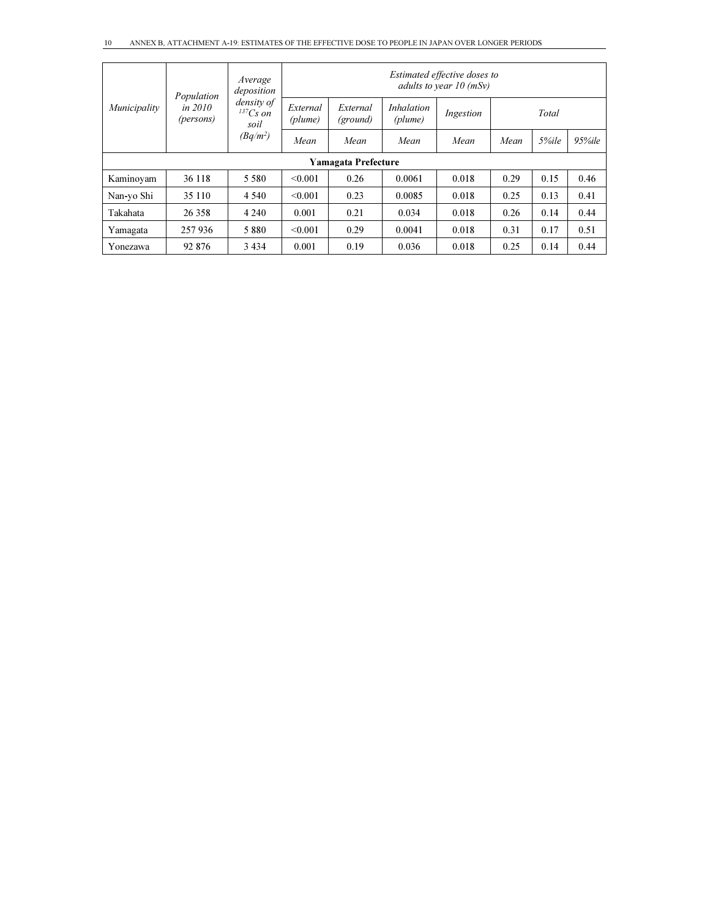| *Municipality* | *Population in 2010 (persons)* | *Average deposition density of $^{137}Cs$ on soil ($Bq/m^2$)* | *Estimated effective doses to adults to year 10 (mSv)* | | | | | | |
|---|---|---|---|---|---|---|---|---|---|
| | | | *External (plume)* | *External (ground)* | *Inhalation (plume)* | *Ingestion* | *Total* | | |
| | | | *Mean* | *Mean* | *Mean* | *Mean* | *Mean* | *5%ile* | *95%ile* |
| **Yamagata Prefecture** | | | | | | | | | |
| Kaminoyam | 36 118 | 5 580 | <0.001 | 0.26 | 0.0061 | 0.018 | 0.29 | 0.15 | 0.46 |
| Nan-yo Shi | 35 110 | 4 540 | <0.001 | 0.23 | 0.0085 | 0.018 | 0.25 | 0.13 | 0.41 |
| Takahata | 26 358 | 4 240 | 0.001 | 0.21 | 0.034 | 0.018 | 0.26 | 0.14 | 0.44 |
| Yamagata | 257 936 | 5 880 | <0.001 | 0.29 | 0.0041 | 0.018 | 0.31 | 0.17 | 0.51 |
| Yonezawa | 92 876 | 3 434 | 0.001 | 0.19 | 0.036 | 0.018 | 0.25 | 0.14 | 0.44 |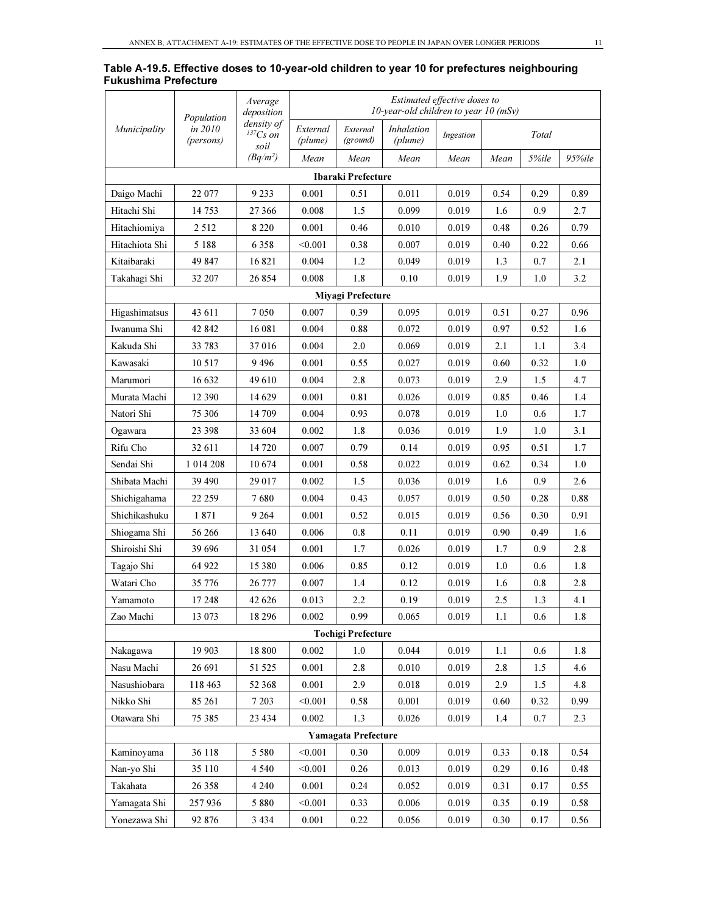**Table A-19.5. Effective doses to 10-year-old children to year 10 for prefectures neighbouring Fukushima Prefecture**

| *Municipality* | *Population in 2010 (persons)* | *Average deposition density of $^{137}Cs$ on soil ($Bq/m^2$)* | *Estimated effective doses to 10-year-old children to year 10 (mSv)* | | | | | | |
|---|---|---|---|---|---|---|---|---|---|
| | | | *External (plume)* | *External (ground)* | *Inhalation (plume)* | *Ingestion* | *Total* | | |
| | | | *Mean* | *Mean* | *Mean* | *Mean* | *Mean* | *5%ile* | *95%ile* |
| **Ibaraki Prefecture** | | | | | | | | | |
| Daigo Machi | 22 077 | 9 233 | 0.001 | 0.51 | 0.011 | 0.019 | 0.54 | 0.29 | 0.89 |
| Hitachi Shi | 14 753 | 27 366 | 0.008 | 1.5 | 0.099 | 0.019 | 1.6 | 0.9 | 2.7 |
| Hitachiomiya | 2 512 | 8 220 | 0.001 | 0.46 | 0.010 | 0.019 | 0.48 | 0.26 | 0.79 |
| Hitachiota Shi | 5 188 | 6 358 | <0.001 | 0.38 | 0.007 | 0.019 | 0.40 | 0.22 | 0.66 |
| Kitaibaraki | 49 847 | 16 821 | 0.004 | 1.2 | 0.049 | 0.019 | 1.3 | 0.7 | 2.1 |
| Takahagi Shi | 32 207 | 26 854 | 0.008 | 1.8 | 0.10 | 0.019 | 1.9 | 1.0 | 3.2 |
| **Miyagi Prefecture** | | | | | | | | | |
| Higashimatsus | 43 611 | 7 050 | 0.007 | 0.39 | 0.095 | 0.019 | 0.51 | 0.27 | 0.96 |
| Iwanuma Shi | 42 842 | 16 081 | 0.004 | 0.88 | 0.072 | 0.019 | 0.97 | 0.52 | 1.6 |
| Kakuda Shi | 33 783 | 37 016 | 0.004 | 2.0 | 0.069 | 0.019 | 2.1 | 1.1 | 3.4 |
| Kawasaki | 10 517 | 9 496 | 0.001 | 0.55 | 0.027 | 0.019 | 0.60 | 0.32 | 1.0 |
| Marumori | 16 632 | 49 610 | 0.004 | 2.8 | 0.073 | 0.019 | 2.9 | 1.5 | 4.7 |
| Murata Machi | 12 390 | 14 629 | 0.001 | 0.81 | 0.026 | 0.019 | 0.85 | 0.46 | 1.4 |
| Natori Shi | 75 306 | 14 709 | 0.004 | 0.93 | 0.078 | 0.019 | 1.0 | 0.6 | 1.7 |
| Ogawara | 23 398 | 33 604 | 0.002 | 1.8 | 0.036 | 0.019 | 1.9 | 1.0 | 3.1 |
| Rifu Cho | 32 611 | 14 720 | 0.007 | 0.79 | 0.14 | 0.019 | 0.95 | 0.51 | 1.7 |
| Sendai Shi | 1 014 208 | 10 674 | 0.001 | 0.58 | 0.022 | 0.019 | 0.62 | 0.34 | 1.0 |
| Shibata Machi | 39 490 | 29 017 | 0.002 | 1.5 | 0.036 | 0.019 | 1.6 | 0.9 | 2.6 |
| Shichigahama | 22 259 | 7 680 | 0.004 | 0.43 | 0.057 | 0.019 | 0.50 | 0.28 | 0.88 |
| Shichikashuku | 1 871 | 9 264 | 0.001 | 0.52 | 0.015 | 0.019 | 0.56 | 0.30 | 0.91 |
| Shiogama Shi | 56 266 | 13 640 | 0.006 | 0.8 | 0.11 | 0.019 | 0.90 | 0.49 | 1.6 |
| Shiroishi Shi | 39 696 | 31 054 | 0.001 | 1.7 | 0.026 | 0.019 | 1.7 | 0.9 | 2.8 |
| Tagajo Shi | 64 922 | 15 380 | 0.006 | 0.85 | 0.12 | 0.019 | 1.0 | 0.6 | 1.8 |
| Watari Cho | 35 776 | 26 777 | 0.007 | 1.4 | 0.12 | 0.019 | 1.6 | 0.8 | 2.8 |
| Yamamoto | 17 248 | 42 626 | 0.013 | 2.2 | 0.19 | 0.019 | 2.5 | 1.3 | 4.1 |
| Zao Machi | 13 073 | 18 296 | 0.002 | 0.99 | 0.065 | 0.019 | 1.1 | 0.6 | 1.8 |
| **Tochigi Prefecture** | | | | | | | | | |
| Nakagawa | 19 903 | 18 800 | 0.002 | 1.0 | 0.044 | 0.019 | 1.1 | 0.6 | 1.8 |
| Nasu Machi | 26 691 | 51 525 | 0.001 | 2.8 | 0.010 | 0.019 | 2.8 | 1.5 | 4.6 |
| Nasushiobara | 118 463 | 52 368 | 0.001 | 2.9 | 0.018 | 0.019 | 2.9 | 1.5 | 4.8 |
| Nikko Shi | 85 261 | 7 203 | <0.001 | 0.58 | 0.001 | 0.019 | 0.60 | 0.32 | 0.99 |
| Otawara Shi | 75 385 | 23 434 | 0.002 | 1.3 | 0.026 | 0.019 | 1.4 | 0.7 | 2.3 |
| **Yamagata Prefecture** | | | | | | | | | |
| Kaminoyama | 36 118 | 5 580 | <0.001 | 0.30 | 0.009 | 0.019 | 0.33 | 0.18 | 0.54 |
| Nan-yo Shi | 35 110 | 4 540 | <0.001 | 0.26 | 0.013 | 0.019 | 0.29 | 0.16 | 0.48 |
| Takahata | 26 358 | 4 240 | 0.001 | 0.24 | 0.052 | 0.019 | 0.31 | 0.17 | 0.55 |
| Yamagata Shi | 257 936 | 5 880 | <0.001 | 0.33 | 0.006 | 0.019 | 0.35 | 0.19 | 0.58 |
| Yonezawa Shi | 92 876 | 3 434 | 0.001 | 0.22 | 0.056 | 0.019 | 0.30 | 0.17 | 0.56 |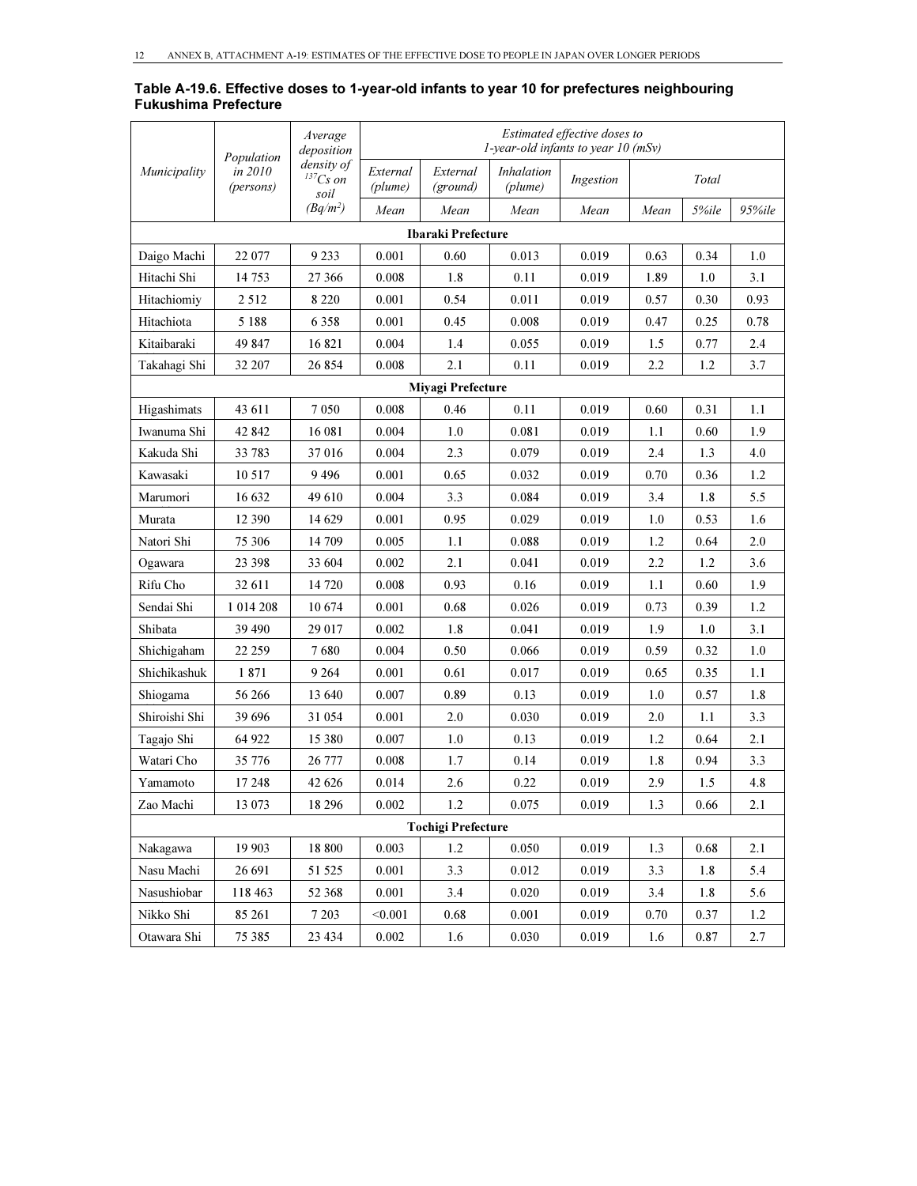**Table A-19.6. Effective doses to 1-year-old infants to year 10 for prefectures neighbouring Fukushima Prefecture**

| *Municipality* | *Population in 2010 (persons)* | *Average deposition density of $^{137}Cs$ on soil ($Bq/m^2$)* | *Estimated effective doses to 1-year-old infants to year 10 (mSv)* | | | | | | |
|---|---|---|---|---|---|---|---|---|---|
| | | | *External (plume)* | *External (ground)* | *Inhalation (plume)* | *Ingestion* | *Total* | | |
| | | | *Mean* | *Mean* | *Mean* | *Mean* | *Mean* | *5%ile* | *95%ile* |
| **Ibaraki Prefecture** | | | | | | | | | |
| Daigo Machi | 22 077 | 9 233 | 0.001 | 0.60 | 0.013 | 0.019 | 0.63 | 0.34 | 1.0 |
| Hitachi Shi | 14 753 | 27 366 | 0.008 | 1.8 | 0.11 | 0.019 | 1.89 | 1.0 | 3.1 |
| Hitachiomiy | 2 512 | 8 220 | 0.001 | 0.54 | 0.011 | 0.019 | 0.57 | 0.30 | 0.93 |
| Hitachiota | 5 188 | 6 358 | 0.001 | 0.45 | 0.008 | 0.019 | 0.47 | 0.25 | 0.78 |
| Kitaibaraki | 49 847 | 16 821 | 0.004 | 1.4 | 0.055 | 0.019 | 1.5 | 0.77 | 2.4 |
| Takahagi Shi | 32 207 | 26 854 | 0.008 | 2.1 | 0.11 | 0.019 | 2.2 | 1.2 | 3.7 |
| **Miyagi Prefecture** | | | | | | | | | |
| Higashimats | 43 611 | 7 050 | 0.008 | 0.46 | 0.11 | 0.019 | 0.60 | 0.31 | 1.1 |
| Iwanuma Shi | 42 842 | 16 081 | 0.004 | 1.0 | 0.081 | 0.019 | 1.1 | 0.60 | 1.9 |
| Kakuda Shi | 33 783 | 37 016 | 0.004 | 2.3 | 0.079 | 0.019 | 2.4 | 1.3 | 4.0 |
| Kawasaki | 10 517 | 9 496 | 0.001 | 0.65 | 0.032 | 0.019 | 0.70 | 0.36 | 1.2 |
| Marumori | 16 632 | 49 610 | 0.004 | 3.3 | 0.084 | 0.019 | 3.4 | 1.8 | 5.5 |
| Murata | 12 390 | 14 629 | 0.001 | 0.95 | 0.029 | 0.019 | 1.0 | 0.53 | 1.6 |
| Natori Shi | 75 306 | 14 709 | 0.005 | 1.1 | 0.088 | 0.019 | 1.2 | 0.64 | 2.0 |
| Ogawara | 23 398 | 33 604 | 0.002 | 2.1 | 0.041 | 0.019 | 2.2 | 1.2 | 3.6 |
| Rifu Cho | 32 611 | 14 720 | 0.008 | 0.93 | 0.16 | 0.019 | 1.1 | 0.60 | 1.9 |
| Sendai Shi | 1 014 208 | 10 674 | 0.001 | 0.68 | 0.026 | 0.019 | 0.73 | 0.39 | 1.2 |
| Shibata | 39 490 | 29 017 | 0.002 | 1.8 | 0.041 | 0.019 | 1.9 | 1.0 | 3.1 |
| Shichigaham | 22 259 | 7 680 | 0.004 | 0.50 | 0.066 | 0.019 | 0.59 | 0.32 | 1.0 |
| Shichikashuk | 1 871 | 9 264 | 0.001 | 0.61 | 0.017 | 0.019 | 0.65 | 0.35 | 1.1 |
| Shiogama | 56 266 | 13 640 | 0.007 | 0.89 | 0.13 | 0.019 | 1.0 | 0.57 | 1.8 |
| Shiroishi Shi | 39 696 | 31 054 | 0.001 | 2.0 | 0.030 | 0.019 | 2.0 | 1.1 | 3.3 |
| Tagajo Shi | 64 922 | 15 380 | 0.007 | 1.0 | 0.13 | 0.019 | 1.2 | 0.64 | 2.1 |
| Watari Cho | 35 776 | 26 777 | 0.008 | 1.7 | 0.14 | 0.019 | 1.8 | 0.94 | 3.3 |
| Yamamoto | 17 248 | 42 626 | 0.014 | 2.6 | 0.22 | 0.019 | 2.9 | 1.5 | 4.8 |
| Zao Machi | 13 073 | 18 296 | 0.002 | 1.2 | 0.075 | 0.019 | 1.3 | 0.66 | 2.1 |
| **Tochigi Prefecture** | | | | | | | | | |
| Nakagawa | 19 903 | 18 800 | 0.003 | 1.2 | 0.050 | 0.019 | 1.3 | 0.68 | 2.1 |
| Nasu Machi | 26 691 | 51 525 | 0.001 | 3.3 | 0.012 | 0.019 | 3.3 | 1.8 | 5.4 |
| Nasushiobar | 118 463 | 52 368 | 0.001 | 3.4 | 0.020 | 0.019 | 3.4 | 1.8 | 5.6 |
| Nikko Shi | 85 261 | 7 203 | <0.001 | 0.68 | 0.001 | 0.019 | 0.70 | 0.37 | 1.2 |
| Otawara Shi | 75 385 | 23 434 | 0.002 | 1.6 | 0.030 | 0.019 | 1.6 | 0.87 | 2.7 |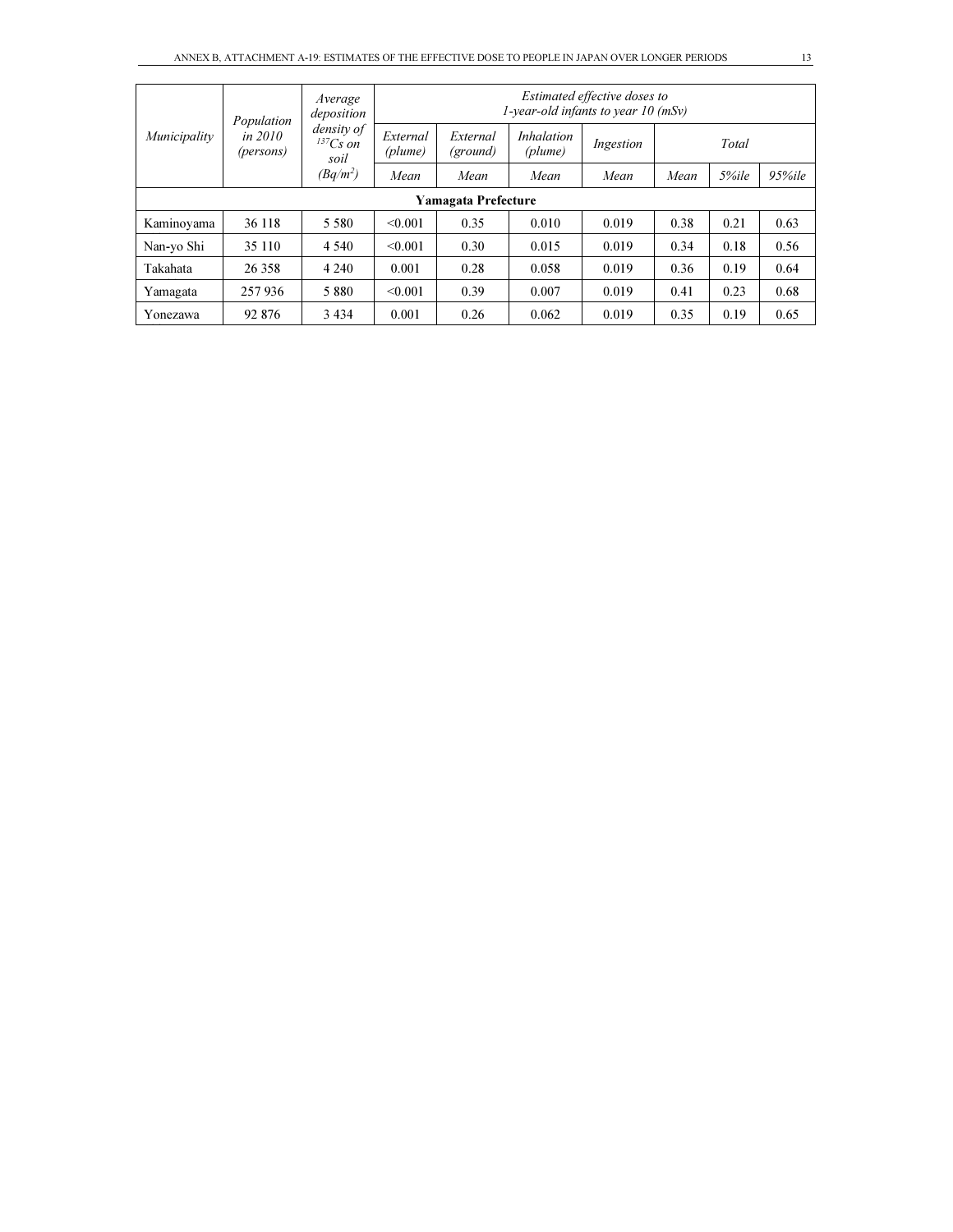| *Municipality* | *Population in 2010 (persons)* | *Average deposition density of $^{137}Cs$ on soil ($Bq/m^2$)* | *Estimated effective doses to 1-year-old infants to year 10 (mSv)* | | | | | | |
|---|---|---|---|---|---|---|---|---|---|
| | | | *External (plume)* | *External (ground)* | *Inhalation (plume)* | *Ingestion* | *Total* | | |
| | | | *Mean* | *Mean* | *Mean* | *Mean* | *Mean* | *5%ile* | *95%ile* |
| **Yamagata Prefecture** | | | | | | | | | |
| Kaminoyama | 36 118 | 5 580 | <0.001 | 0.35 | 0.010 | 0.019 | 0.38 | 0.21 | 0.63 |
| Nan-yo Shi | 35 110 | 4 540 | <0.001 | 0.30 | 0.015 | 0.019 | 0.34 | 0.18 | 0.56 |
| Takahata | 26 358 | 4 240 | 0.001 | 0.28 | 0.058 | 0.019 | 0.36 | 0.19 | 0.64 |
| Yamagata | 257 936 | 5 880 | <0.001 | 0.39 | 0.007 | 0.019 | 0.41 | 0.23 | 0.68 |
| Yonezawa | 92 876 | 3 434 | 0.001 | 0.26 | 0.062 | 0.019 | 0.35 | 0.19 | 0.65 |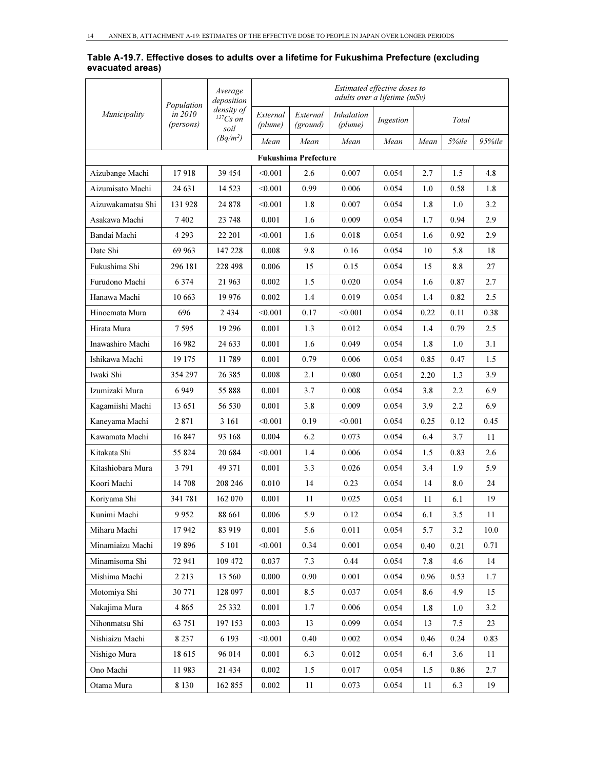**Table A-19.7. Effective doses to adults over a lifetime for Fukushima Prefecture (excluding evacuated areas)**

| *Municipality* | *Population in 2010 (persons)* | *Average deposition density of $^{137}Cs$ on soil ($Bq/m^2$)* | *Estimated effective doses to adults over a lifetime (mSv)* | | | | | | |
|---|---|---|---|---|---|---|---|---|---|
| | | | *External (plume)* | *External (ground)* | *Inhalation (plume)* | *Ingestion* | *Total* | | |
| | | | *Mean* | *Mean* | *Mean* | *Mean* | *Mean* | *5%ile* | *95%ile* |
| **Fukushima Prefecture** | | | | | | | | | |
| Aizubange Machi | 17 918 | 39 454 | <0.001 | 2.6 | 0.007 | 0.054 | 2.7 | 1.5 | 4.8 |
| Aizumisato Machi | 24 631 | 14 523 | <0.001 | 0.99 | 0.006 | 0.054 | 1.0 | 0.58 | 1.8 |
| Aizuwakamatsu Shi | 131 928 | 24 878 | <0.001 | 1.8 | 0.007 | 0.054 | 1.8 | 1.0 | 3.2 |
| Asakawa Machi | 7 402 | 23 748 | 0.001 | 1.6 | 0.009 | 0.054 | 1.7 | 0.94 | 2.9 |
| Bandai Machi | 4 293 | 22 201 | <0.001 | 1.6 | 0.018 | 0.054 | 1.6 | 0.92 | 2.9 |
| Date Shi | 69 963 | 147 228 | 0.008 | 9.8 | 0.16 | 0.054 | 10 | 5.8 | 18 |
| Fukushima Shi | 296 181 | 228 498 | 0.006 | 15 | 0.15 | 0.054 | 15 | 8.8 | 27 |
| Furudono Machi | 6 374 | 21 963 | 0.002 | 1.5 | 0.020 | 0.054 | 1.6 | 0.87 | 2.7 |
| Hanawa Machi | 10 663 | 19 976 | 0.002 | 1.4 | 0.019 | 0.054 | 1.4 | 0.82 | 2.5 |
| Hinoemata Mura | 696 | 2 434 | <0.001 | 0.17 | <0.001 | 0.054 | 0.22 | 0.11 | 0.38 |
| Hirata Mura | 7 595 | 19 296 | 0.001 | 1.3 | 0.012 | 0.054 | 1.4 | 0.79 | 2.5 |
| Inawashiro Machi | 16 982 | 24 633 | 0.001 | 1.6 | 0.049 | 0.054 | 1.8 | 1.0 | 3.1 |
| Ishikawa Machi | 19 175 | 11 789 | 0.001 | 0.79 | 0.006 | 0.054 | 0.85 | 0.47 | 1.5 |
| Iwaki Shi | 354 297 | 26 385 | 0.008 | 2.1 | 0.080 | 0.054 | 2.20 | 1.3 | 3.9 |
| Izumizaki Mura | 6 949 | 55 888 | 0.001 | 3.7 | 0.008 | 0.054 | 3.8 | 2.2 | 6.9 |
| Kagamiishi Machi | 13 651 | 56 530 | 0.001 | 3.8 | 0.009 | 0.054 | 3.9 | 2.2 | 6.9 |
| Kaneyama Machi | 2 871 | 3 161 | <0.001 | 0.19 | <0.001 | 0.054 | 0.25 | 0.12 | 0.45 |
| Kawamata Machi | 16 847 | 93 168 | 0.004 | 6.2 | 0.073 | 0.054 | 6.4 | 3.7 | 11 |
| Kitakata Shi | 55 824 | 20 684 | <0.001 | 1.4 | 0.006 | 0.054 | 1.5 | 0.83 | 2.6 |
| Kitashiobara Mura | 3 791 | 49 371 | 0.001 | 3.3 | 0.026 | 0.054 | 3.4 | 1.9 | 5.9 |
| Koori Machi | 14 708 | 208 246 | 0.010 | 14 | 0.23 | 0.054 | 14 | 8.0 | 24 |
| Koriyama Shi | 341 781 | 162 070 | 0.001 | 11 | 0.025 | 0.054 | 11 | 6.1 | 19 |
| Kunimi Machi | 9 952 | 88 661 | 0.006 | 5.9 | 0.12 | 0.054 | 6.1 | 3.5 | 11 |
| Miharu Machi | 17 942 | 83 919 | 0.001 | 5.6 | 0.011 | 0.054 | 5.7 | 3.2 | 10.0 |
| Minamiaizu Machi | 19 896 | 5 101 | <0.001 | 0.34 | 0.001 | 0.054 | 0.40 | 0.21 | 0.71 |
| Minamisoma Shi | 72 941 | 109 472 | 0.037 | 7.3 | 0.44 | 0.054 | 7.8 | 4.6 | 14 |
| Mishima Machi | 2 213 | 13 560 | 0.000 | 0.90 | 0.001 | 0.054 | 0.96 | 0.53 | 1.7 |
| Motomiya Shi | 30 771 | 128 097 | 0.001 | 8.5 | 0.037 | 0.054 | 8.6 | 4.9 | 15 |
| Nakajima Mura | 4 865 | 25 332 | 0.001 | 1.7 | 0.006 | 0.054 | 1.8 | 1.0 | 3.2 |
| Nihonmatsu Shi | 63 751 | 197 153 | 0.003 | 13 | 0.099 | 0.054 | 13 | 7.5 | 23 |
| Nishiaizu Machi | 8 237 | 6 193 | <0.001 | 0.40 | 0.002 | 0.054 | 0.46 | 0.24 | 0.83 |
| Nishigo Mura | 18 615 | 96 014 | 0.001 | 6.3 | 0.012 | 0.054 | 6.4 | 3.6 | 11 |
| Ono Machi | 11 983 | 21 434 | 0.002 | 1.5 | 0.017 | 0.054 | 1.5 | 0.86 | 2.7 |
| Otama Mura | 8 130 | 162 855 | 0.002 | 11 | 0.073 | 0.054 | 11 | 6.3 | 19 |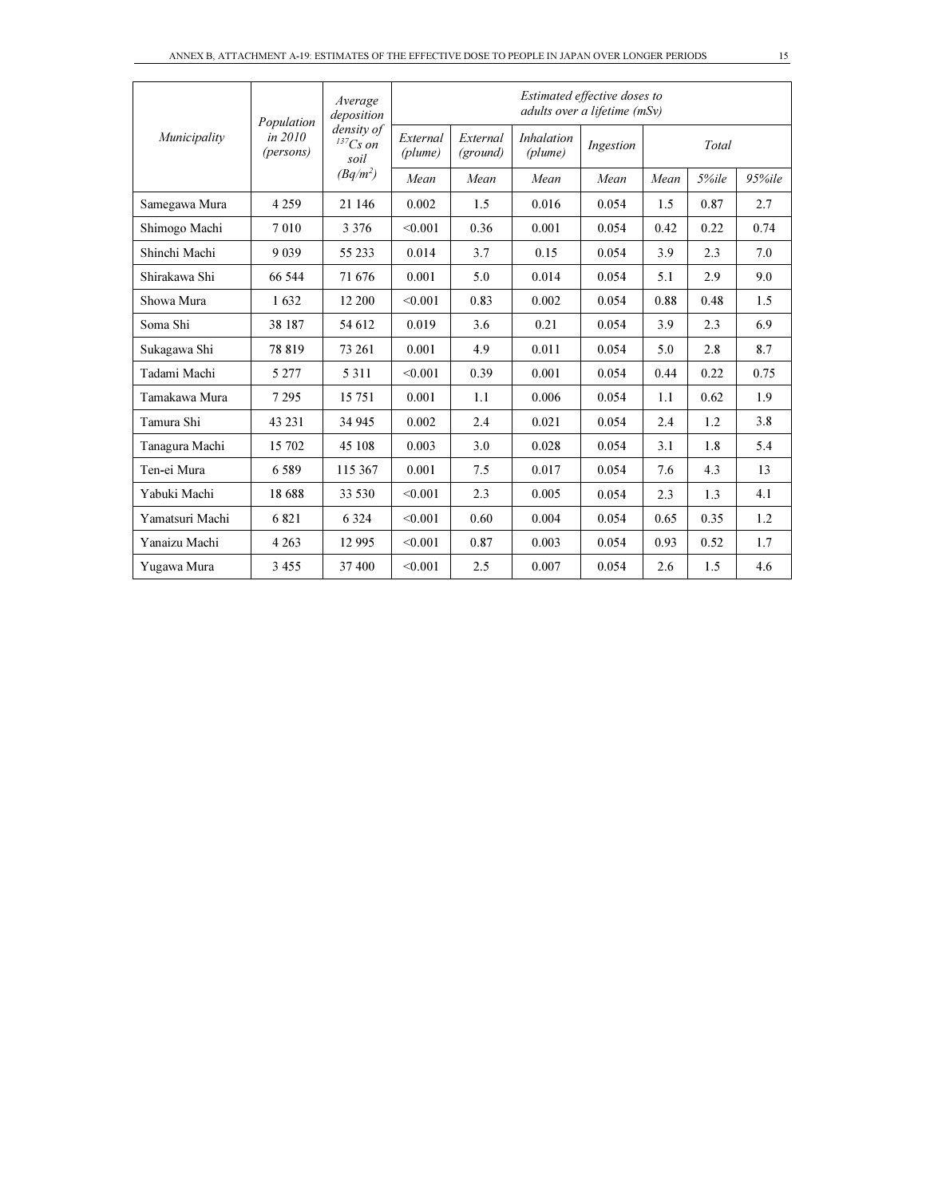| Municipality | Population in 2010 (persons) | Average deposition density of $^{137}Cs$ on soil ($Bq/m^2$) | Estimated effective doses to adults over a lifetime (mSv) | | | | | | |
|---|---|---|---|---|---|---|---|---|---|
| | | | External (plume) | External (ground) | Inhalation (plume) | Ingestion | Total | | |
| | | | Mean | Mean | Mean | Mean | Mean | 5%ile | 95%ile |
| Samegawa Mura | 4 259 | 21 146 | 0.002 | 1.5 | 0.016 | 0.054 | 1.5 | 0.87 | 2.7 |
| Shimogo Machi | 7 010 | 3 376 | <0.001 | 0.36 | 0.001 | 0.054 | 0.42 | 0.22 | 0.74 |
| Shinchi Machi | 9 039 | 55 233 | 0.014 | 3.7 | 0.15 | 0.054 | 3.9 | 2.3 | 7.0 |
| Shirakawa Shi | 66 544 | 71 676 | 0.001 | 5.0 | 0.014 | 0.054 | 5.1 | 2.9 | 9.0 |
| Showa Mura | 1 632 | 12 200 | <0.001 | 0.83 | 0.002 | 0.054 | 0.88 | 0.48 | 1.5 |
| Soma Shi | 38 187 | 54 612 | 0.019 | 3.6 | 0.21 | 0.054 | 3.9 | 2.3 | 6.9 |
| Sukagawa Shi | 78 819 | 73 261 | 0.001 | 4.9 | 0.011 | 0.054 | 5.0 | 2.8 | 8.7 |
| Tadami Machi | 5 277 | 5 311 | <0.001 | 0.39 | 0.001 | 0.054 | 0.44 | 0.22 | 0.75 |
| Tamakawa Mura | 7 295 | 15 751 | 0.001 | 1.1 | 0.006 | 0.054 | 1.1 | 0.62 | 1.9 |
| Tamura Shi | 43 231 | 34 945 | 0.002 | 2.4 | 0.021 | 0.054 | 2.4 | 1.2 | 3.8 |
| Tanagura Machi | 15 702 | 45 108 | 0.003 | 3.0 | 0.028 | 0.054 | 3.1 | 1.8 | 5.4 |
| Ten-ei Mura | 6 589 | 115 367 | 0.001 | 7.5 | 0.017 | 0.054 | 7.6 | 4.3 | 13 |
| Yabuki Machi | 18 688 | 33 530 | <0.001 | 2.3 | 0.005 | 0.054 | 2.3 | 1.3 | 4.1 |
| Yamatsuri Machi | 6 821 | 6 324 | <0.001 | 0.60 | 0.004 | 0.054 | 0.65 | 0.35 | 1.2 |
| Yanaizu Machi | 4 263 | 12 995 | <0.001 | 0.87 | 0.003 | 0.054 | 0.93 | 0.52 | 1.7 |
| Yugawa Mura | 3 455 | 37 400 | <0.001 | 2.5 | 0.007 | 0.054 | 2.6 | 1.5 | 4.6 |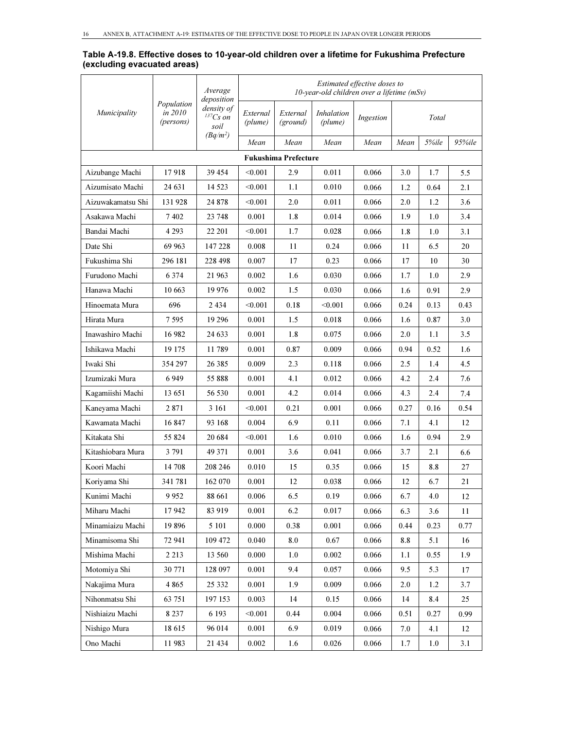**Table A-19.8. Effective doses to 10-year-old children over a lifetime for Fukushima Prefecture (excluding evacuated areas)**

| *Municipality* | *Population in 2010 (persons)* | *Average deposition density of $^{137}Cs$ on soil ($Bq/m^2$)* | *Estimated effective doses to 10-year-old children over a lifetime (mSv)* | | | | | | |
|---|---|---|---|---|---|---|---|---|---|
| | | | *External (plume)* | *External (ground)* | *Inhalation (plume)* | *Ingestion* | *Total* | | |
| | | | *Mean* | *Mean* | *Mean* | *Mean* | *Mean* | *5%ile* | *95%ile* |
| **Fukushima Prefecture** | | | | | | | | | |
| Aizubange Machi | 17 918 | 39 454 | <0.001 | 2.9 | 0.011 | 0.066 | 3.0 | 1.7 | 5.5 |
| Aizumisato Machi | 24 631 | 14 523 | <0.001 | 1.1 | 0.010 | 0.066 | 1.2 | 0.64 | 2.1 |
| Aizuwakamatsu Shi | 131 928 | 24 878 | <0.001 | 2.0 | 0.011 | 0.066 | 2.0 | 1.2 | 3.6 |
| Asakawa Machi | 7 402 | 23 748 | 0.001 | 1.8 | 0.014 | 0.066 | 1.9 | 1.0 | 3.4 |
| Bandai Machi | 4 293 | 22 201 | <0.001 | 1.7 | 0.028 | 0.066 | 1.8 | 1.0 | 3.1 |
| Date Shi | 69 963 | 147 228 | 0.008 | 11 | 0.24 | 0.066 | 11 | 6.5 | 20 |
| Fukushima Shi | 296 181 | 228 498 | 0.007 | 17 | 0.23 | 0.066 | 17 | 10 | 30 |
| Furudono Machi | 6 374 | 21 963 | 0.002 | 1.6 | 0.030 | 0.066 | 1.7 | 1.0 | 2.9 |
| Hanawa Machi | 10 663 | 19 976 | 0.002 | 1.5 | 0.030 | 0.066 | 1.6 | 0.91 | 2.9 |
| Hinoemata Mura | 696 | 2 434 | <0.001 | 0.18 | <0.001 | 0.066 | 0.24 | 0.13 | 0.43 |
| Hirata Mura | 7 595 | 19 296 | 0.001 | 1.5 | 0.018 | 0.066 | 1.6 | 0.87 | 3.0 |
| Inawashiro Machi | 16 982 | 24 633 | 0.001 | 1.8 | 0.075 | 0.066 | 2.0 | 1.1 | 3.5 |
| Ishikawa Machi | 19 175 | 11 789 | 0.001 | 0.87 | 0.009 | 0.066 | 0.94 | 0.52 | 1.6 |
| Iwaki Shi | 354 297 | 26 385 | 0.009 | 2.3 | 0.118 | 0.066 | 2.5 | 1.4 | 4.5 |
| Izumizaki Mura | 6 949 | 55 888 | 0.001 | 4.1 | 0.012 | 0.066 | 4.2 | 2.4 | 7.6 |
| Kagamiishi Machi | 13 651 | 56 530 | 0.001 | 4.2 | 0.014 | 0.066 | 4.3 | 2.4 | 7.4 |
| Kaneyama Machi | 2 871 | 3 161 | <0.001 | 0.21 | 0.001 | 0.066 | 0.27 | 0.16 | 0.54 |
| Kawamata Machi | 16 847 | 93 168 | 0.004 | 6.9 | 0.11 | 0.066 | 7.1 | 4.1 | 12 |
| Kitakata Shi | 55 824 | 20 684 | <0.001 | 1.6 | 0.010 | 0.066 | 1.6 | 0.94 | 2.9 |
| Kitashiobara Mura | 3 791 | 49 371 | 0.001 | 3.6 | 0.041 | 0.066 | 3.7 | 2.1 | 6.6 |
| Koori Machi | 14 708 | 208 246 | 0.010 | 15 | 0.35 | 0.066 | 15 | 8.8 | 27 |
| Koriyama Shi | 341 781 | 162 070 | 0.001 | 12 | 0.038 | 0.066 | 12 | 6.7 | 21 |
| Kunimi Machi | 9 952 | 88 661 | 0.006 | 6.5 | 0.19 | 0.066 | 6.7 | 4.0 | 12 |
| Miharu Machi | 17 942 | 83 919 | 0.001 | 6.2 | 0.017 | 0.066 | 6.3 | 3.6 | 11 |
| Minamiaizu Machi | 19 896 | 5 101 | 0.000 | 0.38 | 0.001 | 0.066 | 0.44 | 0.23 | 0.77 |
| Minamisoma Shi | 72 941 | 109 472 | 0.040 | 8.0 | 0.67 | 0.066 | 8.8 | 5.1 | 16 |
| Mishima Machi | 2 213 | 13 560 | 0.000 | 1.0 | 0.002 | 0.066 | 1.1 | 0.55 | 1.9 |
| Motomiya Shi | 30 771 | 128 097 | 0.001 | 9.4 | 0.057 | 0.066 | 9.5 | 5.3 | 17 |
| Nakajima Mura | 4 865 | 25 332 | 0.001 | 1.9 | 0.009 | 0.066 | 2.0 | 1.2 | 3.7 |
| Nihonmatsu Shi | 63 751 | 197 153 | 0.003 | 14 | 0.15 | 0.066 | 14 | 8.4 | 25 |
| Nishiaizu Machi | 8 237 | 6 193 | <0.001 | 0.44 | 0.004 | 0.066 | 0.51 | 0.27 | 0.99 |
| Nishigo Mura | 18 615 | 96 014 | 0.001 | 6.9 | 0.019 | 0.066 | 7.0 | 4.1 | 12 |
| Ono Machi | 11 983 | 21 434 | 0.002 | 1.6 | 0.026 | 0.066 | 1.7 | 1.0 | 3.1 |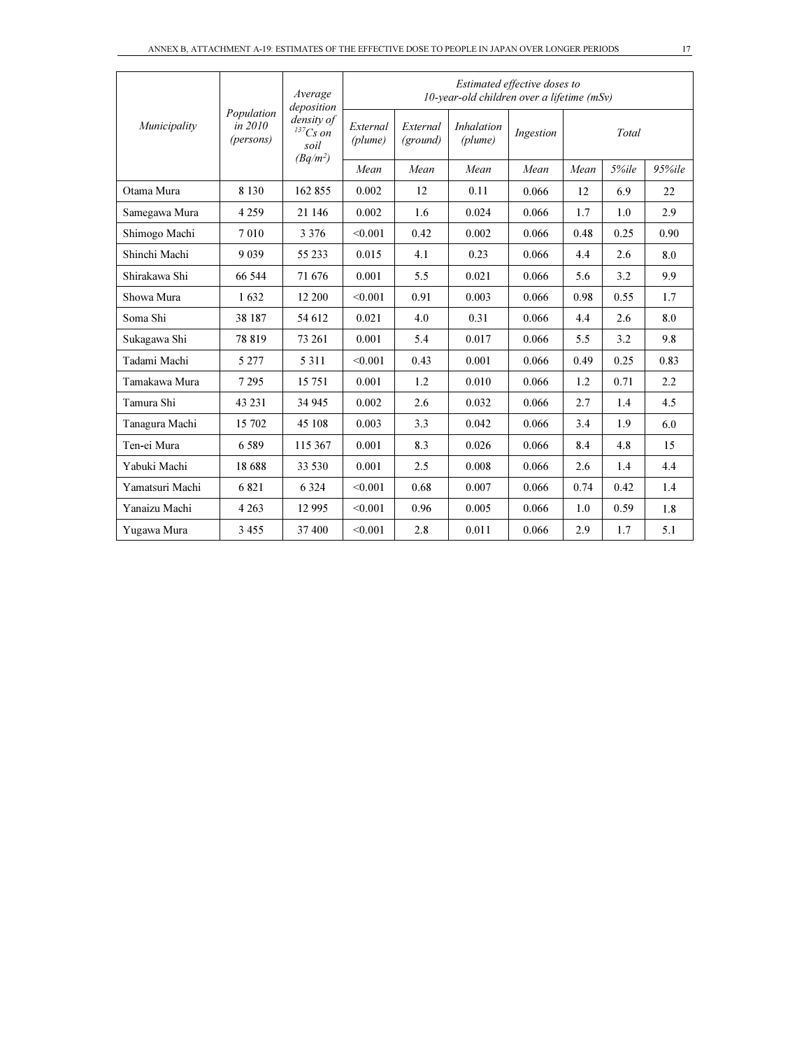| Municipality | Population in 2010 (persons) | Average deposition density of $^{137}Cs$ on soil ($Bq/m^2$) | Estimated effective doses to 10-year-old children over a lifetime (mSv) | | | | | | |
|---|---|---|---|---|---|---|---|---|---|
| | | | External (plume) | External (ground) | Inhalation (plume) | Ingestion | Total | | |
| | | | Mean | Mean | Mean | Mean | Mean | 5%ile | 95%ile |
| Otama Mura | 8 130 | 162 855 | 0.002 | 12 | 0.11 | 0.066 | 12 | 6.9 | 22 |
| Samegawa Mura | 4 259 | 21 146 | 0.002 | 1.6 | 0.024 | 0.066 | 1.7 | 1.0 | 2.9 |
| Shimogo Machi | 7 010 | 3 376 | <0.001 | 0.42 | 0.002 | 0.066 | 0.48 | 0.25 | 0.90 |
| Shinchi Machi | 9 039 | 55 233 | 0.015 | 4.1 | 0.23 | 0.066 | 4.4 | 2.6 | 8.0 |
| Shirakawa Shi | 66 544 | 71 676 | 0.001 | 5.5 | 0.021 | 0.066 | 5.6 | 3.2 | 9.9 |
| Showa Mura | 1 632 | 12 200 | <0.001 | 0.91 | 0.003 | 0.066 | 0.98 | 0.55 | 1.7 |
| Soma Shi | 38 187 | 54 612 | 0.021 | 4.0 | 0.31 | 0.066 | 4.4 | 2.6 | 8.0 |
| Sukagawa Shi | 78 819 | 73 261 | 0.001 | 5.4 | 0.017 | 0.066 | 5.5 | 3.2 | 9.8 |
| Tadami Machi | 5 277 | 5 311 | <0.001 | 0.43 | 0.001 | 0.066 | 0.49 | 0.25 | 0.83 |
| Tamakawa Mura | 7 295 | 15 751 | 0.001 | 1.2 | 0.010 | 0.066 | 1.2 | 0.71 | 2.2 |
| Tamura Shi | 43 231 | 34 945 | 0.002 | 2.6 | 0.032 | 0.066 | 2.7 | 1.4 | 4.5 |
| Tanagura Machi | 15 702 | 45 108 | 0.003 | 3.3 | 0.042 | 0.066 | 3.4 | 1.9 | 6.0 |
| Ten-ei Mura | 6 589 | 115 367 | 0.001 | 8.3 | 0.026 | 0.066 | 8.4 | 4.8 | 15 |
| Yabuki Machi | 18 688 | 33 530 | 0.001 | 2.5 | 0.008 | 0.066 | 2.6 | 1.4 | 4.4 |
| Yamatsuri Machi | 6 821 | 6 324 | <0.001 | 0.68 | 0.007 | 0.066 | 0.74 | 0.42 | 1.4 |
| Yanaizu Machi | 4 263 | 12 995 | <0.001 | 0.96 | 0.005 | 0.066 | 1.0 | 0.59 | 1.8 |
| Yugawa Mura | 3 455 | 37 400 | <0.001 | 2.8 | 0.011 | 0.066 | 2.9 | 1.7 | 5.1 |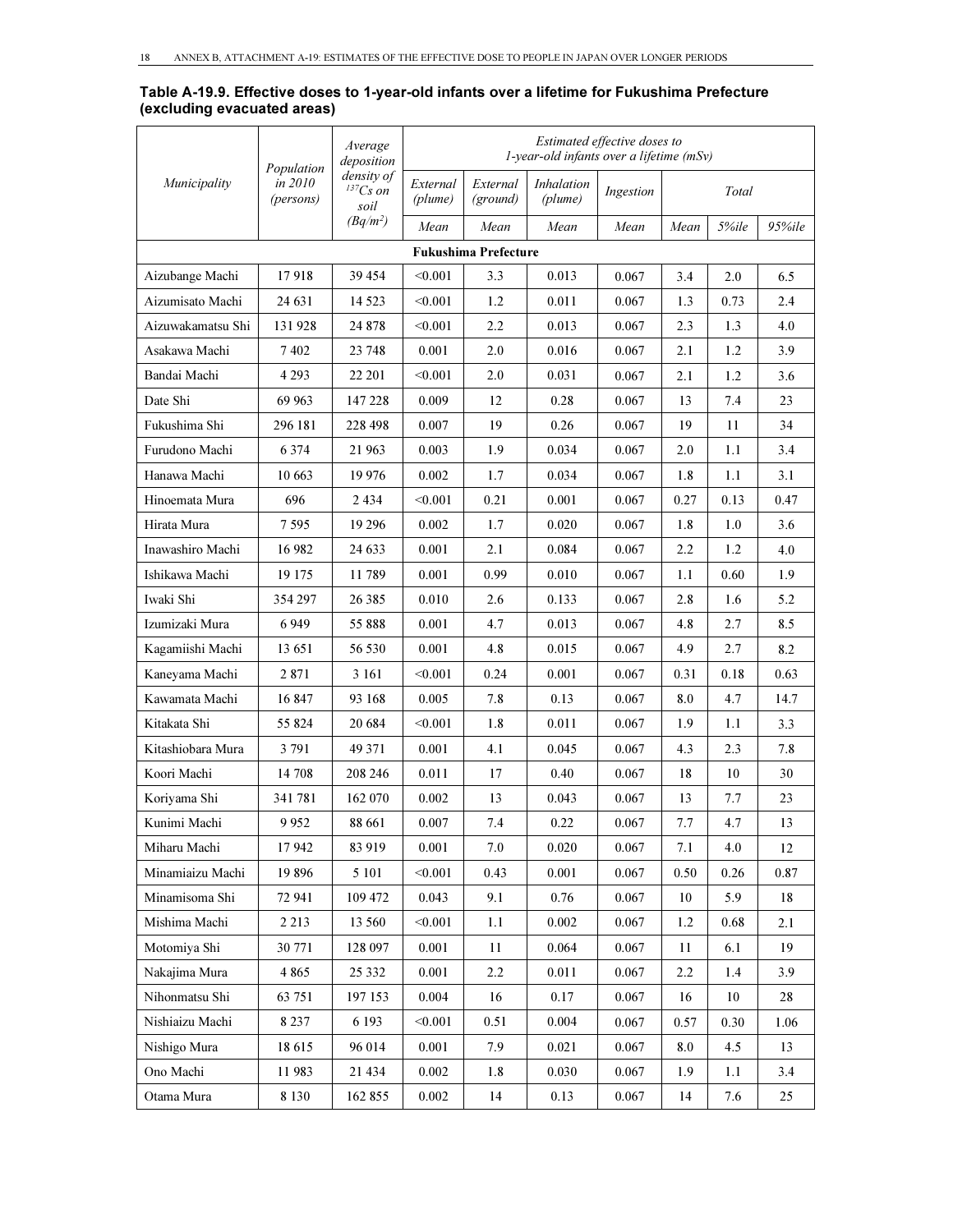**Table A-19.9. Effective doses to 1-year-old infants over a lifetime for Fukushima Prefecture (excluding evacuated areas)**

| *Municipality* | *Population in 2010 (persons)* | *Average deposition density of $^{137}Cs$ on soil ($Bq/m^2$)* | *Estimated effective doses to 1-year-old infants over a lifetime (mSv)* | | | | | | |
|---|---|---|---|---|---|---|---|---|---|
| | | | *External (plume)* | *External (ground)* | *Inhalation (plume)* | *Ingestion* | *Total* | | |
| | | | *Mean* | *Mean* | *Mean* | *Mean* | *Mean* | *5%ile* | *95%ile* |
| **Fukushima Prefecture** | | | | | | | | | |
| Aizubange Machi | 17 918 | 39 454 | <0.001 | 3.3 | 0.013 | 0.067 | 3.4 | 2.0 | 6.5 |
| Aizumisato Machi | 24 631 | 14 523 | <0.001 | 1.2 | 0.011 | 0.067 | 1.3 | 0.73 | 2.4 |
| Aizuwakamatsu Shi | 131 928 | 24 878 | <0.001 | 2.2 | 0.013 | 0.067 | 2.3 | 1.3 | 4.0 |
| Asakawa Machi | 7 402 | 23 748 | 0.001 | 2.0 | 0.016 | 0.067 | 2.1 | 1.2 | 3.9 |
| Bandai Machi | 4 293 | 22 201 | <0.001 | 2.0 | 0.031 | 0.067 | 2.1 | 1.2 | 3.6 |
| Date Shi | 69 963 | 147 228 | 0.009 | 12 | 0.28 | 0.067 | 13 | 7.4 | 23 |
| Fukushima Shi | 296 181 | 228 498 | 0.007 | 19 | 0.26 | 0.067 | 19 | 11 | 34 |
| Furudono Machi | 6 374 | 21 963 | 0.003 | 1.9 | 0.034 | 0.067 | 2.0 | 1.1 | 3.4 |
| Hanawa Machi | 10 663 | 19 976 | 0.002 | 1.7 | 0.034 | 0.067 | 1.8 | 1.1 | 3.1 |
| Hinoemata Mura | 696 | 2 434 | <0.001 | 0.21 | 0.001 | 0.067 | 0.27 | 0.13 | 0.47 |
| Hirata Mura | 7 595 | 19 296 | 0.002 | 1.7 | 0.020 | 0.067 | 1.8 | 1.0 | 3.6 |
| Inawashiro Machi | 16 982 | 24 633 | 0.001 | 2.1 | 0.084 | 0.067 | 2.2 | 1.2 | 4.0 |
| Ishikawa Machi | 19 175 | 11 789 | 0.001 | 0.99 | 0.010 | 0.067 | 1.1 | 0.60 | 1.9 |
| Iwaki Shi | 354 297 | 26 385 | 0.010 | 2.6 | 0.133 | 0.067 | 2.8 | 1.6 | 5.2 |
| Izumizaki Mura | 6 949 | 55 888 | 0.001 | 4.7 | 0.013 | 0.067 | 4.8 | 2.7 | 8.5 |
| Kagamiishi Machi | 13 651 | 56 530 | 0.001 | 4.8 | 0.015 | 0.067 | 4.9 | 2.7 | 8.2 |
| Kaneyama Machi | 2 871 | 3 161 | <0.001 | 0.24 | 0.001 | 0.067 | 0.31 | 0.18 | 0.63 |
| Kawamata Machi | 16 847 | 93 168 | 0.005 | 7.8 | 0.13 | 0.067 | 8.0 | 4.7 | 14.7 |
| Kitakata Shi | 55 824 | 20 684 | <0.001 | 1.8 | 0.011 | 0.067 | 1.9 | 1.1 | 3.3 |
| Kitashiobara Mura | 3 791 | 49 371 | 0.001 | 4.1 | 0.045 | 0.067 | 4.3 | 2.3 | 7.8 |
| Koori Machi | 14 708 | 208 246 | 0.011 | 17 | 0.40 | 0.067 | 18 | 10 | 30 |
| Koriyama Shi | 341 781 | 162 070 | 0.002 | 13 | 0.043 | 0.067 | 13 | 7.7 | 23 |
| Kunimi Machi | 9 952 | 88 661 | 0.007 | 7.4 | 0.22 | 0.067 | 7.7 | 4.7 | 13 |
| Miharu Machi | 17 942 | 83 919 | 0.001 | 7.0 | 0.020 | 0.067 | 7.1 | 4.0 | 12 |
| Minamiaizu Machi | 19 896 | 5 101 | <0.001 | 0.43 | 0.001 | 0.067 | 0.50 | 0.26 | 0.87 |
| Minamisoma Shi | 72 941 | 109 472 | 0.043 | 9.1 | 0.76 | 0.067 | 10 | 5.9 | 18 |
| Mishima Machi | 2 213 | 13 560 | <0.001 | 1.1 | 0.002 | 0.067 | 1.2 | 0.68 | 2.1 |
| Motomiya Shi | 30 771 | 128 097 | 0.001 | 11 | 0.064 | 0.067 | 11 | 6.1 | 19 |
| Nakajima Mura | 4 865 | 25 332 | 0.001 | 2.2 | 0.011 | 0.067 | 2.2 | 1.4 | 3.9 |
| Nihonmatsu Shi | 63 751 | 197 153 | 0.004 | 16 | 0.17 | 0.067 | 16 | 10 | 28 |
| Nishiaizu Machi | 8 237 | 6 193 | <0.001 | 0.51 | 0.004 | 0.067 | 0.57 | 0.30 | 1.06 |
| Nishigo Mura | 18 615 | 96 014 | 0.001 | 7.9 | 0.021 | 0.067 | 8.0 | 4.5 | 13 |
| Ono Machi | 11 983 | 21 434 | 0.002 | 1.8 | 0.030 | 0.067 | 1.9 | 1.1 | 3.4 |
| Otama Mura | 8 130 | 162 855 | 0.002 | 14 | 0.13 | 0.067 | 14 | 7.6 | 25 |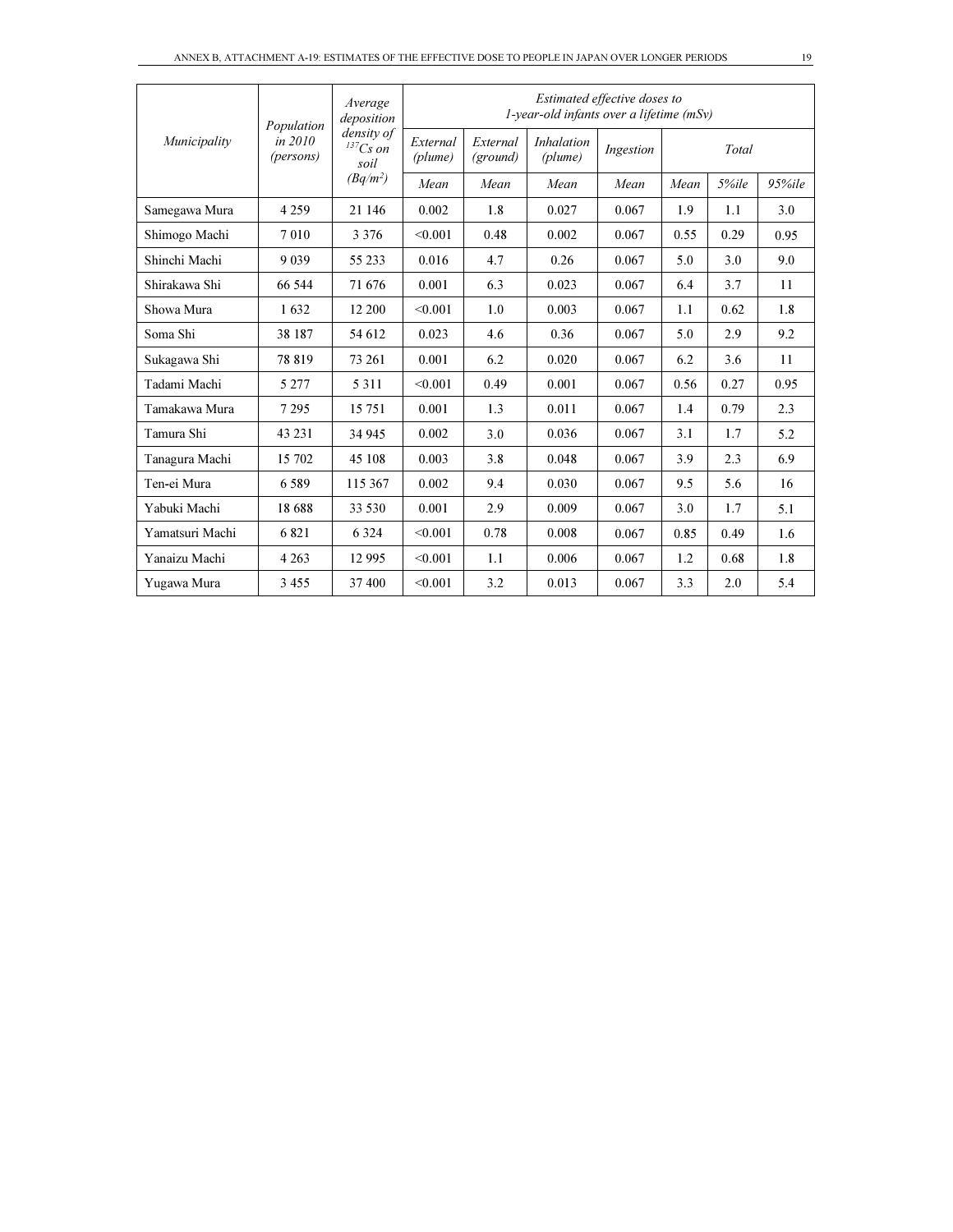| *Municipality* | *Population in 2010 (persons)* | *Average deposition density of $^{137}Cs$ on soil ($Bq/m^2$)* | *Estimated effective doses to 1-year-old infants over a lifetime (mSv)* | | | | | | |
|---|---|---|---|---|---|---|---|---|---|
| | | | *External (plume)* | *External (ground)* | *Inhalation (plume)* | *Ingestion* | *Total* | | |
| | | | *Mean* | *Mean* | *Mean* | *Mean* | *Mean* | *5%ile* | *95%ile* |
| Samegawa Mura | 4 259 | 21 146 | 0.002 | 1.8 | 0.027 | 0.067 | 1.9 | 1.1 | 3.0 |
| Shimogo Machi | 7 010 | 3 376 | <0.001 | 0.48 | 0.002 | 0.067 | 0.55 | 0.29 | 0.95 |
| Shinchi Machi | 9 039 | 55 233 | 0.016 | 4.7 | 0.26 | 0.067 | 5.0 | 3.0 | 9.0 |
| Shirakawa Shi | 66 544 | 71 676 | 0.001 | 6.3 | 0.023 | 0.067 | 6.4 | 3.7 | 11 |
| Showa Mura | 1 632 | 12 200 | <0.001 | 1.0 | 0.003 | 0.067 | 1.1 | 0.62 | 1.8 |
| Soma Shi | 38 187 | 54 612 | 0.023 | 4.6 | 0.36 | 0.067 | 5.0 | 2.9 | 9.2 |
| Sukagawa Shi | 78 819 | 73 261 | 0.001 | 6.2 | 0.020 | 0.067 | 6.2 | 3.6 | 11 |
| Tadami Machi | 5 277 | 5 311 | <0.001 | 0.49 | 0.001 | 0.067 | 0.56 | 0.27 | 0.95 |
| Tamakawa Mura | 7 295 | 15 751 | 0.001 | 1.3 | 0.011 | 0.067 | 1.4 | 0.79 | 2.3 |
| Tamura Shi | 43 231 | 34 945 | 0.002 | 3.0 | 0.036 | 0.067 | 3.1 | 1.7 | 5.2 |
| Tanagura Machi | 15 702 | 45 108 | 0.003 | 3.8 | 0.048 | 0.067 | 3.9 | 2.3 | 6.9 |
| Ten-ei Mura | 6 589 | 115 367 | 0.002 | 9.4 | 0.030 | 0.067 | 9.5 | 5.6 | 16 |
| Yabuki Machi | 18 688 | 33 530 | 0.001 | 2.9 | 0.009 | 0.067 | 3.0 | 1.7 | 5.1 |
| Yamatsuri Machi | 6 821 | 6 324 | <0.001 | 0.78 | 0.008 | 0.067 | 0.85 | 0.49 | 1.6 |
| Yanaizu Machi | 4 263 | 12 995 | <0.001 | 1.1 | 0.006 | 0.067 | 1.2 | 0.68 | 1.8 |
| Yugawa Mura | 3 455 | 37 400 | <0.001 | 3.2 | 0.013 | 0.067 | 3.3 | 2.0 | 5.4 |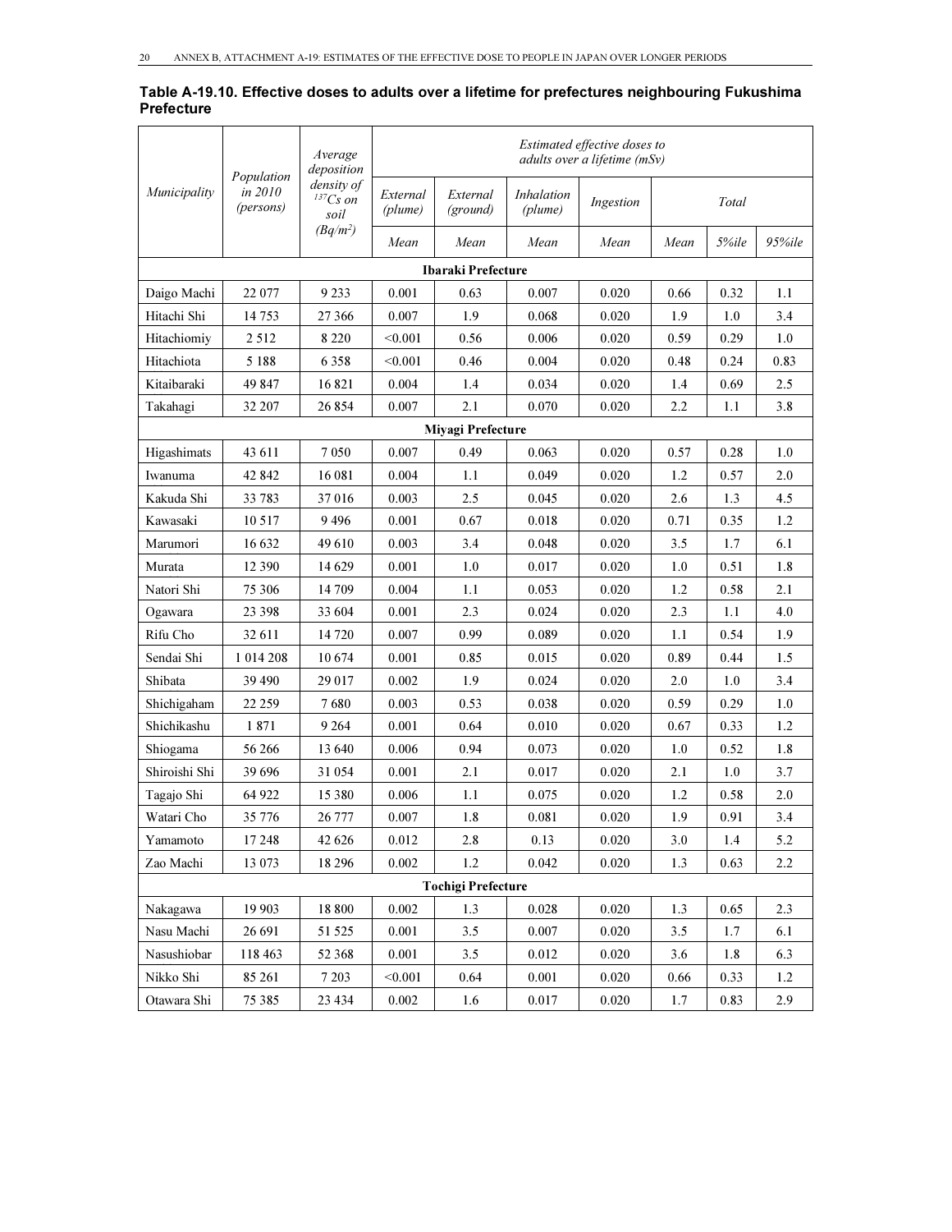**Table A-19.10. Effective doses to adults over a lifetime for prefectures neighbouring Fukushima Prefecture**

| *Municipality* | *Population in 2010 (persons)* | *Average deposition density of $^{137}Cs$ on soil ($Bq/m^2$)* | *Estimated effective doses to adults over a lifetime (mSv)* | | | | | | |
|---|---|---|---|---|---|---|---|---|---|
| | | | *External (plume)* | *External (ground)* | *Inhalation (plume)* | *Ingestion* | *Total* | | |
| | | | *Mean* | *Mean* | *Mean* | *Mean* | *Mean* | *5%ile* | *95%ile* |
| **Ibaraki Prefecture** | | | | | | | | | |
| Daigo Machi | 22 077 | 9 233 | 0.001 | 0.63 | 0.007 | 0.020 | 0.66 | 0.32 | 1.1 |
| Hitachi Shi | 14 753 | 27 366 | 0.007 | 1.9 | 0.068 | 0.020 | 1.9 | 1.0 | 3.4 |
| Hitachiomiy | 2 512 | 8 220 | <0.001 | 0.56 | 0.006 | 0.020 | 0.59 | 0.29 | 1.0 |
| Hitachiota | 5 188 | 6 358 | <0.001 | 0.46 | 0.004 | 0.020 | 0.48 | 0.24 | 0.83 |
| Kitaibaraki | 49 847 | 16 821 | 0.004 | 1.4 | 0.034 | 0.020 | 1.4 | 0.69 | 2.5 |
| Takahagi | 32 207 | 26 854 | 0.007 | 2.1 | 0.070 | 0.020 | 2.2 | 1.1 | 3.8 |
| **Miyagi Prefecture** | | | | | | | | | |
| Higashimats | 43 611 | 7 050 | 0.007 | 0.49 | 0.063 | 0.020 | 0.57 | 0.28 | 1.0 |
| Iwanuma | 42 842 | 16 081 | 0.004 | 1.1 | 0.049 | 0.020 | 1.2 | 0.57 | 2.0 |
| Kakuda Shi | 33 783 | 37 016 | 0.003 | 2.5 | 0.045 | 0.020 | 2.6 | 1.3 | 4.5 |
| Kawasaki | 10 517 | 9 496 | 0.001 | 0.67 | 0.018 | 0.020 | 0.71 | 0.35 | 1.2 |
| Marumori | 16 632 | 49 610 | 0.003 | 3.4 | 0.048 | 0.020 | 3.5 | 1.7 | 6.1 |
| Murata | 12 390 | 14 629 | 0.001 | 1.0 | 0.017 | 0.020 | 1.0 | 0.51 | 1.8 |
| Natori Shi | 75 306 | 14 709 | 0.004 | 1.1 | 0.053 | 0.020 | 1.2 | 0.58 | 2.1 |
| Ogawara | 23 398 | 33 604 | 0.001 | 2.3 | 0.024 | 0.020 | 2.3 | 1.1 | 4.0 |
| Rifu Cho | 32 611 | 14 720 | 0.007 | 0.99 | 0.089 | 0.020 | 1.1 | 0.54 | 1.9 |
| Sendai Shi | 1 014 208 | 10 674 | 0.001 | 0.85 | 0.015 | 0.020 | 0.89 | 0.44 | 1.5 |
| Shibata | 39 490 | 29 017 | 0.002 | 1.9 | 0.024 | 0.020 | 2.0 | 1.0 | 3.4 |
| Shichigaham | 22 259 | 7 680 | 0.003 | 0.53 | 0.038 | 0.020 | 0.59 | 0.29 | 1.0 |
| Shichikashu | 1 871 | 9 264 | 0.001 | 0.64 | 0.010 | 0.020 | 0.67 | 0.33 | 1.2 |
| Shiogama | 56 266 | 13 640 | 0.006 | 0.94 | 0.073 | 0.020 | 1.0 | 0.52 | 1.8 |
| Shiroishi Shi | 39 696 | 31 054 | 0.001 | 2.1 | 0.017 | 0.020 | 2.1 | 1.0 | 3.7 |
| Tagajo Shi | 64 922 | 15 380 | 0.006 | 1.1 | 0.075 | 0.020 | 1.2 | 0.58 | 2.0 |
| Watari Cho | 35 776 | 26 777 | 0.007 | 1.8 | 0.081 | 0.020 | 1.9 | 0.91 | 3.4 |
| Yamamoto | 17 248 | 42 626 | 0.012 | 2.8 | 0.13 | 0.020 | 3.0 | 1.4 | 5.2 |
| Zao Machi | 13 073 | 18 296 | 0.002 | 1.2 | 0.042 | 0.020 | 1.3 | 0.63 | 2.2 |
| **Tochigi Prefecture** | | | | | | | | | |
| Nakagawa | 19 903 | 18 800 | 0.002 | 1.3 | 0.028 | 0.020 | 1.3 | 0.65 | 2.3 |
| Nasu Machi | 26 691 | 51 525 | 0.001 | 3.5 | 0.007 | 0.020 | 3.5 | 1.7 | 6.1 |
| Nasushiobar | 118 463 | 52 368 | 0.001 | 3.5 | 0.012 | 0.020 | 3.6 | 1.8 | 6.3 |
| Nikko Shi | 85 261 | 7 203 | <0.001 | 0.64 | 0.001 | 0.020 | 0.66 | 0.33 | 1.2 |
| Otawara Shi | 75 385 | 23 434 | 0.002 | 1.6 | 0.017 | 0.020 | 1.7 | 0.83 | 2.9 |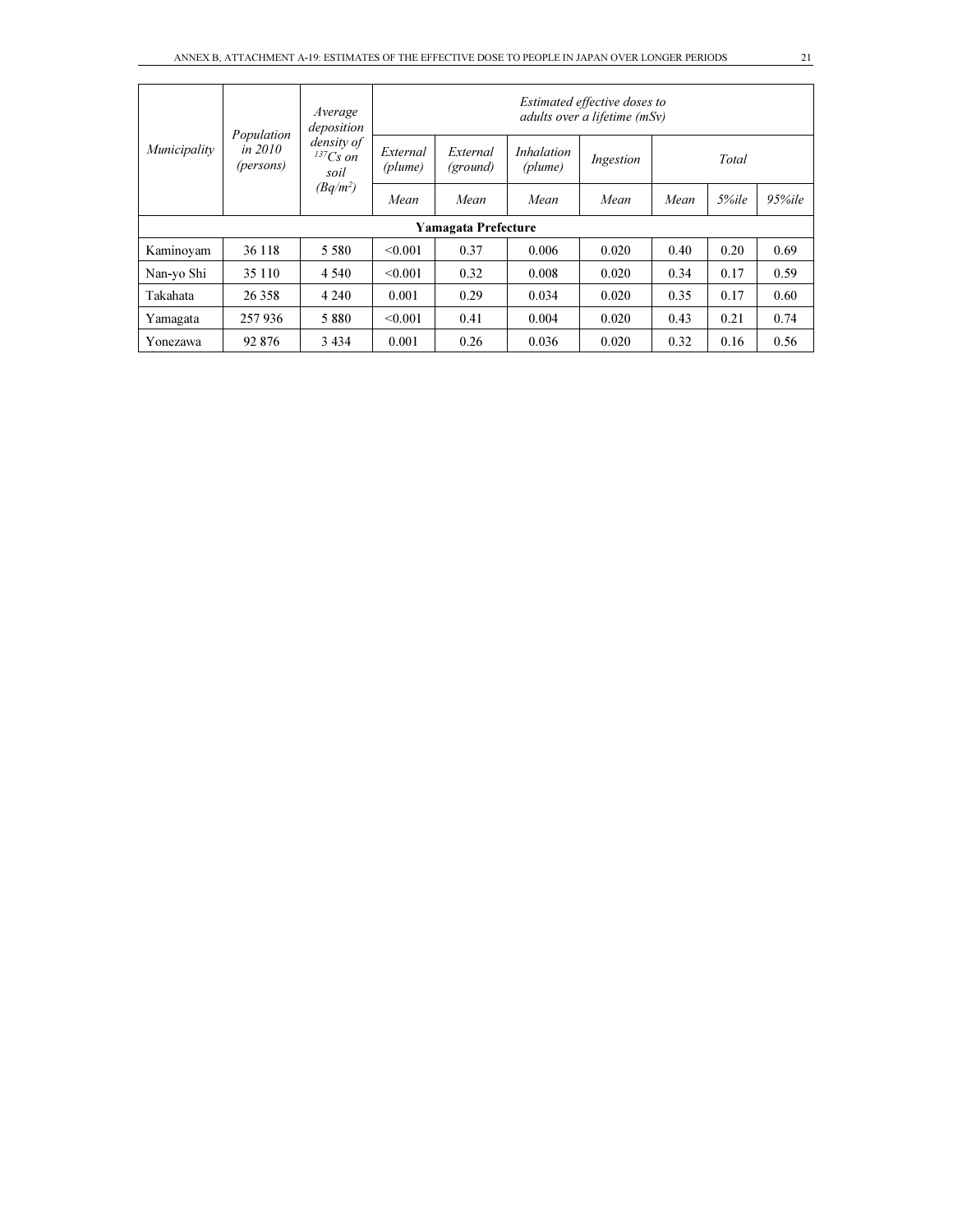| *Municipality* | *Population in 2010 (persons)* | *Average deposition density of $^{137}Cs$ on soil (Bq/m²)* | *Estimated effective doses to adults over a lifetime (mSv)* | | | | | | |
|---|---|---|---|---|---|---|---|---|---|
| | | | *External (plume)* | *External (ground)* | *Inhalation (plume)* | *Ingestion* | *Total* | | |
| | | | *Mean* | *Mean* | *Mean* | *Mean* | *Mean* | *5%ile* | *95%ile* |
| **Yamagata Prefecture** | | | | | | | | | |
| Kaminoyam | 36 118 | 5 580 | <0.001 | 0.37 | 0.006 | 0.020 | 0.40 | 0.20 | 0.69 |
| Nan-yo Shi | 35 110 | 4 540 | <0.001 | 0.32 | 0.008 | 0.020 | 0.34 | 0.17 | 0.59 |
| Takahata | 26 358 | 4 240 | 0.001 | 0.29 | 0.034 | 0.020 | 0.35 | 0.17 | 0.60 |
| Yamagata | 257 936 | 5 880 | <0.001 | 0.41 | 0.004 | 0.020 | 0.43 | 0.21 | 0.74 |
| Yonezawa | 92 876 | 3 434 | 0.001 | 0.26 | 0.036 | 0.020 | 0.32 | 0.16 | 0.56 |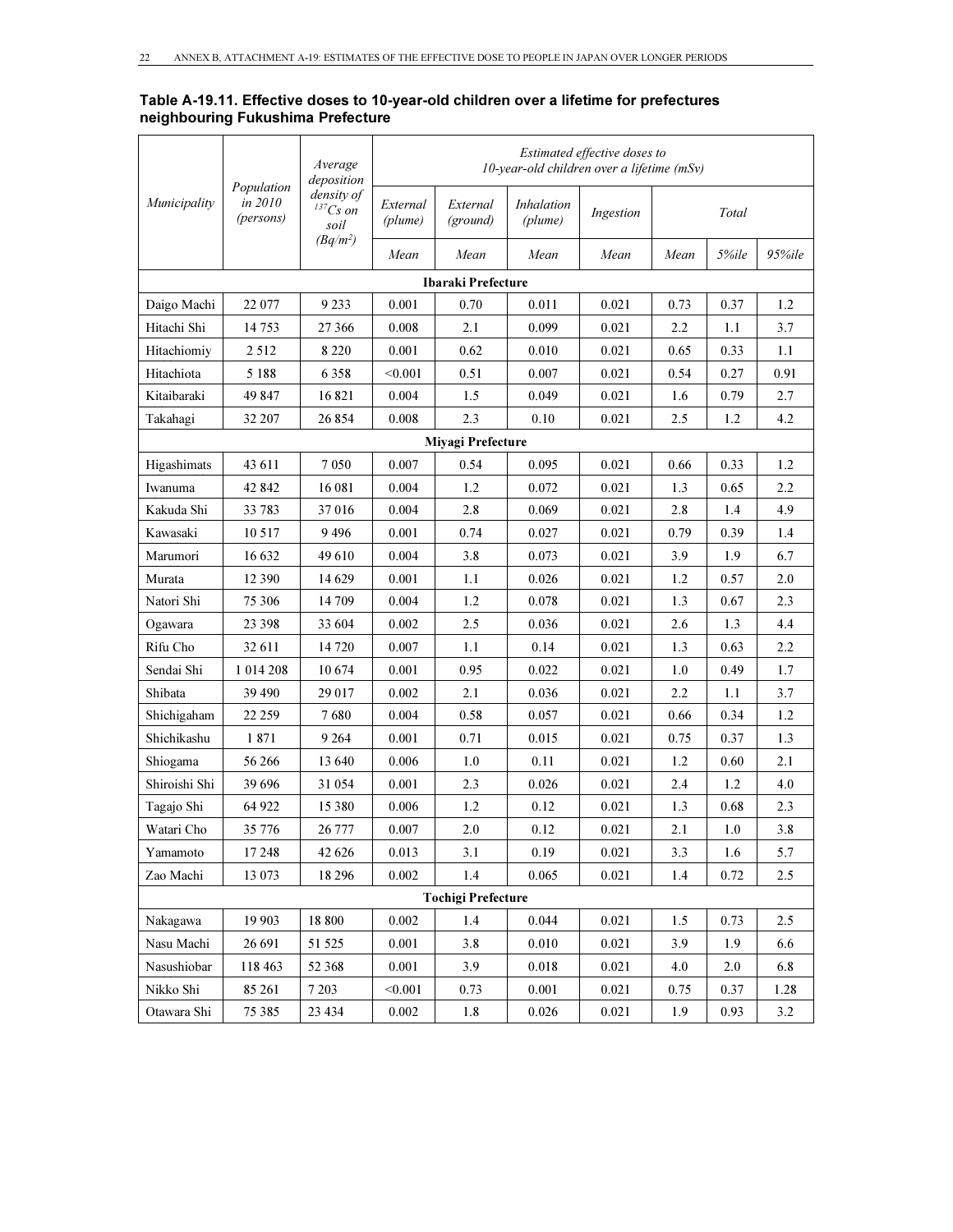**Table A-19.11. Effective doses to 10-year-old children over a lifetime for prefectures neighbouring Fukushima Prefecture**

| *Municipality* | *Population in 2010 (persons)* | *Average deposition density of $^{137}Cs$ on soil ($Bq/m^2$)* | *Estimated effective doses to 10-year-old children over a lifetime (mSv)* | | | | | | |
|---|---|---|---|---|---|---|---|---|---|
| | | | *External (plume)* | *External (ground)* | *Inhalation (plume)* | *Ingestion* | *Total* | | |
| | | | *Mean* | *Mean* | *Mean* | *Mean* | *Mean* | *5%ile* | *95%ile* |
| **Ibaraki Prefecture** | | | | | | | | | |
| Daigo Machi | 22 077 | 9 233 | 0.001 | 0.70 | 0.011 | 0.021 | 0.73 | 0.37 | 1.2 |
| Hitachi Shi | 14 753 | 27 366 | 0.008 | 2.1 | 0.099 | 0.021 | 2.2 | 1.1 | 3.7 |
| Hitachiomiy | 2 512 | 8 220 | 0.001 | 0.62 | 0.010 | 0.021 | 0.65 | 0.33 | 1.1 |
| Hitachiota | 5 188 | 6 358 | <0.001 | 0.51 | 0.007 | 0.021 | 0.54 | 0.27 | 0.91 |
| Kitaibaraki | 49 847 | 16 821 | 0.004 | 1.5 | 0.049 | 0.021 | 1.6 | 0.79 | 2.7 |
| Takahagi | 32 207 | 26 854 | 0.008 | 2.3 | 0.10 | 0.021 | 2.5 | 1.2 | 4.2 |
| **Miyagi Prefecture** | | | | | | | | | |
| Higashimats | 43 611 | 7 050 | 0.007 | 0.54 | 0.095 | 0.021 | 0.66 | 0.33 | 1.2 |
| Iwanuma | 42 842 | 16 081 | 0.004 | 1.2 | 0.072 | 0.021 | 1.3 | 0.65 | 2.2 |
| Kakuda Shi | 33 783 | 37 016 | 0.004 | 2.8 | 0.069 | 0.021 | 2.8 | 1.4 | 4.9 |
| Kawasaki | 10 517 | 9 496 | 0.001 | 0.74 | 0.027 | 0.021 | 0.79 | 0.39 | 1.4 |
| Marumori | 16 632 | 49 610 | 0.004 | 3.8 | 0.073 | 0.021 | 3.9 | 1.9 | 6.7 |
| Murata | 12 390 | 14 629 | 0.001 | 1.1 | 0.026 | 0.021 | 1.2 | 0.57 | 2.0 |
| Natori Shi | 75 306 | 14 709 | 0.004 | 1.2 | 0.078 | 0.021 | 1.3 | 0.67 | 2.3 |
| Ogawara | 23 398 | 33 604 | 0.002 | 2.5 | 0.036 | 0.021 | 2.6 | 1.3 | 4.4 |
| Rifu Cho | 32 611 | 14 720 | 0.007 | 1.1 | 0.14 | 0.021 | 1.3 | 0.63 | 2.2 |
| Sendai Shi | 1 014 208 | 10 674 | 0.001 | 0.95 | 0.022 | 0.021 | 1.0 | 0.49 | 1.7 |
| Shibata | 39 490 | 29 017 | 0.002 | 2.1 | 0.036 | 0.021 | 2.2 | 1.1 | 3.7 |
| Shichigaham | 22 259 | 7 680 | 0.004 | 0.58 | 0.057 | 0.021 | 0.66 | 0.34 | 1.2 |
| Shichikashu | 1 871 | 9 264 | 0.001 | 0.71 | 0.015 | 0.021 | 0.75 | 0.37 | 1.3 |
| Shiogama | 56 266 | 13 640 | 0.006 | 1.0 | 0.11 | 0.021 | 1.2 | 0.60 | 2.1 |
| Shiroishi Shi | 39 696 | 31 054 | 0.001 | 2.3 | 0.026 | 0.021 | 2.4 | 1.2 | 4.0 |
| Tagajo Shi | 64 922 | 15 380 | 0.006 | 1.2 | 0.12 | 0.021 | 1.3 | 0.68 | 2.3 |
| Watari Cho | 35 776 | 26 777 | 0.007 | 2.0 | 0.12 | 0.021 | 2.1 | 1.0 | 3.8 |
| Yamamoto | 17 248 | 42 626 | 0.013 | 3.1 | 0.19 | 0.021 | 3.3 | 1.6 | 5.7 |
| Zao Machi | 13 073 | 18 296 | 0.002 | 1.4 | 0.065 | 0.021 | 1.4 | 0.72 | 2.5 |
| **Tochigi Prefecture** | | | | | | | | | |
| Nakagawa | 19 903 | 18 800 | 0.002 | 1.4 | 0.044 | 0.021 | 1.5 | 0.73 | 2.5 |
| Nasu Machi | 26 691 | 51 525 | 0.001 | 3.8 | 0.010 | 0.021 | 3.9 | 1.9 | 6.6 |
| Nasushiobar | 118 463 | 52 368 | 0.001 | 3.9 | 0.018 | 0.021 | 4.0 | 2.0 | 6.8 |
| Nikko Shi | 85 261 | 7 203 | <0.001 | 0.73 | 0.001 | 0.021 | 0.75 | 0.37 | 1.28 |
| Otawara Shi | 75 385 | 23 434 | 0.002 | 1.8 | 0.026 | 0.021 | 1.9 | 0.93 | 3.2 |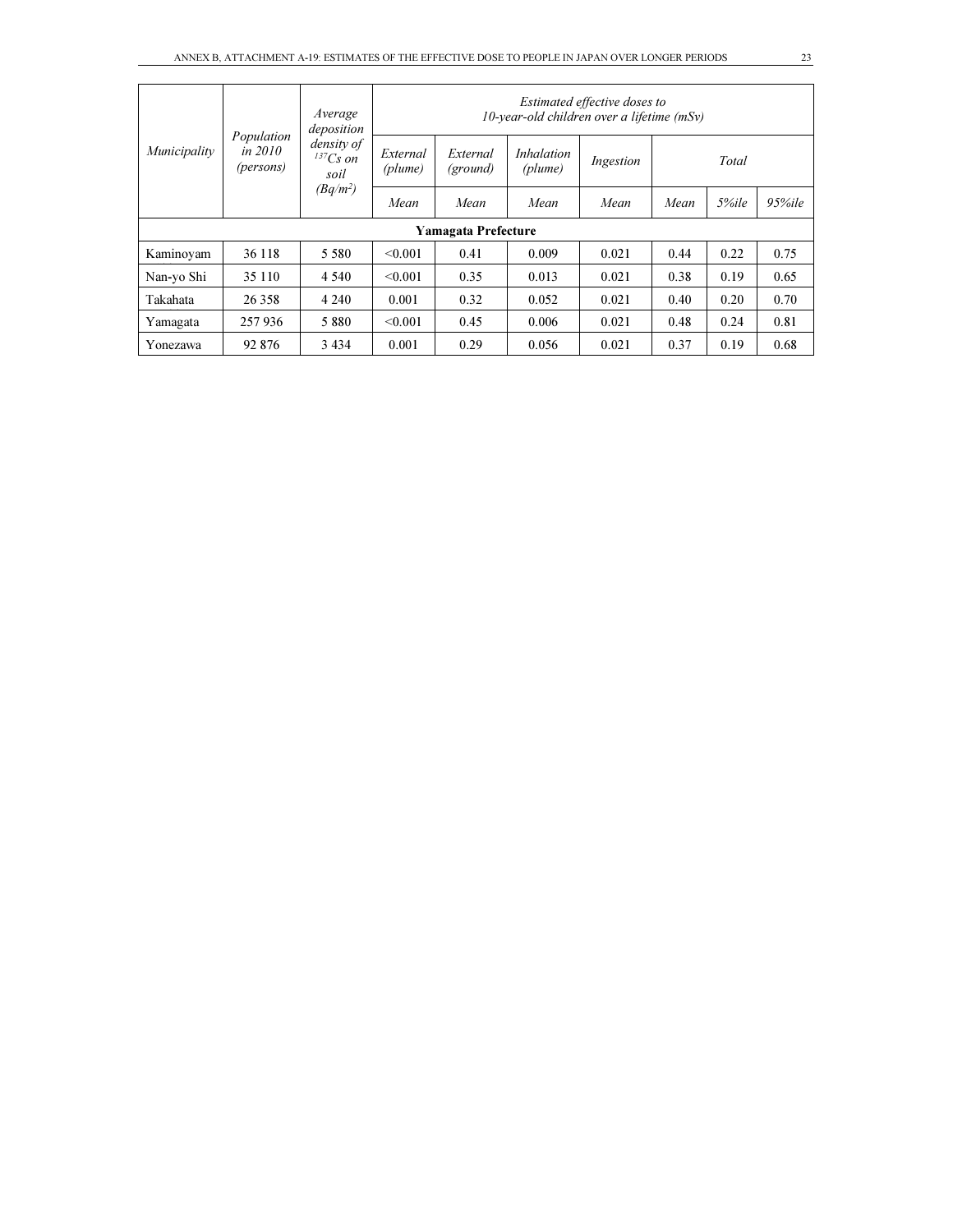| *Municipality* | *Population in 2010 (persons)* | *Average deposition density of $^{137}Cs$ on soil ($Bq/m^2$)* | *Estimated effective doses to 10-year-old children over a lifetime (mSv)* | | | | | | |
|---|---|---|---|---|---|---|---|---|---|
| | | | *External (plume)* | *External (ground)* | *Inhalation (plume)* | *Ingestion* | *Total* | | |
| | | | *Mean* | *Mean* | *Mean* | *Mean* | *Mean* | *5%ile* | *95%ile* |
| **Yamagata Prefecture** | | | | | | | | | |
| Kaminoyam | 36 118 | 5 580 | <0.001 | 0.41 | 0.009 | 0.021 | 0.44 | 0.22 | 0.75 |
| Nan-yo Shi | 35 110 | 4 540 | <0.001 | 0.35 | 0.013 | 0.021 | 0.38 | 0.19 | 0.65 |
| Takahata | 26 358 | 4 240 | 0.001 | 0.32 | 0.052 | 0.021 | 0.40 | 0.20 | 0.70 |
| Yamagata | 257 936 | 5 880 | <0.001 | 0.45 | 0.006 | 0.021 | 0.48 | 0.24 | 0.81 |
| Yonezawa | 92 876 | 3 434 | 0.001 | 0.29 | 0.056 | 0.021 | 0.37 | 0.19 | 0.68 |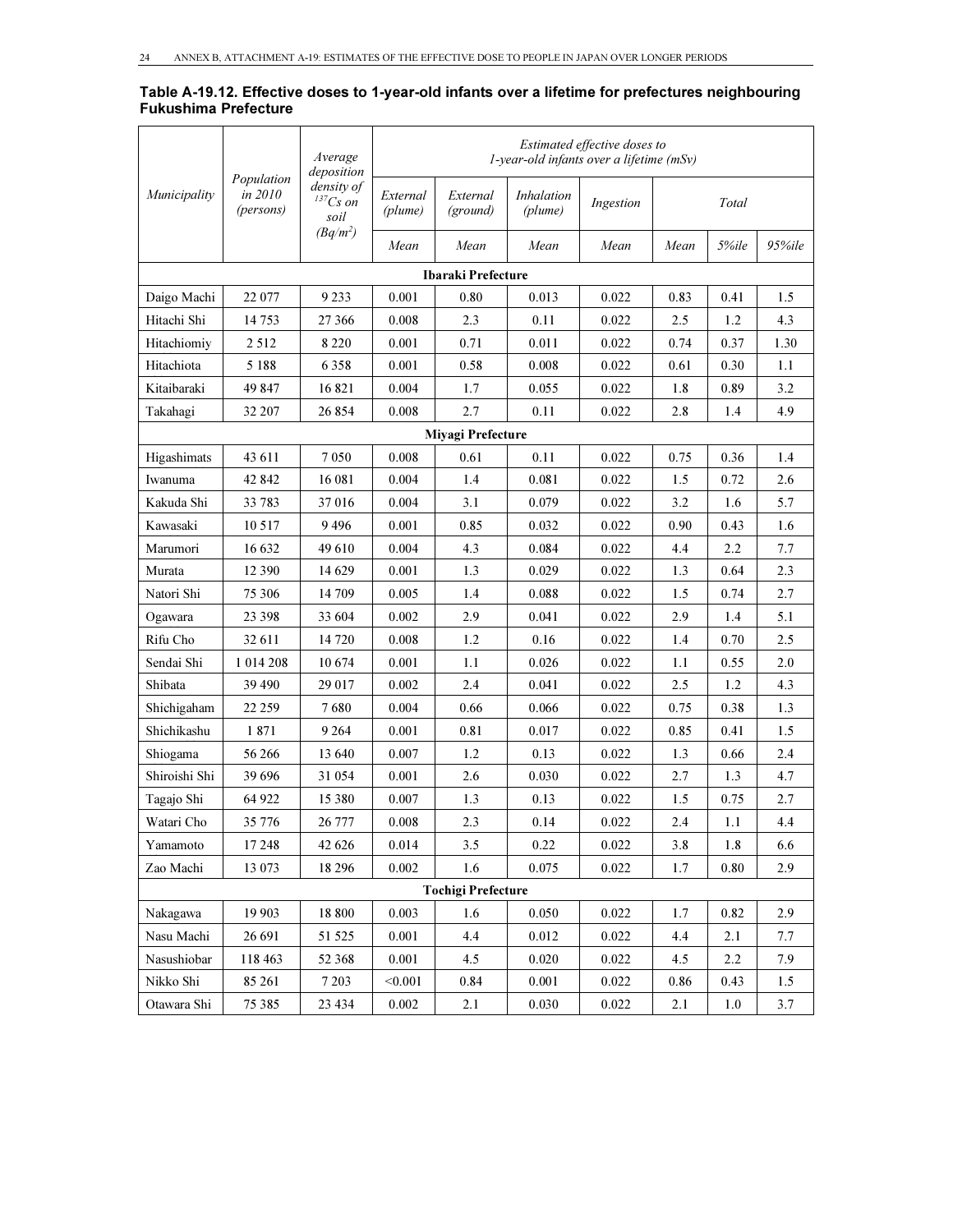**Table A-19.12. Effective doses to 1-year-old infants over a lifetime for prefectures neighbouring Fukushima Prefecture**

| *Municipality* | *Population in 2010 (persons)* | *Average deposition density of $^{137}Cs$ on soil ($Bq/m^2$)* | *Estimated effective doses to 1-year-old infants over a lifetime (mSv)* | | | | | | |
|---|---|---|---|---|---|---|---|---|---|
| | | | *External (plume)* | *External (ground)* | *Inhalation (plume)* | *Ingestion* | *Total* | | |
| | | | *Mean* | *Mean* | *Mean* | *Mean* | *Mean* | *5%ile* | *95%ile* |
| **Ibaraki Prefecture** | | | | | | | | | |
| Daigo Machi | 22 077 | 9 233 | 0.001 | 0.80 | 0.013 | 0.022 | 0.83 | 0.41 | 1.5 |
| Hitachi Shi | 14 753 | 27 366 | 0.008 | 2.3 | 0.11 | 0.022 | 2.5 | 1.2 | 4.3 |
| Hitachiomiy | 2 512 | 8 220 | 0.001 | 0.71 | 0.011 | 0.022 | 0.74 | 0.37 | 1.30 |
| Hitachiota | 5 188 | 6 358 | 0.001 | 0.58 | 0.008 | 0.022 | 0.61 | 0.30 | 1.1 |
| Kitaibaraki | 49 847 | 16 821 | 0.004 | 1.7 | 0.055 | 0.022 | 1.8 | 0.89 | 3.2 |
| Takahagi | 32 207 | 26 854 | 0.008 | 2.7 | 0.11 | 0.022 | 2.8 | 1.4 | 4.9 |
| **Miyagi Prefecture** | | | | | | | | | |
| Higashimats | 43 611 | 7 050 | 0.008 | 0.61 | 0.11 | 0.022 | 0.75 | 0.36 | 1.4 |
| Iwanuma | 42 842 | 16 081 | 0.004 | 1.4 | 0.081 | 0.022 | 1.5 | 0.72 | 2.6 |
| Kakuda Shi | 33 783 | 37 016 | 0.004 | 3.1 | 0.079 | 0.022 | 3.2 | 1.6 | 5.7 |
| Kawasaki | 10 517 | 9 496 | 0.001 | 0.85 | 0.032 | 0.022 | 0.90 | 0.43 | 1.6 |
| Marumori | 16 632 | 49 610 | 0.004 | 4.3 | 0.084 | 0.022 | 4.4 | 2.2 | 7.7 |
| Murata | 12 390 | 14 629 | 0.001 | 1.3 | 0.029 | 0.022 | 1.3 | 0.64 | 2.3 |
| Natori Shi | 75 306 | 14 709 | 0.005 | 1.4 | 0.088 | 0.022 | 1.5 | 0.74 | 2.7 |
| Ogawara | 23 398 | 33 604 | 0.002 | 2.9 | 0.041 | 0.022 | 2.9 | 1.4 | 5.1 |
| Rifu Cho | 32 611 | 14 720 | 0.008 | 1.2 | 0.16 | 0.022 | 1.4 | 0.70 | 2.5 |
| Sendai Shi | 1 014 208 | 10 674 | 0.001 | 1.1 | 0.026 | 0.022 | 1.1 | 0.55 | 2.0 |
| Shibata | 39 490 | 29 017 | 0.002 | 2.4 | 0.041 | 0.022 | 2.5 | 1.2 | 4.3 |
| Shichigaham | 22 259 | 7 680 | 0.004 | 0.66 | 0.066 | 0.022 | 0.75 | 0.38 | 1.3 |
| Shichikashu | 1 871 | 9 264 | 0.001 | 0.81 | 0.017 | 0.022 | 0.85 | 0.41 | 1.5 |
| Shiogama | 56 266 | 13 640 | 0.007 | 1.2 | 0.13 | 0.022 | 1.3 | 0.66 | 2.4 |
| Shiroishi Shi | 39 696 | 31 054 | 0.001 | 2.6 | 0.030 | 0.022 | 2.7 | 1.3 | 4.7 |
| Tagajo Shi | 64 922 | 15 380 | 0.007 | 1.3 | 0.13 | 0.022 | 1.5 | 0.75 | 2.7 |
| Watari Cho | 35 776 | 26 777 | 0.008 | 2.3 | 0.14 | 0.022 | 2.4 | 1.1 | 4.4 |
| Yamamoto | 17 248 | 42 626 | 0.014 | 3.5 | 0.22 | 0.022 | 3.8 | 1.8 | 6.6 |
| Zao Machi | 13 073 | 18 296 | 0.002 | 1.6 | 0.075 | 0.022 | 1.7 | 0.80 | 2.9 |
| **Tochigi Prefecture** | | | | | | | | | |
| Nakagawa | 19 903 | 18 800 | 0.003 | 1.6 | 0.050 | 0.022 | 1.7 | 0.82 | 2.9 |
| Nasu Machi | 26 691 | 51 525 | 0.001 | 4.4 | 0.012 | 0.022 | 4.4 | 2.1 | 7.7 |
| Nasushiobar | 118 463 | 52 368 | 0.001 | 4.5 | 0.020 | 0.022 | 4.5 | 2.2 | 7.9 |
| Nikko Shi | 85 261 | 7 203 | <0.001 | 0.84 | 0.001 | 0.022 | 0.86 | 0.43 | 1.5 |
| Otawara Shi | 75 385 | 23 434 | 0.002 | 2.1 | 0.030 | 0.022 | 2.1 | 1.0 | 3.7 |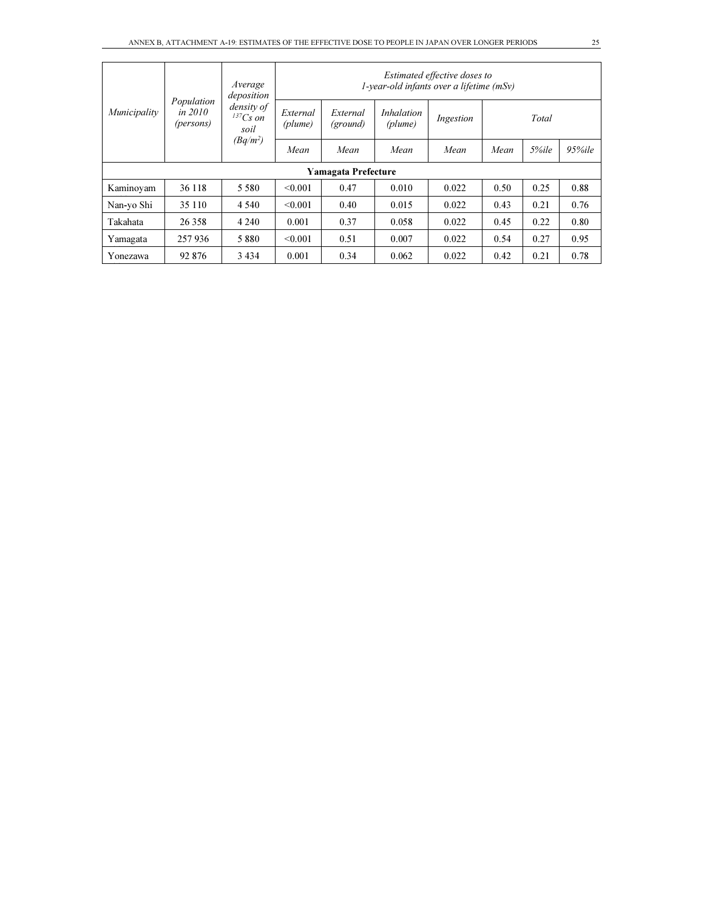| *Municipality* | *Population in 2010 (persons)* | *Average deposition density of $^{137}Cs$ on soil ($Bq/m^2$)* | *Estimated effective doses to 1-year-old infants over a lifetime (mSv)* | | | | | | |
|---|---|---|---|---|---|---|---|---|---|
| | | | *External (plume)* | *External (ground)* | *Inhalation (plume)* | *Ingestion* | *Total* | | |
| | | | *Mean* | *Mean* | *Mean* | *Mean* | *Mean* | *5%ile* | *95%ile* |
| **Yamagata Prefecture** | | | | | | | | | |
| Kaminoyam | 36 118 | 5 580 | <0.001 | 0.47 | 0.010 | 0.022 | 0.50 | 0.25 | 0.88 |
| Nan-yo Shi | 35 110 | 4 540 | <0.001 | 0.40 | 0.015 | 0.022 | 0.43 | 0.21 | 0.76 |
| Takahata | 26 358 | 4 240 | 0.001 | 0.37 | 0.058 | 0.022 | 0.45 | 0.22 | 0.80 |
| Yamagata | 257 936 | 5 880 | <0.001 | 0.51 | 0.007 | 0.022 | 0.54 | 0.27 | 0.95 |
| Yonezawa | 92 876 | 3 434 | 0.001 | 0.34 | 0.062 | 0.022 | 0.42 | 0.21 | 0.78 |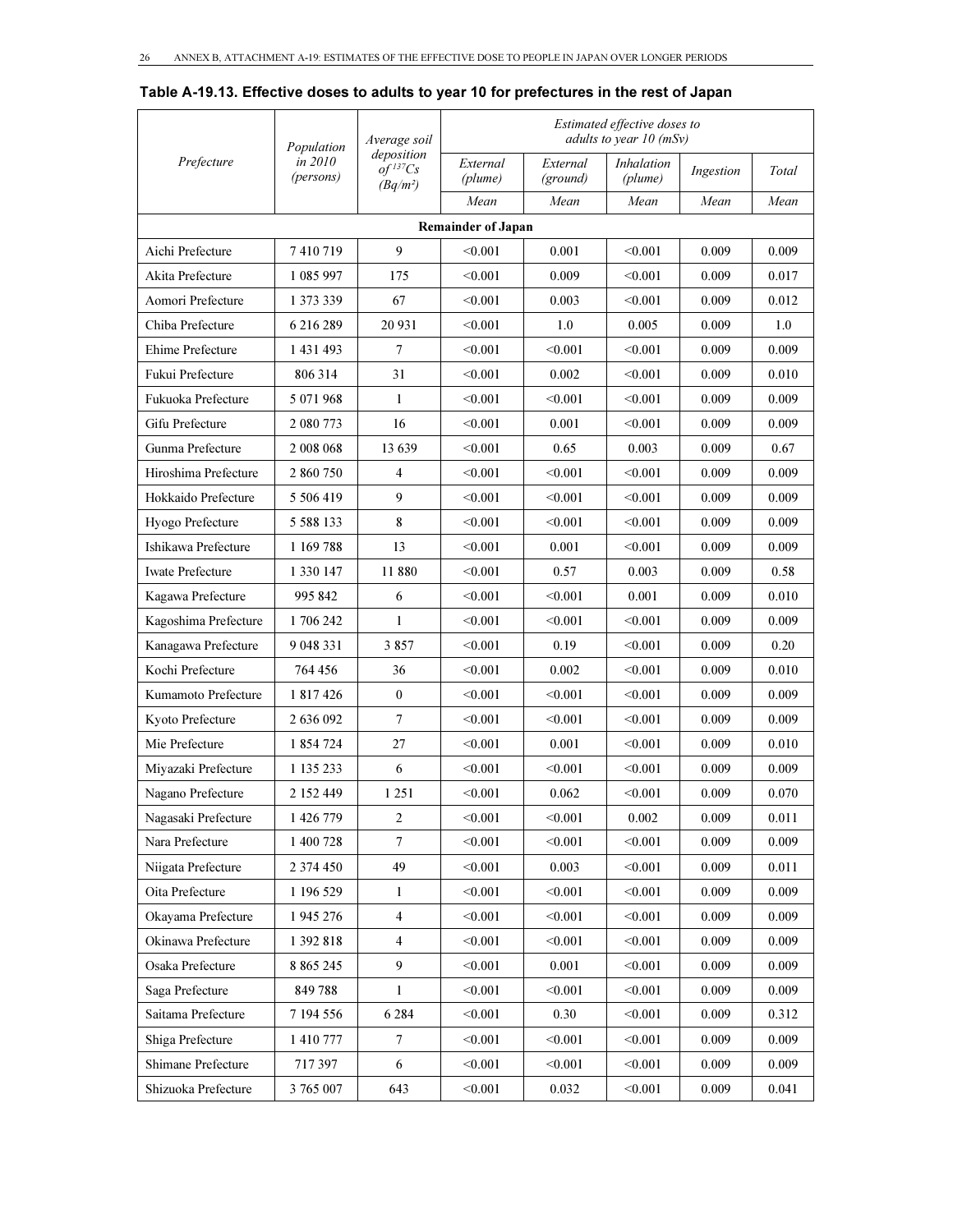**Table A-19.13. Effective doses to adults to year 10 for prefectures in the rest of Japan**

| *Prefecture* | *Population in 2010 (persons)* | *Average soil deposition of $^{137}Cs$ ($Bq/m^2$)* | *Estimated effective doses to adults to year 10 (mSv)* | | | | |
|---|---|---|---|---|---|---|---|
| | | | *External (plume)* | *External (ground)* | *Inhalation (plume)* | *Ingestion* | *Total* |
| | | | *Mean* | *Mean* | *Mean* | *Mean* | *Mean* |
| **Remainder of Japan** | | | | | | | |
| Aichi Prefecture | 7 410 719 | 9 | <0.001 | 0.001 | <0.001 | 0.009 | 0.009 |
| Akita Prefecture | 1 085 997 | 175 | <0.001 | 0.009 | <0.001 | 0.009 | 0.017 |
| Aomori Prefecture | 1 373 339 | 67 | <0.001 | 0.003 | <0.001 | 0.009 | 0.012 |
| Chiba Prefecture | 6 216 289 | 20 931 | <0.001 | 1.0 | 0.005 | 0.009 | 1.0 |
| Ehime Prefecture | 1 431 493 | 7 | <0.001 | <0.001 | <0.001 | 0.009 | 0.009 |
| Fukui Prefecture | 806 314 | 31 | <0.001 | 0.002 | <0.001 | 0.009 | 0.010 |
| Fukuoka Prefecture | 5 071 968 | 1 | <0.001 | <0.001 | <0.001 | 0.009 | 0.009 |
| Gifu Prefecture | 2 080 773 | 16 | <0.001 | 0.001 | <0.001 | 0.009 | 0.009 |
| Gunma Prefecture | 2 008 068 | 13 639 | <0.001 | 0.65 | 0.003 | 0.009 | 0.67 |
| Hiroshima Prefecture | 2 860 750 | 4 | <0.001 | <0.001 | <0.001 | 0.009 | 0.009 |
| Hokkaido Prefecture | 5 506 419 | 9 | <0.001 | <0.001 | <0.001 | 0.009 | 0.009 |
| Hyogo Prefecture | 5 588 133 | 8 | <0.001 | <0.001 | <0.001 | 0.009 | 0.009 |
| Ishikawa Prefecture | 1 169 788 | 13 | <0.001 | 0.001 | <0.001 | 0.009 | 0.009 |
| Iwate Prefecture | 1 330 147 | 11 880 | <0.001 | 0.57 | 0.003 | 0.009 | 0.58 |
| Kagawa Prefecture | 995 842 | 6 | <0.001 | <0.001 | 0.001 | 0.009 | 0.010 |
| Kagoshima Prefecture | 1 706 242 | 1 | <0.001 | <0.001 | <0.001 | 0.009 | 0.009 |
| Kanagawa Prefecture | 9 048 331 | 3 857 | <0.001 | 0.19 | <0.001 | 0.009 | 0.20 |
| Kochi Prefecture | 764 456 | 36 | <0.001 | 0.002 | <0.001 | 0.009 | 0.010 |
| Kumamoto Prefecture | 1 817 426 | 0 | <0.001 | <0.001 | <0.001 | 0.009 | 0.009 |
| Kyoto Prefecture | 2 636 092 | 7 | <0.001 | <0.001 | <0.001 | 0.009 | 0.009 |
| Mie Prefecture | 1 854 724 | 27 | <0.001 | 0.001 | <0.001 | 0.009 | 0.010 |
| Miyazaki Prefecture | 1 135 233 | 6 | <0.001 | <0.001 | <0.001 | 0.009 | 0.009 |
| Nagano Prefecture | 2 152 449 | 1 251 | <0.001 | 0.062 | <0.001 | 0.009 | 0.070 |
| Nagasaki Prefecture | 1 426 779 | 2 | <0.001 | <0.001 | 0.002 | 0.009 | 0.011 |
| Nara Prefecture | 1 400 728 | 7 | <0.001 | <0.001 | <0.001 | 0.009 | 0.009 |
| Niigata Prefecture | 2 374 450 | 49 | <0.001 | 0.003 | <0.001 | 0.009 | 0.011 |
| Oita Prefecture | 1 196 529 | 1 | <0.001 | <0.001 | <0.001 | 0.009 | 0.009 |
| Okayama Prefecture | 1 945 276 | 4 | <0.001 | <0.001 | <0.001 | 0.009 | 0.009 |
| Okinawa Prefecture | 1 392 818 | 4 | <0.001 | <0.001 | <0.001 | 0.009 | 0.009 |
| Osaka Prefecture | 8 865 245 | 9 | <0.001 | 0.001 | <0.001 | 0.009 | 0.009 |
| Saga Prefecture | 849 788 | 1 | <0.001 | <0.001 | <0.001 | 0.009 | 0.009 |
| Saitama Prefecture | 7 194 556 | 6 284 | <0.001 | 0.30 | <0.001 | 0.009 | 0.312 |
| Shiga Prefecture | 1 410 777 | 7 | <0.001 | <0.001 | <0.001 | 0.009 | 0.009 |
| Shimane Prefecture | 717 397 | 6 | <0.001 | <0.001 | <0.001 | 0.009 | 0.009 |
| Shizuoka Prefecture | 3 765 007 | 643 | <0.001 | 0.032 | <0.001 | 0.009 | 0.041 |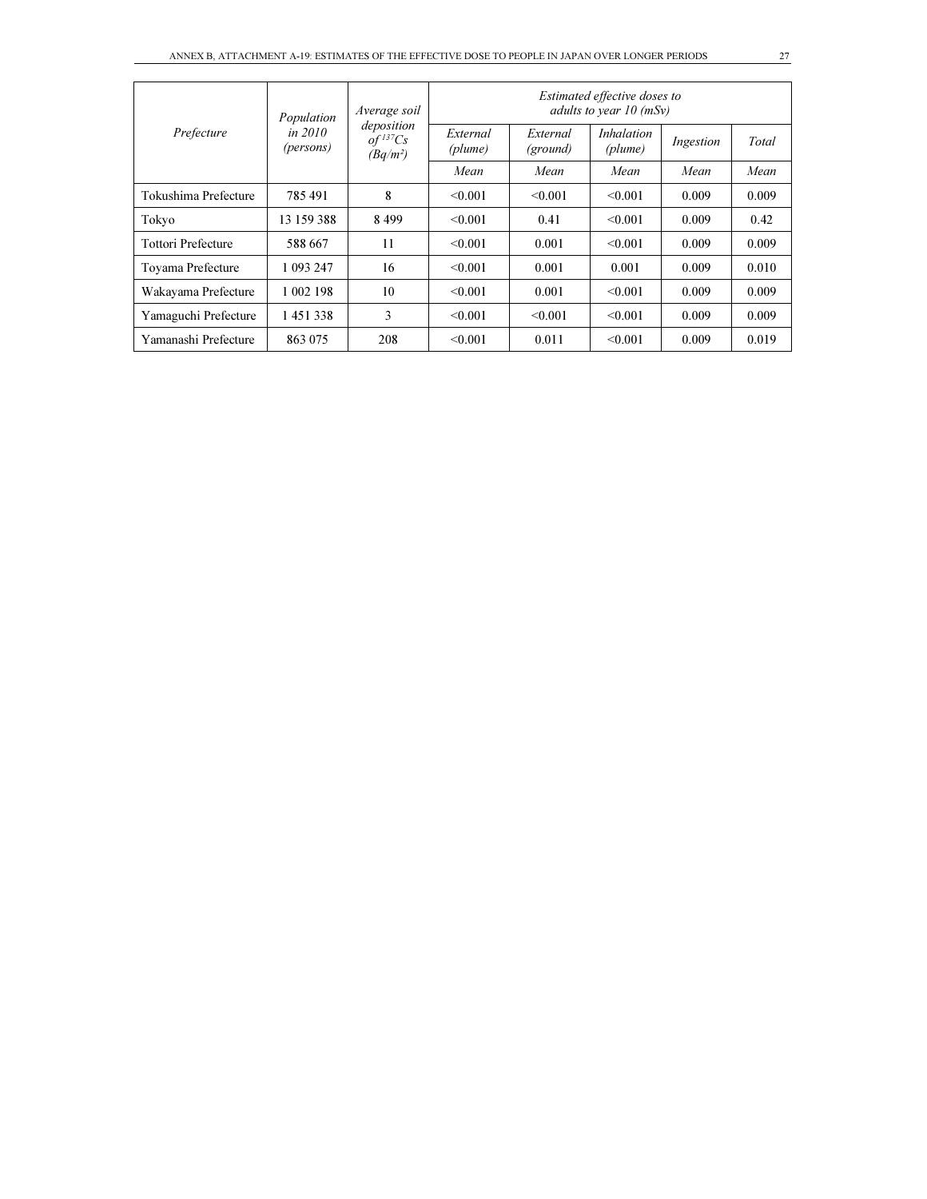| *Prefecture* | *Population in 2010 (persons)* | *Average soil deposition of $^{137}Cs$ (Bq/m²)* | *Estimated effective doses to adults to year 10 (mSv)* | | | | |
|---|---|---|---|---|---|---|---|
| | | | *External (plume)* | *External (ground)* | *Inhalation (plume)* | *Ingestion* | *Total* |
| | | | *Mean* | *Mean* | *Mean* | *Mean* | *Mean* |
| Tokushima Prefecture | 785 491 | 8 | <0.001 | <0.001 | <0.001 | 0.009 | 0.009 |
| Tokyo | 13 159 388 | 8 499 | <0.001 | 0.41 | <0.001 | 0.009 | 0.42 |
| Tottori Prefecture | 588 667 | 11 | <0.001 | 0.001 | <0.001 | 0.009 | 0.009 |
| Toyama Prefecture | 1 093 247 | 16 | <0.001 | 0.001 | 0.001 | 0.009 | 0.010 |
| Wakayama Prefecture | 1 002 198 | 10 | <0.001 | 0.001 | <0.001 | 0.009 | 0.009 |
| Yamaguchi Prefecture | 1 451 338 | 3 | <0.001 | <0.001 | <0.001 | 0.009 | 0.009 |
| Yamanashi Prefecture | 863 075 | 208 | <0.001 | 0.011 | <0.001 | 0.009 | 0.019 |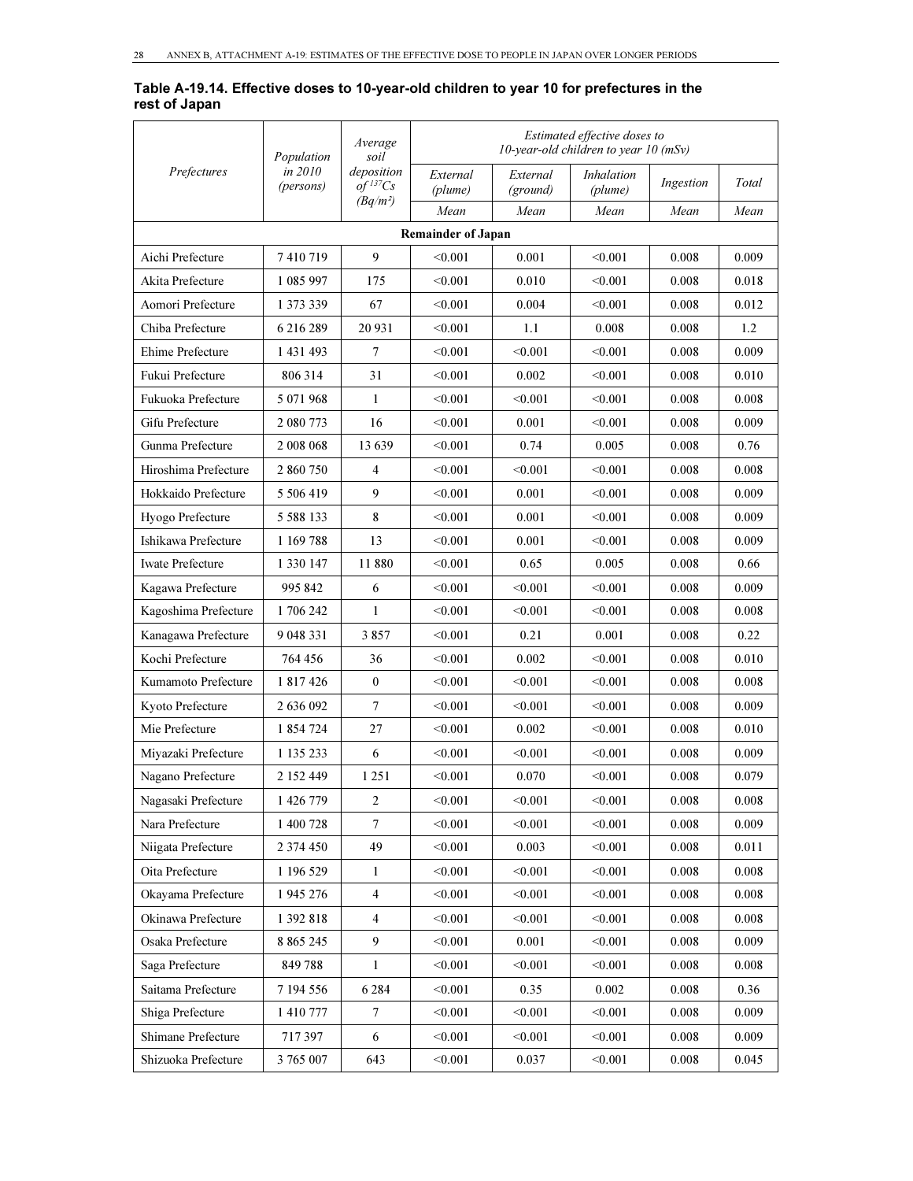**Table A-19.14. Effective doses to 10-year-old children to year 10 for prefectures in the rest of Japan**

| *Prefectures* | *Population in 2010 (persons)* | *Average soil deposition of $^{137}Cs$ ($Bq/m^2$)* | *Estimated effective doses to 10-year-old children to year 10 (mSv)* | | | | |
|---|---|---|---|---|---|---|---|
| | | | *External (plume)* | *External (ground)* | *Inhalation (plume)* | *Ingestion* | *Total* |
| | | | *Mean* | *Mean* | *Mean* | *Mean* | *Mean* |
| **Remainder of Japan** | | | | | | | |
| Aichi Prefecture | 7 410 719 | 9 | <0.001 | 0.001 | <0.001 | 0.008 | 0.009 |
| Akita Prefecture | 1 085 997 | 175 | <0.001 | 0.010 | <0.001 | 0.008 | 0.018 |
| Aomori Prefecture | 1 373 339 | 67 | <0.001 | 0.004 | <0.001 | 0.008 | 0.012 |
| Chiba Prefecture | 6 216 289 | 20 931 | <0.001 | 1.1 | 0.008 | 0.008 | 1.2 |
| Ehime Prefecture | 1 431 493 | 7 | <0.001 | <0.001 | <0.001 | 0.008 | 0.009 |
| Fukui Prefecture | 806 314 | 31 | <0.001 | 0.002 | <0.001 | 0.008 | 0.010 |
| Fukuoka Prefecture | 5 071 968 | 1 | <0.001 | <0.001 | <0.001 | 0.008 | 0.008 |
| Gifu Prefecture | 2 080 773 | 16 | <0.001 | 0.001 | <0.001 | 0.008 | 0.009 |
| Gunma Prefecture | 2 008 068 | 13 639 | <0.001 | 0.74 | 0.005 | 0.008 | 0.76 |
| Hiroshima Prefecture | 2 860 750 | 4 | <0.001 | <0.001 | <0.001 | 0.008 | 0.008 |
| Hokkaido Prefecture | 5 506 419 | 9 | <0.001 | 0.001 | <0.001 | 0.008 | 0.009 |
| Hyogo Prefecture | 5 588 133 | 8 | <0.001 | 0.001 | <0.001 | 0.008 | 0.009 |
| Ishikawa Prefecture | 1 169 788 | 13 | <0.001 | 0.001 | <0.001 | 0.008 | 0.009 |
| Iwate Prefecture | 1 330 147 | 11 880 | <0.001 | 0.65 | 0.005 | 0.008 | 0.66 |
| Kagawa Prefecture | 995 842 | 6 | <0.001 | <0.001 | <0.001 | 0.008 | 0.009 |
| Kagoshima Prefecture | 1 706 242 | 1 | <0.001 | <0.001 | <0.001 | 0.008 | 0.008 |
| Kanagawa Prefecture | 9 048 331 | 3 857 | <0.001 | 0.21 | 0.001 | 0.008 | 0.22 |
| Kochi Prefecture | 764 456 | 36 | <0.001 | 0.002 | <0.001 | 0.008 | 0.010 |
| Kumamoto Prefecture | 1 817 426 | 0 | <0.001 | <0.001 | <0.001 | 0.008 | 0.008 |
| Kyoto Prefecture | 2 636 092 | 7 | <0.001 | <0.001 | <0.001 | 0.008 | 0.009 |
| Mie Prefecture | 1 854 724 | 27 | <0.001 | 0.002 | <0.001 | 0.008 | 0.010 |
| Miyazaki Prefecture | 1 135 233 | 6 | <0.001 | <0.001 | <0.001 | 0.008 | 0.009 |
| Nagano Prefecture | 2 152 449 | 1 251 | <0.001 | 0.070 | <0.001 | 0.008 | 0.079 |
| Nagasaki Prefecture | 1 426 779 | 2 | <0.001 | <0.001 | <0.001 | 0.008 | 0.008 |
| Nara Prefecture | 1 400 728 | 7 | <0.001 | <0.001 | <0.001 | 0.008 | 0.009 |
| Niigata Prefecture | 2 374 450 | 49 | <0.001 | 0.003 | <0.001 | 0.008 | 0.011 |
| Oita Prefecture | 1 196 529 | 1 | <0.001 | <0.001 | <0.001 | 0.008 | 0.008 |
| Okayama Prefecture | 1 945 276 | 4 | <0.001 | <0.001 | <0.001 | 0.008 | 0.008 |
| Okinawa Prefecture | 1 392 818 | 4 | <0.001 | <0.001 | <0.001 | 0.008 | 0.008 |
| Osaka Prefecture | 8 865 245 | 9 | <0.001 | 0.001 | <0.001 | 0.008 | 0.009 |
| Saga Prefecture | 849 788 | 1 | <0.001 | <0.001 | <0.001 | 0.008 | 0.008 |
| Saitama Prefecture | 7 194 556 | 6 284 | <0.001 | 0.35 | 0.002 | 0.008 | 0.36 |
| Shiga Prefecture | 1 410 777 | 7 | <0.001 | <0.001 | <0.001 | 0.008 | 0.009 |
| Shimane Prefecture | 717 397 | 6 | <0.001 | <0.001 | <0.001 | 0.008 | 0.009 |
| Shizuoka Prefecture | 3 765 007 | 643 | <0.001 | 0.037 | <0.001 | 0.008 | 0.045 |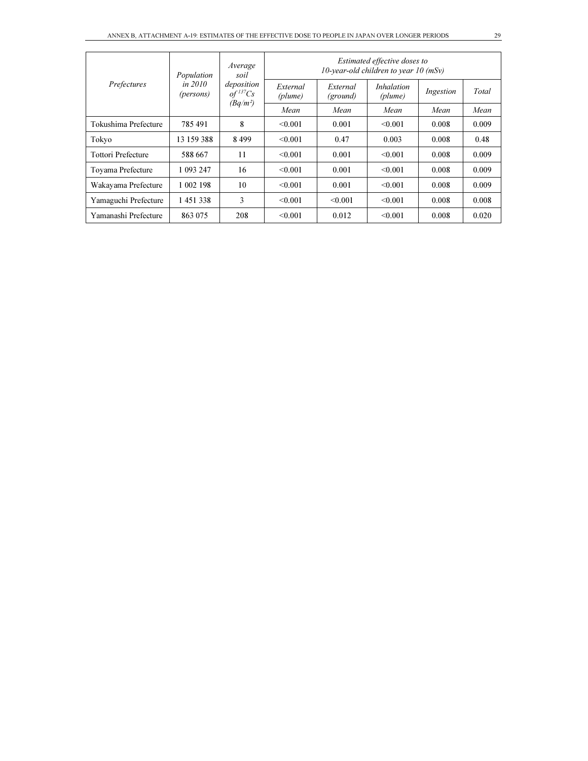| *Prefectures* | *Population in 2010 (persons)* | *Average soil deposition of $^{137}Cs$ (Bq/m²)* | *Estimated effective doses to 10-year-old children to year 10 (mSv)* | | | | |
|---|---|---|---|---|---|---|---|
| | | | *External (plume)* | *External (ground)* | *Inhalation (plume)* | *Ingestion* | *Total* |
| | | | *Mean* | *Mean* | *Mean* | *Mean* | *Mean* |
| Tokushima Prefecture | 785 491 | 8 | <0.001 | 0.001 | <0.001 | 0.008 | 0.009 |
| Tokyo | 13 159 388 | 8 499 | <0.001 | 0.47 | 0.003 | 0.008 | 0.48 |
| Tottori Prefecture | 588 667 | 11 | <0.001 | 0.001 | <0.001 | 0.008 | 0.009 |
| Toyama Prefecture | 1 093 247 | 16 | <0.001 | 0.001 | <0.001 | 0.008 | 0.009 |
| Wakayama Prefecture | 1 002 198 | 10 | <0.001 | 0.001 | <0.001 | 0.008 | 0.009 |
| Yamaguchi Prefecture | 1 451 338 | 3 | <0.001 | <0.001 | <0.001 | 0.008 | 0.008 |
| Yamanashi Prefecture | 863 075 | 208 | <0.001 | 0.012 | <0.001 | 0.008 | 0.020 |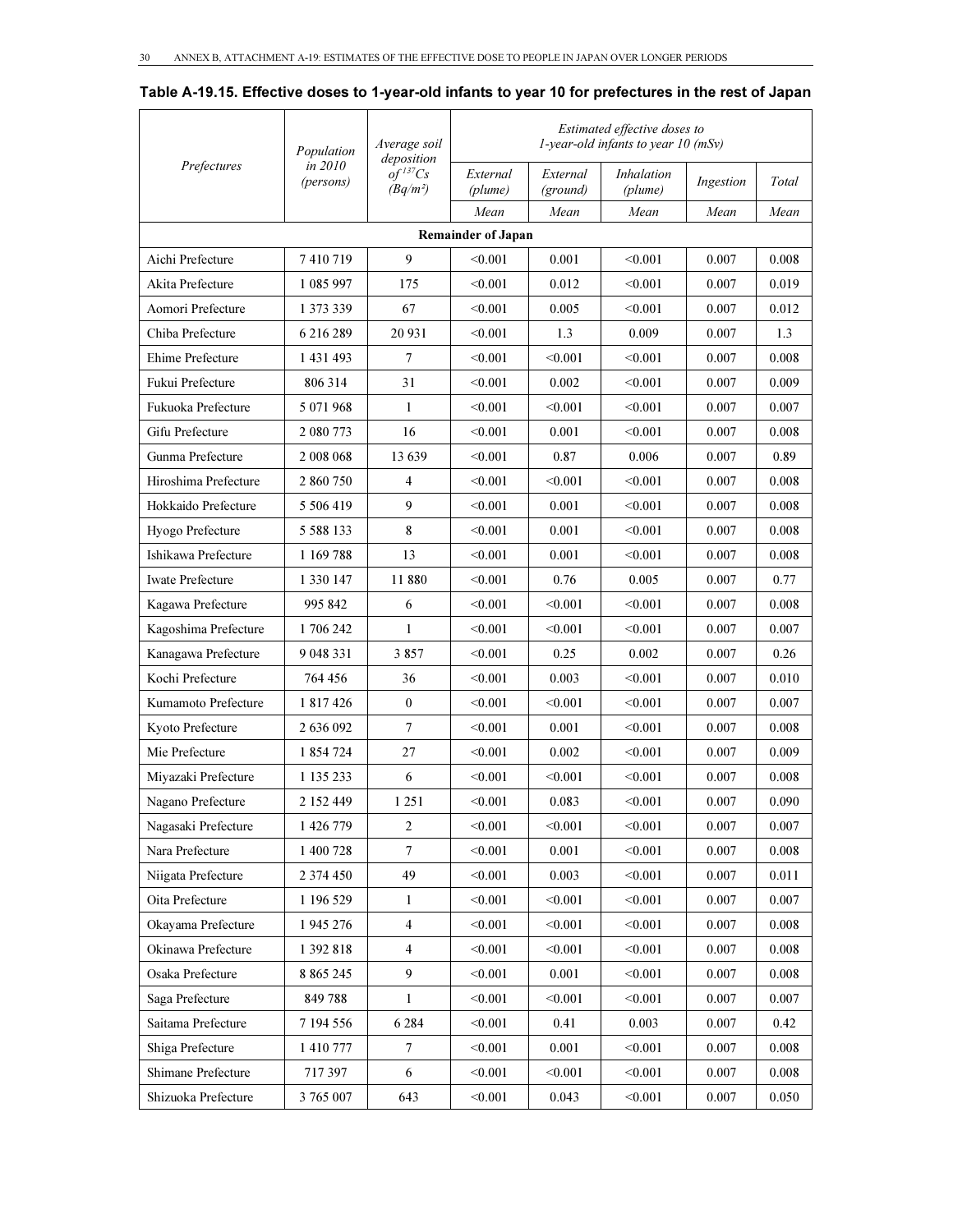**Table A-19.15. Effective doses to 1-year-old infants to year 10 for prefectures in the rest of Japan**

| *Prefectures* | *Population in 2010 (persons)* | *Average soil deposition of $^{137}Cs$ (Bq/m²)* | *Estimated effective doses to 1-year-old infants to year 10 (mSv)* | | | | |
|---|---|---|---|---|---|---|---|
| | | | *External (plume)* | *External (ground)* | *Inhalation (plume)* | *Ingestion* | *Total* |
| | | | *Mean* | *Mean* | *Mean* | *Mean* | *Mean* |
| **Remainder of Japan** | | | | | | | |
| Aichi Prefecture | 7 410 719 | 9 | <0.001 | 0.001 | <0.001 | 0.007 | 0.008 |
| Akita Prefecture | 1 085 997 | 175 | <0.001 | 0.012 | <0.001 | 0.007 | 0.019 |
| Aomori Prefecture | 1 373 339 | 67 | <0.001 | 0.005 | <0.001 | 0.007 | 0.012 |
| Chiba Prefecture | 6 216 289 | 20 931 | <0.001 | 1.3 | 0.009 | 0.007 | 1.3 |
| Ehime Prefecture | 1 431 493 | 7 | <0.001 | <0.001 | <0.001 | 0.007 | 0.008 |
| Fukui Prefecture | 806 314 | 31 | <0.001 | 0.002 | <0.001 | 0.007 | 0.009 |
| Fukuoka Prefecture | 5 071 968 | 1 | <0.001 | <0.001 | <0.001 | 0.007 | 0.007 |
| Gifu Prefecture | 2 080 773 | 16 | <0.001 | 0.001 | <0.001 | 0.007 | 0.008 |
| Gunma Prefecture | 2 008 068 | 13 639 | <0.001 | 0.87 | 0.006 | 0.007 | 0.89 |
| Hiroshima Prefecture | 2 860 750 | 4 | <0.001 | <0.001 | <0.001 | 0.007 | 0.008 |
| Hokkaido Prefecture | 5 506 419 | 9 | <0.001 | 0.001 | <0.001 | 0.007 | 0.008 |
| Hyogo Prefecture | 5 588 133 | 8 | <0.001 | 0.001 | <0.001 | 0.007 | 0.008 |
| Ishikawa Prefecture | 1 169 788 | 13 | <0.001 | 0.001 | <0.001 | 0.007 | 0.008 |
| Iwate Prefecture | 1 330 147 | 11 880 | <0.001 | 0.76 | 0.005 | 0.007 | 0.77 |
| Kagawa Prefecture | 995 842 | 6 | <0.001 | <0.001 | <0.001 | 0.007 | 0.008 |
| Kagoshima Prefecture | 1 706 242 | 1 | <0.001 | <0.001 | <0.001 | 0.007 | 0.007 |
| Kanagawa Prefecture | 9 048 331 | 3 857 | <0.001 | 0.25 | 0.002 | 0.007 | 0.26 |
| Kochi Prefecture | 764 456 | 36 | <0.001 | 0.003 | <0.001 | 0.007 | 0.010 |
| Kumamoto Prefecture | 1 817 426 | 0 | <0.001 | <0.001 | <0.001 | 0.007 | 0.007 |
| Kyoto Prefecture | 2 636 092 | 7 | <0.001 | 0.001 | <0.001 | 0.007 | 0.008 |
| Mie Prefecture | 1 854 724 | 27 | <0.001 | 0.002 | <0.001 | 0.007 | 0.009 |
| Miyazaki Prefecture | 1 135 233 | 6 | <0.001 | <0.001 | <0.001 | 0.007 | 0.008 |
| Nagano Prefecture | 2 152 449 | 1 251 | <0.001 | 0.083 | <0.001 | 0.007 | 0.090 |
| Nagasaki Prefecture | 1 426 779 | 2 | <0.001 | <0.001 | <0.001 | 0.007 | 0.007 |
| Nara Prefecture | 1 400 728 | 7 | <0.001 | 0.001 | <0.001 | 0.007 | 0.008 |
| Niigata Prefecture | 2 374 450 | 49 | <0.001 | 0.003 | <0.001 | 0.007 | 0.011 |
| Oita Prefecture | 1 196 529 | 1 | <0.001 | <0.001 | <0.001 | 0.007 | 0.007 |
| Okayama Prefecture | 1 945 276 | 4 | <0.001 | <0.001 | <0.001 | 0.007 | 0.008 |
| Okinawa Prefecture | 1 392 818 | 4 | <0.001 | <0.001 | <0.001 | 0.007 | 0.008 |
| Osaka Prefecture | 8 865 245 | 9 | <0.001 | 0.001 | <0.001 | 0.007 | 0.008 |
| Saga Prefecture | 849 788 | 1 | <0.001 | <0.001 | <0.001 | 0.007 | 0.007 |
| Saitama Prefecture | 7 194 556 | 6 284 | <0.001 | 0.41 | 0.003 | 0.007 | 0.42 |
| Shiga Prefecture | 1 410 777 | 7 | <0.001 | 0.001 | <0.001 | 0.007 | 0.008 |
| Shimane Prefecture | 717 397 | 6 | <0.001 | <0.001 | <0.001 | 0.007 | 0.008 |
| Shizuoka Prefecture | 3 765 007 | 643 | <0.001 | 0.043 | <0.001 | 0.007 | 0.050 |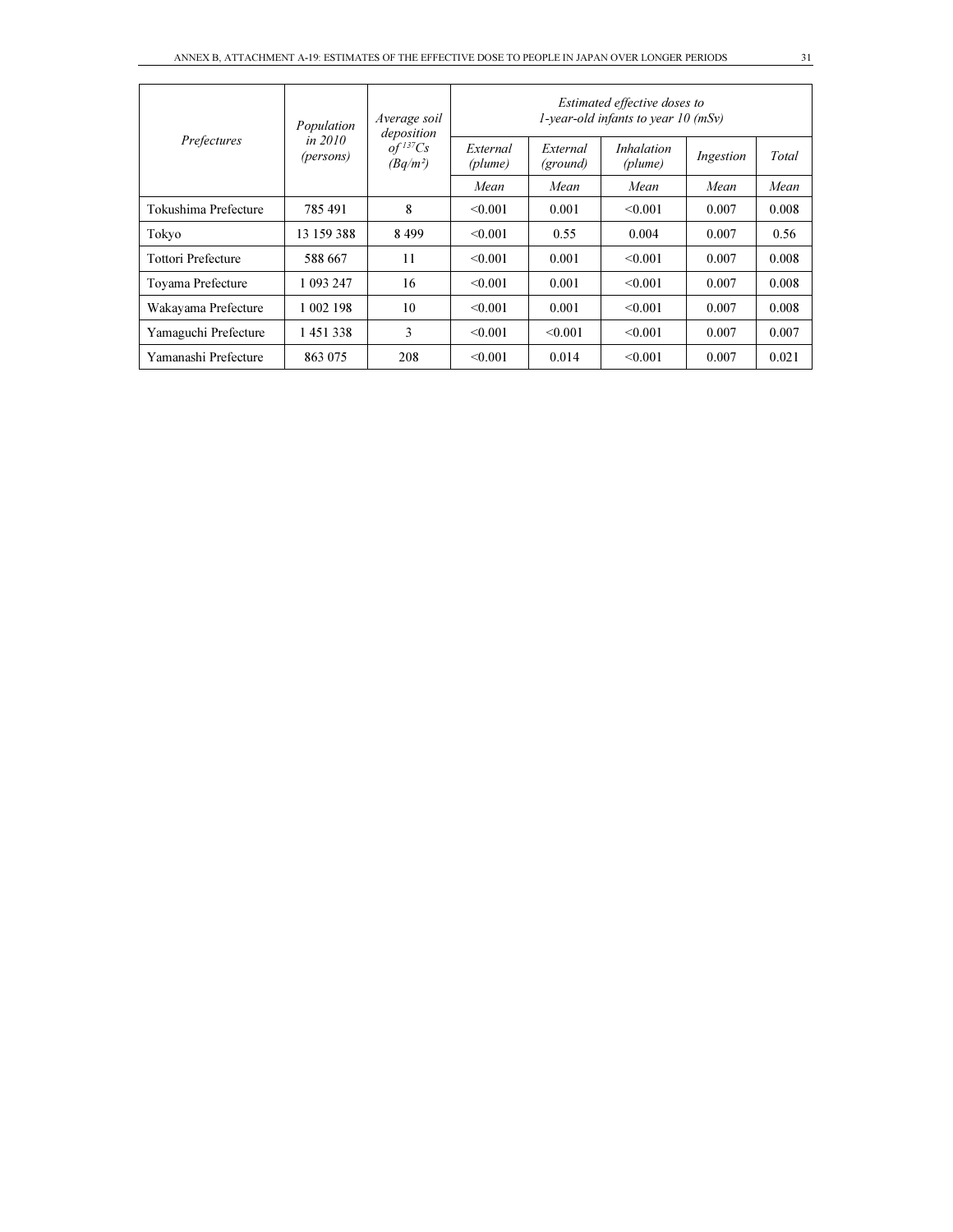| Prefectures | Population in 2010 (persons) | Average soil deposition of $^{137}Cs$ ($Bq/m^2$) | Estimated effective doses to 1-year-old infants to year 10 (mSv) | | | | |
|---|---|---|---|---|---|---|---|
| | | | External (plume) | External (ground) | Inhalation (plume) | Ingestion | Total |
| | | | Mean | Mean | Mean | Mean | Mean |
| Tokushima Prefecture | 785 491 | 8 | <0.001 | 0.001 | <0.001 | 0.007 | 0.008 |
| Tokyo | 13 159 388 | 8 499 | <0.001 | 0.55 | 0.004 | 0.007 | 0.56 |
| Tottori Prefecture | 588 667 | 11 | <0.001 | 0.001 | <0.001 | 0.007 | 0.008 |
| Toyama Prefecture | 1 093 247 | 16 | <0.001 | 0.001 | <0.001 | 0.007 | 0.008 |
| Wakayama Prefecture | 1 002 198 | 10 | <0.001 | 0.001 | <0.001 | 0.007 | 0.008 |
| Yamaguchi Prefecture | 1 451 338 | 3 | <0.001 | <0.001 | <0.001 | 0.007 | 0.007 |
| Yamanashi Prefecture | 863 075 | 208 | <0.001 | 0.014 | <0.001 | 0.007 | 0.021 |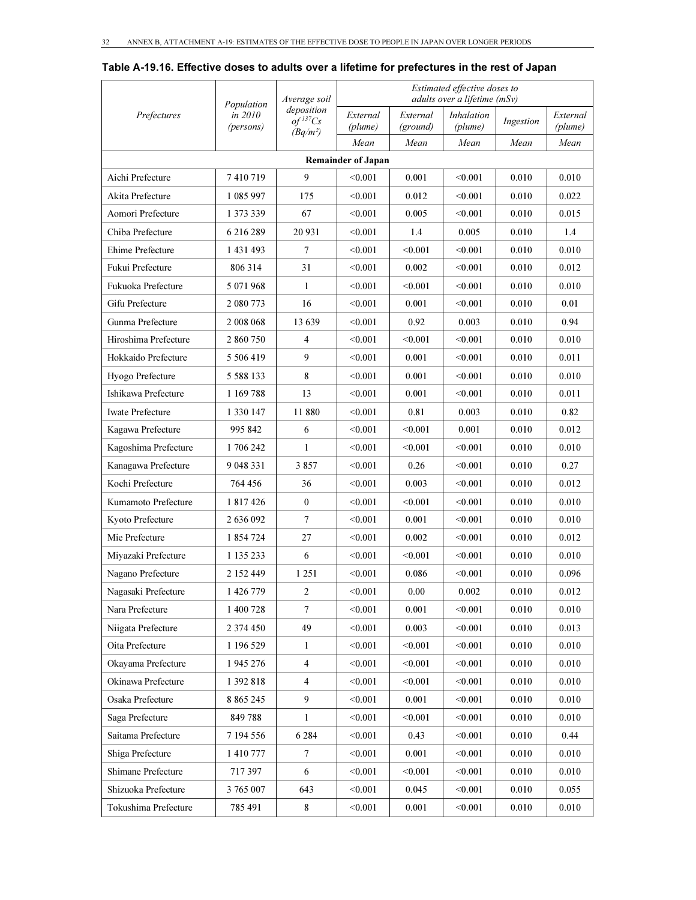**Table A-19.16. Effective doses to adults over a lifetime for prefectures in the rest of Japan**

| *Prefectures* | *Population in 2010 (persons)* | *Average soil deposition of $^{137}Cs$ (Bq/m²)* | *Estimated effective doses to adults over a lifetime (mSv)* | | | | |
|---|---|---|---|---|---|---|---|
| | | | *External (plume)* | *External (ground)* | *Inhalation (plume)* | *Ingestion* | *External (plume)* |
| | | | *Mean* | *Mean* | *Mean* | *Mean* | *Mean* |
| **Remainder of Japan** | | | | | | | |
| Aichi Prefecture | 7 410 719 | 9 | <0.001 | 0.001 | <0.001 | 0.010 | 0.010 |
| Akita Prefecture | 1 085 997 | 175 | <0.001 | 0.012 | <0.001 | 0.010 | 0.022 |
| Aomori Prefecture | 1 373 339 | 67 | <0.001 | 0.005 | <0.001 | 0.010 | 0.015 |
| Chiba Prefecture | 6 216 289 | 20 931 | <0.001 | 1.4 | 0.005 | 0.010 | 1.4 |
| Ehime Prefecture | 1 431 493 | 7 | <0.001 | <0.001 | <0.001 | 0.010 | 0.010 |
| Fukui Prefecture | 806 314 | 31 | <0.001 | 0.002 | <0.001 | 0.010 | 0.012 |
| Fukuoka Prefecture | 5 071 968 | 1 | <0.001 | <0.001 | <0.001 | 0.010 | 0.010 |
| Gifu Prefecture | 2 080 773 | 16 | <0.001 | 0.001 | <0.001 | 0.010 | 0.01 |
| Gunma Prefecture | 2 008 068 | 13 639 | <0.001 | 0.92 | 0.003 | 0.010 | 0.94 |
| Hiroshima Prefecture | 2 860 750 | 4 | <0.001 | <0.001 | <0.001 | 0.010 | 0.010 |
| Hokkaido Prefecture | 5 506 419 | 9 | <0.001 | 0.001 | <0.001 | 0.010 | 0.011 |
| Hyogo Prefecture | 5 588 133 | 8 | <0.001 | 0.001 | <0.001 | 0.010 | 0.010 |
| Ishikawa Prefecture | 1 169 788 | 13 | <0.001 | 0.001 | <0.001 | 0.010 | 0.011 |
| Iwate Prefecture | 1 330 147 | 11 880 | <0.001 | 0.81 | 0.003 | 0.010 | 0.82 |
| Kagawa Prefecture | 995 842 | 6 | <0.001 | <0.001 | 0.001 | 0.010 | 0.012 |
| Kagoshima Prefecture | 1 706 242 | 1 | <0.001 | <0.001 | <0.001 | 0.010 | 0.010 |
| Kanagawa Prefecture | 9 048 331 | 3 857 | <0.001 | 0.26 | <0.001 | 0.010 | 0.27 |
| Kochi Prefecture | 764 456 | 36 | <0.001 | 0.003 | <0.001 | 0.010 | 0.012 |
| Kumamoto Prefecture | 1 817 426 | 0 | <0.001 | <0.001 | <0.001 | 0.010 | 0.010 |
| Kyoto Prefecture | 2 636 092 | 7 | <0.001 | 0.001 | <0.001 | 0.010 | 0.010 |
| Mie Prefecture | 1 854 724 | 27 | <0.001 | 0.002 | <0.001 | 0.010 | 0.012 |
| Miyazaki Prefecture | 1 135 233 | 6 | <0.001 | <0.001 | <0.001 | 0.010 | 0.010 |
| Nagano Prefecture | 2 152 449 | 1 251 | <0.001 | 0.086 | <0.001 | 0.010 | 0.096 |
| Nagasaki Prefecture | 1 426 779 | 2 | <0.001 | 0.00 | 0.002 | 0.010 | 0.012 |
| Nara Prefecture | 1 400 728 | 7 | <0.001 | 0.001 | <0.001 | 0.010 | 0.010 |
| Niigata Prefecture | 2 374 450 | 49 | <0.001 | 0.003 | <0.001 | 0.010 | 0.013 |
| Oita Prefecture | 1 196 529 | 1 | <0.001 | <0.001 | <0.001 | 0.010 | 0.010 |
| Okayama Prefecture | 1 945 276 | 4 | <0.001 | <0.001 | <0.001 | 0.010 | 0.010 |
| Okinawa Prefecture | 1 392 818 | 4 | <0.001 | <0.001 | <0.001 | 0.010 | 0.010 |
| Osaka Prefecture | 8 865 245 | 9 | <0.001 | 0.001 | <0.001 | 0.010 | 0.010 |
| Saga Prefecture | 849 788 | 1 | <0.001 | <0.001 | <0.001 | 0.010 | 0.010 |
| Saitama Prefecture | 7 194 556 | 6 284 | <0.001 | 0.43 | <0.001 | 0.010 | 0.44 |
| Shiga Prefecture | 1 410 777 | 7 | <0.001 | 0.001 | <0.001 | 0.010 | 0.010 |
| Shimane Prefecture | 717 397 | 6 | <0.001 | <0.001 | <0.001 | 0.010 | 0.010 |
| Shizuoka Prefecture | 3 765 007 | 643 | <0.001 | 0.045 | <0.001 | 0.010 | 0.055 |
| Tokushima Prefecture | 785 491 | 8 | <0.001 | 0.001 | <0.001 | 0.010 | 0.010 |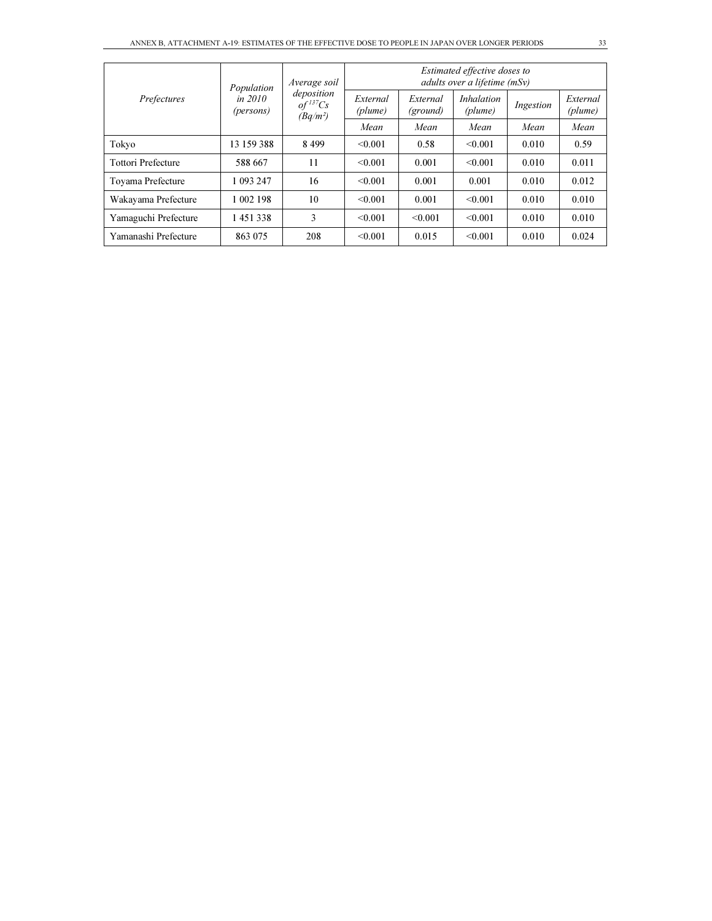| *Prefectures* | *Population in 2010 (persons)* | *Average soil deposition of $^{137}Cs$ (Bq/m²)* | *Estimated effective doses to adults over a lifetime (mSv)* | | | | |
|---|---|---|---|---|---|---|---|
| | | | *External (plume)* | *External (ground)* | *Inhalation (plume)* | *Ingestion* | *External (plume)* |
| | | | *Mean* | *Mean* | *Mean* | *Mean* | *Mean* |
| Tokyo | 13 159 388 | 8 499 | <0.001 | 0.58 | <0.001 | 0.010 | 0.59 |
| Tottori Prefecture | 588 667 | 11 | <0.001 | 0.001 | <0.001 | 0.010 | 0.011 |
| Toyama Prefecture | 1 093 247 | 16 | <0.001 | 0.001 | 0.001 | 0.010 | 0.012 |
| Wakayama Prefecture | 1 002 198 | 10 | <0.001 | 0.001 | <0.001 | 0.010 | 0.010 |
| Yamaguchi Prefecture | 1 451 338 | 3 | <0.001 | <0.001 | <0.001 | 0.010 | 0.010 |
| Yamanashi Prefecture | 863 075 | 208 | <0.001 | 0.015 | <0.001 | 0.010 | 0.024 |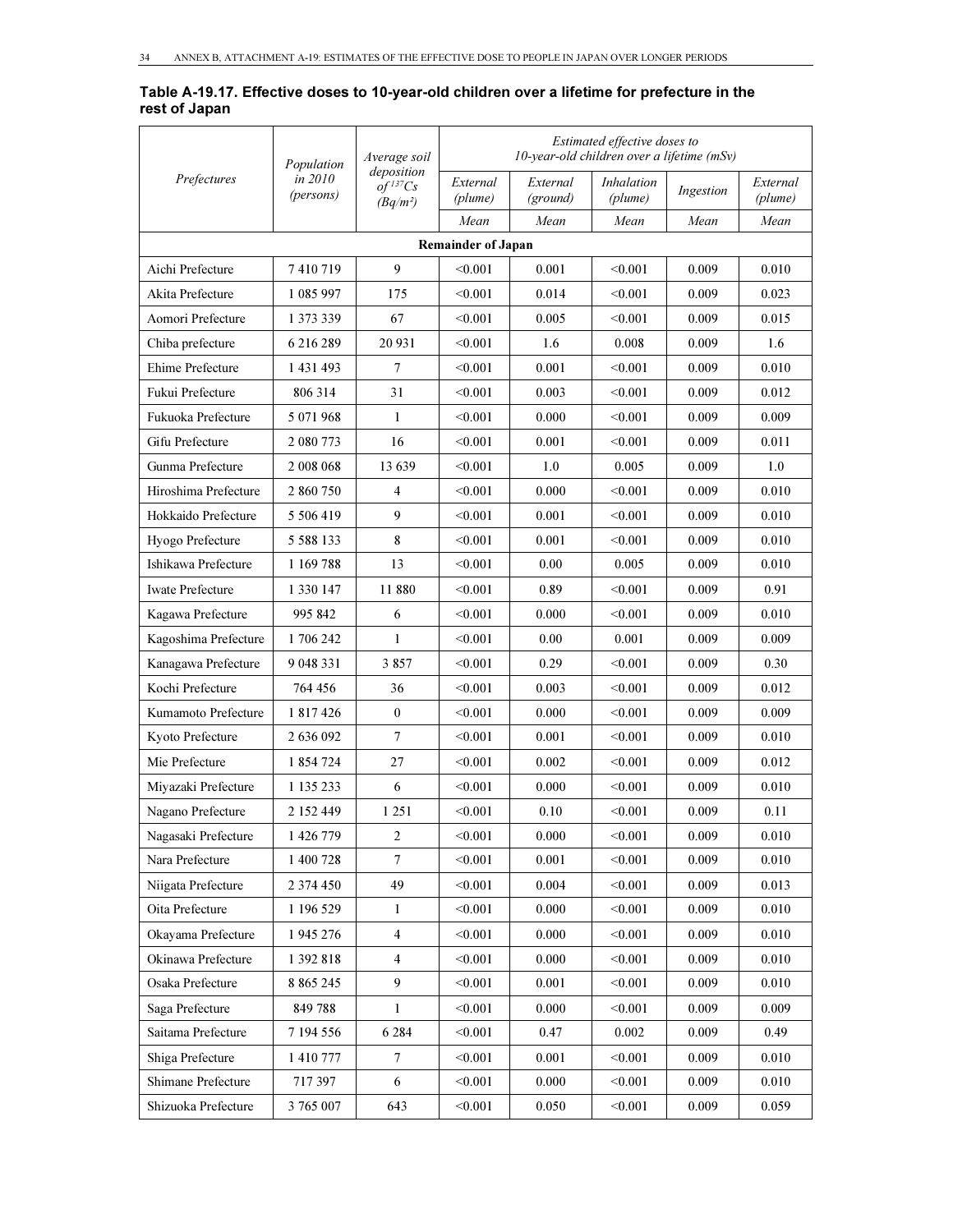**Table A-19.17. Effective doses to 10-year-old children over a lifetime for prefecture in the rest of Japan**

| Prefectures | Population in 2010 (persons) | Average soil deposition of $^{137}Cs$ (Bq/m²) | Estimated effective doses to 10-year-old children over a lifetime (mSv) | | | | |
|---|---|---|---|---|---|---|---|
| | | | External (plume) | External (ground) | Inhalation (plume) | Ingestion | External (plume) |
| | | | Mean | Mean | Mean | Mean | Mean |
| **Remainder of Japan** | | | | | | | |
| Aichi Prefecture | 7 410 719 | 9 | <0.001 | 0.001 | <0.001 | 0.009 | 0.010 |
| Akita Prefecture | 1 085 997 | 175 | <0.001 | 0.014 | <0.001 | 0.009 | 0.023 |
| Aomori Prefecture | 1 373 339 | 67 | <0.001 | 0.005 | <0.001 | 0.009 | 0.015 |
| Chiba prefecture | 6 216 289 | 20 931 | <0.001 | 1.6 | 0.008 | 0.009 | 1.6 |
| Ehime Prefecture | 1 431 493 | 7 | <0.001 | 0.001 | <0.001 | 0.009 | 0.010 |
| Fukui Prefecture | 806 314 | 31 | <0.001 | 0.003 | <0.001 | 0.009 | 0.012 |
| Fukuoka Prefecture | 5 071 968 | 1 | <0.001 | 0.000 | <0.001 | 0.009 | 0.009 |
| Gifu Prefecture | 2 080 773 | 16 | <0.001 | 0.001 | <0.001 | 0.009 | 0.011 |
| Gunma Prefecture | 2 008 068 | 13 639 | <0.001 | 1.0 | 0.005 | 0.009 | 1.0 |
| Hiroshima Prefecture | 2 860 750 | 4 | <0.001 | 0.000 | <0.001 | 0.009 | 0.010 |
| Hokkaido Prefecture | 5 506 419 | 9 | <0.001 | 0.001 | <0.001 | 0.009 | 0.010 |
| Hyogo Prefecture | 5 588 133 | 8 | <0.001 | 0.001 | <0.001 | 0.009 | 0.010 |
| Ishikawa Prefecture | 1 169 788 | 13 | <0.001 | 0.00 | 0.005 | 0.009 | 0.010 |
| Iwate Prefecture | 1 330 147 | 11 880 | <0.001 | 0.89 | <0.001 | 0.009 | 0.91 |
| Kagawa Prefecture | 995 842 | 6 | <0.001 | 0.000 | <0.001 | 0.009 | 0.010 |
| Kagoshima Prefecture | 1 706 242 | 1 | <0.001 | 0.00 | 0.001 | 0.009 | 0.009 |
| Kanagawa Prefecture | 9 048 331 | 3 857 | <0.001 | 0.29 | <0.001 | 0.009 | 0.30 |
| Kochi Prefecture | 764 456 | 36 | <0.001 | 0.003 | <0.001 | 0.009 | 0.012 |
| Kumamoto Prefecture | 1 817 426 | 0 | <0.001 | 0.000 | <0.001 | 0.009 | 0.009 |
| Kyoto Prefecture | 2 636 092 | 7 | <0.001 | 0.001 | <0.001 | 0.009 | 0.010 |
| Mie Prefecture | 1 854 724 | 27 | <0.001 | 0.002 | <0.001 | 0.009 | 0.012 |
| Miyazaki Prefecture | 1 135 233 | 6 | <0.001 | 0.000 | <0.001 | 0.009 | 0.010 |
| Nagano Prefecture | 2 152 449 | 1 251 | <0.001 | 0.10 | <0.001 | 0.009 | 0.11 |
| Nagasaki Prefecture | 1 426 779 | 2 | <0.001 | 0.000 | <0.001 | 0.009 | 0.010 |
| Nara Prefecture | 1 400 728 | 7 | <0.001 | 0.001 | <0.001 | 0.009 | 0.010 |
| Niigata Prefecture | 2 374 450 | 49 | <0.001 | 0.004 | <0.001 | 0.009 | 0.013 |
| Oita Prefecture | 1 196 529 | 1 | <0.001 | 0.000 | <0.001 | 0.009 | 0.010 |
| Okayama Prefecture | 1 945 276 | 4 | <0.001 | 0.000 | <0.001 | 0.009 | 0.010 |
| Okinawa Prefecture | 1 392 818 | 4 | <0.001 | 0.000 | <0.001 | 0.009 | 0.010 |
| Osaka Prefecture | 8 865 245 | 9 | <0.001 | 0.001 | <0.001 | 0.009 | 0.010 |
| Saga Prefecture | 849 788 | 1 | <0.001 | 0.000 | <0.001 | 0.009 | 0.009 |
| Saitama Prefecture | 7 194 556 | 6 284 | <0.001 | 0.47 | 0.002 | 0.009 | 0.49 |
| Shiga Prefecture | 1 410 777 | 7 | <0.001 | 0.001 | <0.001 | 0.009 | 0.010 |
| Shimane Prefecture | 717 397 | 6 | <0.001 | 0.000 | <0.001 | 0.009 | 0.010 |
| Shizuoka Prefecture | 3 765 007 | 643 | <0.001 | 0.050 | <0.001 | 0.009 | 0.059 |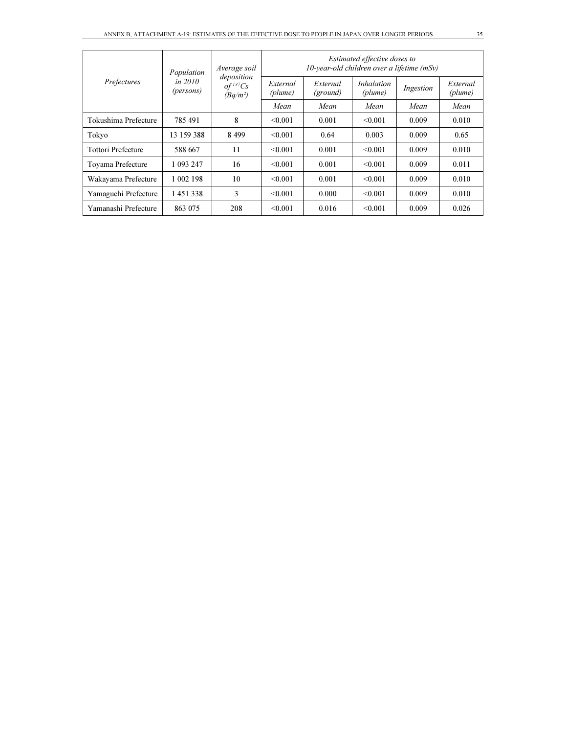| *Prefectures* | *Population in 2010 (persons)* | *Average soil deposition of $^{137}Cs$ (Bq/m²)* | *Estimated effective doses to 10-year-old children over a lifetime (mSv)* | | | | |
|---|---|---|---|---|---|---|---|
| | | | *External (plume)* | *External (ground)* | *Inhalation (plume)* | *Ingestion* | *External (plume)* |
| | | | *Mean* | *Mean* | *Mean* | *Mean* | *Mean* |
| Tokushima Prefecture | 785 491 | 8 | <0.001 | 0.001 | <0.001 | 0.009 | 0.010 |
| Tokyo | 13 159 388 | 8 499 | <0.001 | 0.64 | 0.003 | 0.009 | 0.65 |
| Tottori Prefecture | 588 667 | 11 | <0.001 | 0.001 | <0.001 | 0.009 | 0.010 |
| Toyama Prefecture | 1 093 247 | 16 | <0.001 | 0.001 | <0.001 | 0.009 | 0.011 |
| Wakayama Prefecture | 1 002 198 | 10 | <0.001 | 0.001 | <0.001 | 0.009 | 0.010 |
| Yamaguchi Prefecture | 1 451 338 | 3 | <0.001 | 0.000 | <0.001 | 0.009 | 0.010 |
| Yamanashi Prefecture | 863 075 | 208 | <0.001 | 0.016 | <0.001 | 0.009 | 0.026 |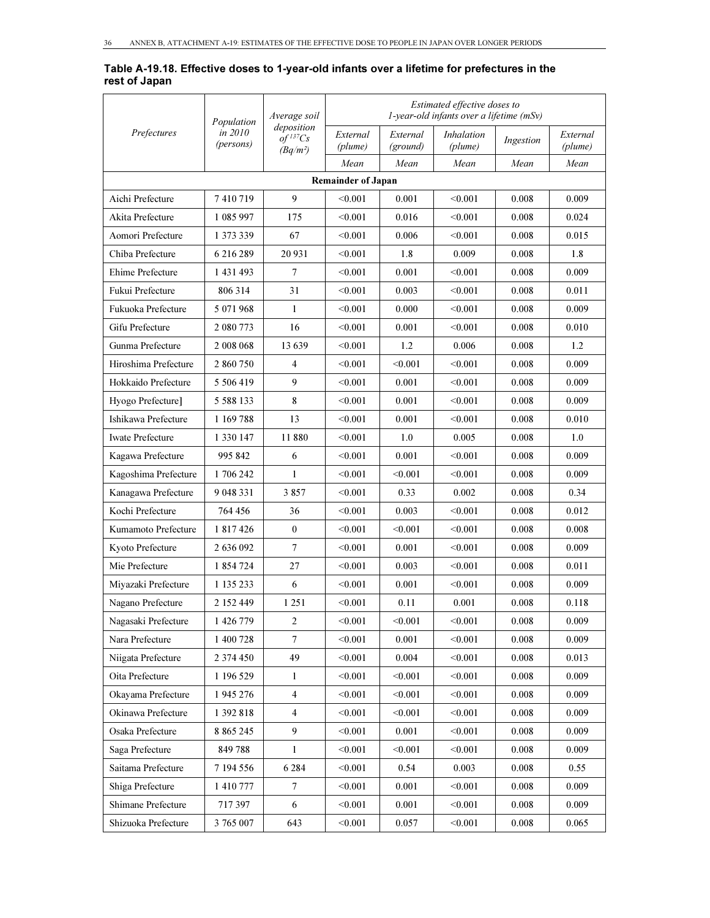**Table A-19.18. Effective doses to 1-year-old infants over a lifetime for prefectures in the rest of Japan**

| *Prefectures* | *Population in 2010 (persons)* | *Average soil deposition of $^{137}Cs$ (Bq/m²)* | *Estimated effective doses to 1-year-old infants over a lifetime (mSv)* | | | | |
|---|---|---|---|---|---|---|---|
| | | | *External (plume)* | *External (ground)* | *Inhalation (plume)* | *Ingestion* | *External (plume)* |
| | | | *Mean* | *Mean* | *Mean* | *Mean* | *Mean* |
| **Remainder of Japan** | | | | | | | |
| Aichi Prefecture | 7 410 719 | 9 | <0.001 | 0.001 | <0.001 | 0.008 | 0.009 |
| Akita Prefecture | 1 085 997 | 175 | <0.001 | 0.016 | <0.001 | 0.008 | 0.024 |
| Aomori Prefecture | 1 373 339 | 67 | <0.001 | 0.006 | <0.001 | 0.008 | 0.015 |
| Chiba Prefecture | 6 216 289 | 20 931 | <0.001 | 1.8 | 0.009 | 0.008 | 1.8 |
| Ehime Prefecture | 1 431 493 | 7 | <0.001 | 0.001 | <0.001 | 0.008 | 0.009 |
| Fukui Prefecture | 806 314 | 31 | <0.001 | 0.003 | <0.001 | 0.008 | 0.011 |
| Fukuoka Prefecture | 5 071 968 | 1 | <0.001 | 0.000 | <0.001 | 0.008 | 0.009 |
| Gifu Prefecture | 2 080 773 | 16 | <0.001 | 0.001 | <0.001 | 0.008 | 0.010 |
| Gunma Prefecture | 2 008 068 | 13 639 | <0.001 | 1.2 | 0.006 | 0.008 | 1.2 |
| Hiroshima Prefecture | 2 860 750 | 4 | <0.001 | <0.001 | <0.001 | 0.008 | 0.009 |
| Hokkaido Prefecture | 5 506 419 | 9 | <0.001 | 0.001 | <0.001 | 0.008 | 0.009 |
| Hyogo Prefecture] | 5 588 133 | 8 | <0.001 | 0.001 | <0.001 | 0.008 | 0.009 |
| Ishikawa Prefecture | 1 169 788 | 13 | <0.001 | 0.001 | <0.001 | 0.008 | 0.010 |
| Iwate Prefecture | 1 330 147 | 11 880 | <0.001 | 1.0 | 0.005 | 0.008 | 1.0 |
| Kagawa Prefecture | 995 842 | 6 | <0.001 | 0.001 | <0.001 | 0.008 | 0.009 |
| Kagoshima Prefecture | 1 706 242 | 1 | <0.001 | <0.001 | <0.001 | 0.008 | 0.009 |
| Kanagawa Prefecture | 9 048 331 | 3 857 | <0.001 | 0.33 | 0.002 | 0.008 | 0.34 |
| Kochi Prefecture | 764 456 | 36 | <0.001 | 0.003 | <0.001 | 0.008 | 0.012 |
| Kumamoto Prefecture | 1 817 426 | 0 | <0.001 | <0.001 | <0.001 | 0.008 | 0.008 |
| Kyoto Prefecture | 2 636 092 | 7 | <0.001 | 0.001 | <0.001 | 0.008 | 0.009 |
| Mie Prefecture | 1 854 724 | 27 | <0.001 | 0.003 | <0.001 | 0.008 | 0.011 |
| Miyazaki Prefecture | 1 135 233 | 6 | <0.001 | 0.001 | <0.001 | 0.008 | 0.009 |
| Nagano Prefecture | 2 152 449 | 1 251 | <0.001 | 0.11 | 0.001 | 0.008 | 0.118 |
| Nagasaki Prefecture | 1 426 779 | 2 | <0.001 | <0.001 | <0.001 | 0.008 | 0.009 |
| Nara Prefecture | 1 400 728 | 7 | <0.001 | 0.001 | <0.001 | 0.008 | 0.009 |
| Niigata Prefecture | 2 374 450 | 49 | <0.001 | 0.004 | <0.001 | 0.008 | 0.013 |
| Oita Prefecture | 1 196 529 | 1 | <0.001 | <0.001 | <0.001 | 0.008 | 0.009 |
| Okayama Prefecture | 1 945 276 | 4 | <0.001 | <0.001 | <0.001 | 0.008 | 0.009 |
| Okinawa Prefecture | 1 392 818 | 4 | <0.001 | <0.001 | <0.001 | 0.008 | 0.009 |
| Osaka Prefecture | 8 865 245 | 9 | <0.001 | 0.001 | <0.001 | 0.008 | 0.009 |
| Saga Prefecture | 849 788 | 1 | <0.001 | <0.001 | <0.001 | 0.008 | 0.009 |
| Saitama Prefecture | 7 194 556 | 6 284 | <0.001 | 0.54 | 0.003 | 0.008 | 0.55 |
| Shiga Prefecture | 1 410 777 | 7 | <0.001 | 0.001 | <0.001 | 0.008 | 0.009 |
| Shimane Prefecture | 717 397 | 6 | <0.001 | 0.001 | <0.001 | 0.008 | 0.009 |
| Shizuoka Prefecture | 3 765 007 | 643 | <0.001 | 0.057 | <0.001 | 0.008 | 0.065 |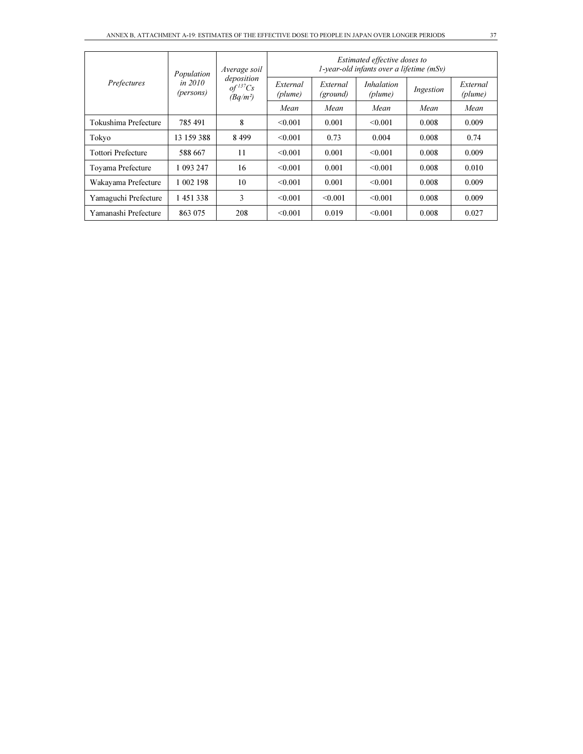| *Prefectures* | *Population in 2010 (persons)* | *Average soil deposition of $^{137}Cs$ (Bq/m²)* | *Estimated effective doses to 1-year-old infants over a lifetime (mSv)* | | | | |
|---|---|---|---|---|---|---|---|
| | | | *External (plume)* | *External (ground)* | *Inhalation (plume)* | *Ingestion* | *External (plume)* |
| | | | *Mean* | *Mean* | *Mean* | *Mean* | *Mean* |
| Tokushima Prefecture | 785 491 | 8 | <0.001 | 0.001 | <0.001 | 0.008 | 0.009 |
| Tokyo | 13 159 388 | 8 499 | <0.001 | 0.73 | 0.004 | 0.008 | 0.74 |
| Tottori Prefecture | 588 667 | 11 | <0.001 | 0.001 | <0.001 | 0.008 | 0.009 |
| Toyama Prefecture | 1 093 247 | 16 | <0.001 | 0.001 | <0.001 | 0.008 | 0.010 |
| Wakayama Prefecture | 1 002 198 | 10 | <0.001 | 0.001 | <0.001 | 0.008 | 0.009 |
| Yamaguchi Prefecture | 1 451 338 | 3 | <0.001 | <0.001 | <0.001 | 0.008 | 0.009 |
| Yamanashi Prefecture | 863 075 | 208 | <0.001 | 0.019 | <0.001 | 0.008 | 0.027 |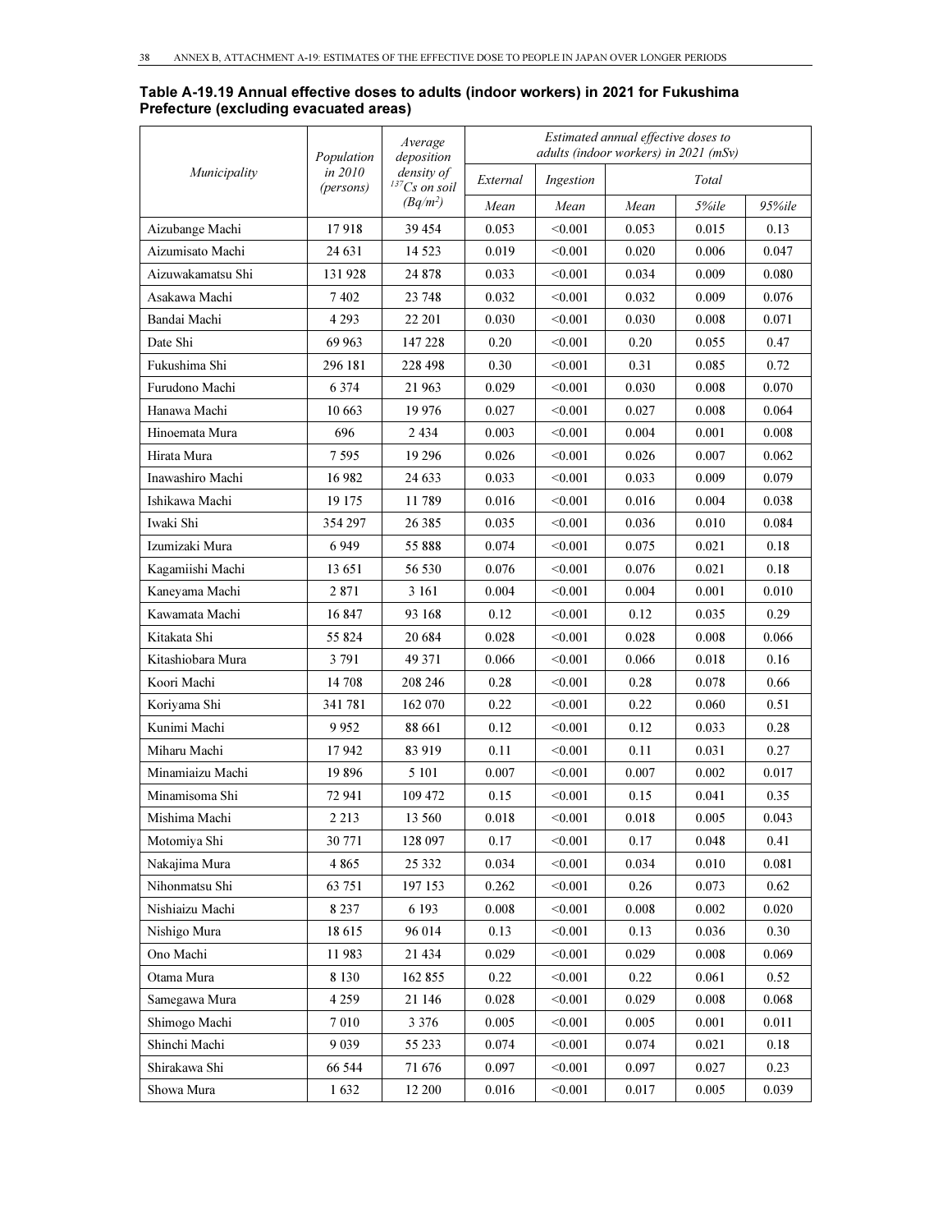**Table A-19.19 Annual effective doses to adults (indoor workers) in 2021 for Fukushima Prefecture (excluding evacuated areas)**

| *Municipality* | *Population in 2010 (persons)* | *Average deposition density of $^{137}Cs$ on soil ($Bq/m^2$)* | *Estimated annual effective doses to adults (indoor workers) in 2021 (mSv)* | | | | |
|---|---|---|---|---|---|---|---|
| | | | *External* | *Ingestion* | *Total* | | |
| | | | *Mean* | *Mean* | *Mean* | *5%ile* | *95%ile* |
| Aizubange Machi | 17 918 | 39 454 | 0.053 | <0.001 | 0.053 | 0.015 | 0.13 |
| Aizumisato Machi | 24 631 | 14 523 | 0.019 | <0.001 | 0.020 | 0.006 | 0.047 |
| Aizuwakamatsu Shi | 131 928 | 24 878 | 0.033 | <0.001 | 0.034 | 0.009 | 0.080 |
| Asakawa Machi | 7 402 | 23 748 | 0.032 | <0.001 | 0.032 | 0.009 | 0.076 |
| Bandai Machi | 4 293 | 22 201 | 0.030 | <0.001 | 0.030 | 0.008 | 0.071 |
| Date Shi | 69 963 | 147 228 | 0.20 | <0.001 | 0.20 | 0.055 | 0.47 |
| Fukushima Shi | 296 181 | 228 498 | 0.30 | <0.001 | 0.31 | 0.085 | 0.72 |
| Furudono Machi | 6 374 | 21 963 | 0.029 | <0.001 | 0.030 | 0.008 | 0.070 |
| Hanawa Machi | 10 663 | 19 976 | 0.027 | <0.001 | 0.027 | 0.008 | 0.064 |
| Hinoemata Mura | 696 | 2 434 | 0.003 | <0.001 | 0.004 | 0.001 | 0.008 |
| Hirata Mura | 7 595 | 19 296 | 0.026 | <0.001 | 0.026 | 0.007 | 0.062 |
| Inawashiro Machi | 16 982 | 24 633 | 0.033 | <0.001 | 0.033 | 0.009 | 0.079 |
| Ishikawa Machi | 19 175 | 11 789 | 0.016 | <0.001 | 0.016 | 0.004 | 0.038 |
| Iwaki Shi | 354 297 | 26 385 | 0.035 | <0.001 | 0.036 | 0.010 | 0.084 |
| Izumizaki Mura | 6 949 | 55 888 | 0.074 | <0.001 | 0.075 | 0.021 | 0.18 |
| Kagamiishi Machi | 13 651 | 56 530 | 0.076 | <0.001 | 0.076 | 0.021 | 0.18 |
| Kaneyama Machi | 2 871 | 3 161 | 0.004 | <0.001 | 0.004 | 0.001 | 0.010 |
| Kawamata Machi | 16 847 | 93 168 | 0.12 | <0.001 | 0.12 | 0.035 | 0.29 |
| Kitakata Shi | 55 824 | 20 684 | 0.028 | <0.001 | 0.028 | 0.008 | 0.066 |
| Kitashiobara Mura | 3 791 | 49 371 | 0.066 | <0.001 | 0.066 | 0.018 | 0.16 |
| Koori Machi | 14 708 | 208 246 | 0.28 | <0.001 | 0.28 | 0.078 | 0.66 |
| Koriyama Shi | 341 781 | 162 070 | 0.22 | <0.001 | 0.22 | 0.060 | 0.51 |
| Kunimi Machi | 9 952 | 88 661 | 0.12 | <0.001 | 0.12 | 0.033 | 0.28 |
| Miharu Machi | 17 942 | 83 919 | 0.11 | <0.001 | 0.11 | 0.031 | 0.27 |
| Minamiaizu Machi | 19 896 | 5 101 | 0.007 | <0.001 | 0.007 | 0.002 | 0.017 |
| Minamisoma Shi | 72 941 | 109 472 | 0.15 | <0.001 | 0.15 | 0.041 | 0.35 |
| Mishima Machi | 2 213 | 13 560 | 0.018 | <0.001 | 0.018 | 0.005 | 0.043 |
| Motomiya Shi | 30 771 | 128 097 | 0.17 | <0.001 | 0.17 | 0.048 | 0.41 |
| Nakajima Mura | 4 865 | 25 332 | 0.034 | <0.001 | 0.034 | 0.010 | 0.081 |
| Nihonmatsu Shi | 63 751 | 197 153 | 0.262 | <0.001 | 0.26 | 0.073 | 0.62 |
| Nishiaizu Machi | 8 237 | 6 193 | 0.008 | <0.001 | 0.008 | 0.002 | 0.020 |
| Nishigo Mura | 18 615 | 96 014 | 0.13 | <0.001 | 0.13 | 0.036 | 0.30 |
| Ono Machi | 11 983 | 21 434 | 0.029 | <0.001 | 0.029 | 0.008 | 0.069 |
| Otama Mura | 8 130 | 162 855 | 0.22 | <0.001 | 0.22 | 0.061 | 0.52 |
| Samegawa Mura | 4 259 | 21 146 | 0.028 | <0.001 | 0.029 | 0.008 | 0.068 |
| Shimogo Machi | 7 010 | 3 376 | 0.005 | <0.001 | 0.005 | 0.001 | 0.011 |
| Shinchi Machi | 9 039 | 55 233 | 0.074 | <0.001 | 0.074 | 0.021 | 0.18 |
| Shirakawa Shi | 66 544 | 71 676 | 0.097 | <0.001 | 0.097 | 0.027 | 0.23 |
| Showa Mura | 1 632 | 12 200 | 0.016 | <0.001 | 0.017 | 0.005 | 0.039 |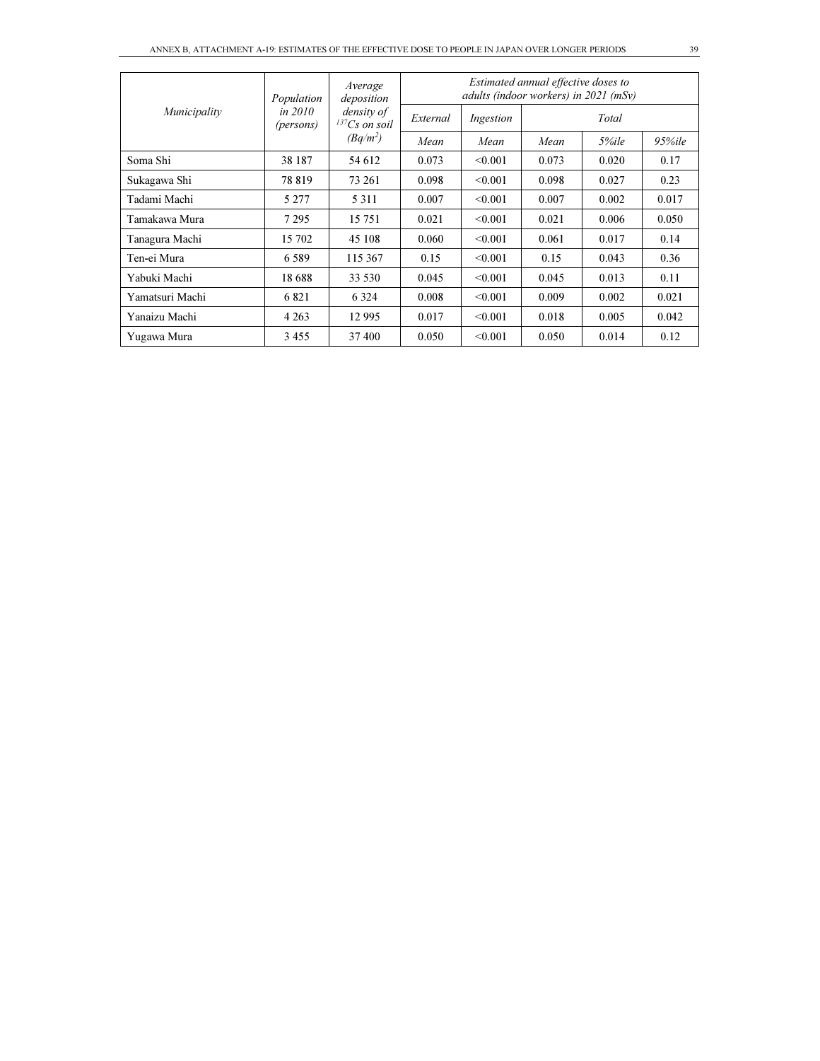| *Municipality* | *Population in 2010 (persons)* | *Average deposition density of $^{137}Cs$ on soil ($Bq/m^2$)* | *Estimated annual effective doses to adults (indoor workers) in 2021 (mSv)* | | | | |
|---|---|---|---|---|---|---|---|
| | | | *External* | *Ingestion* | *Total* | | |
| | | | *Mean* | *Mean* | *Mean* | *5%ile* | *95%ile* |
| Soma Shi | 38 187 | 54 612 | 0.073 | <0.001 | 0.073 | 0.020 | 0.17 |
| Sukagawa Shi | 78 819 | 73 261 | 0.098 | <0.001 | 0.098 | 0.027 | 0.23 |
| Tadami Machi | 5 277 | 5 311 | 0.007 | <0.001 | 0.007 | 0.002 | 0.017 |
| Tamakawa Mura | 7 295 | 15 751 | 0.021 | <0.001 | 0.021 | 0.006 | 0.050 |
| Tanagura Machi | 15 702 | 45 108 | 0.060 | <0.001 | 0.061 | 0.017 | 0.14 |
| Ten-ei Mura | 6 589 | 115 367 | 0.15 | <0.001 | 0.15 | 0.043 | 0.36 |
| Yabuki Machi | 18 688 | 33 530 | 0.045 | <0.001 | 0.045 | 0.013 | 0.11 |
| Yamatsuri Machi | 6 821 | 6 324 | 0.008 | <0.001 | 0.009 | 0.002 | 0.021 |
| Yanaizu Machi | 4 263 | 12 995 | 0.017 | <0.001 | 0.018 | 0.005 | 0.042 |
| Yugawa Mura | 3 455 | 37 400 | 0.050 | <0.001 | 0.050 | 0.014 | 0.12 |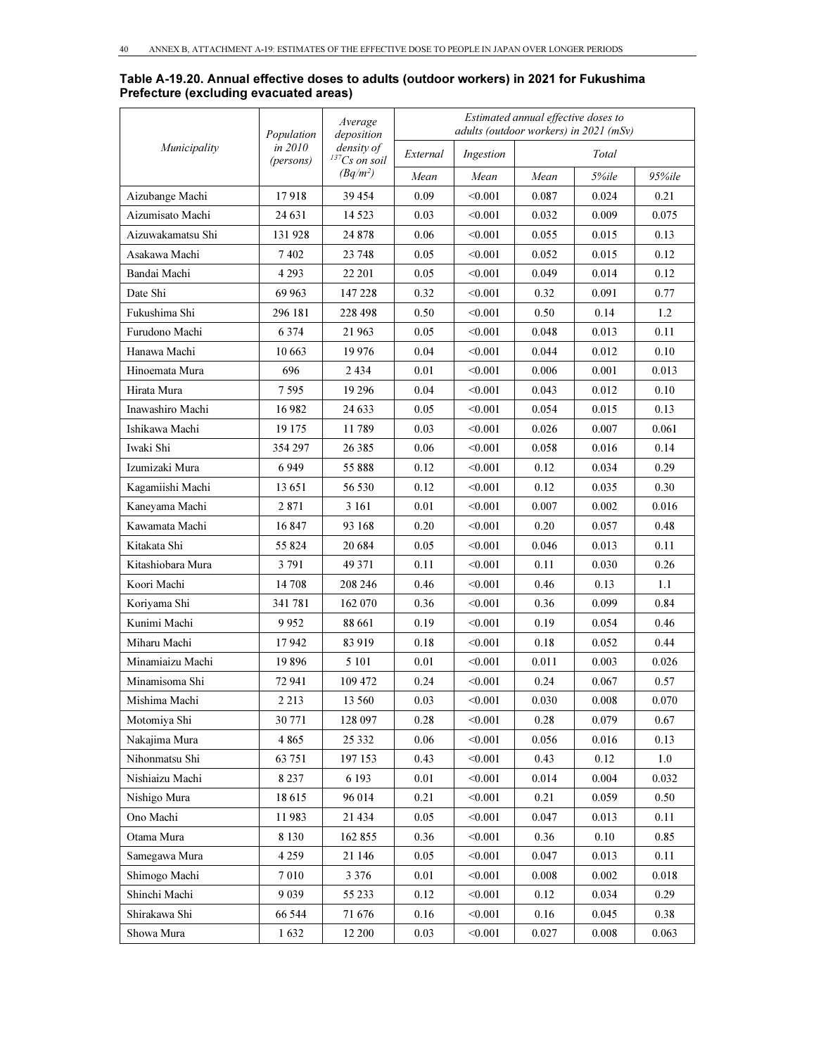**Table A-19.20. Annual effective doses to adults (outdoor workers) in 2021 for Fukushima Prefecture (excluding evacuated areas)**

| *Municipality* | *Population in 2010 (persons)* | *Average deposition density of $^{137}Cs$ on soil ($Bq/m^2$)* | *Estimated annual effective doses to adults (outdoor workers) in 2021 (mSv)* | | | | |
|---|---|---|---|---|---|---|---|
| | | | *External* | *Ingestion* | *Total* | | |
| | | | *Mean* | *Mean* | *Mean* | *5%ile* | *95%ile* |
| Aizubange Machi | 17 918 | 39 454 | 0.09 | <0.001 | 0.087 | 0.024 | 0.21 |
| Aizumisato Machi | 24 631 | 14 523 | 0.03 | <0.001 | 0.032 | 0.009 | 0.075 |
| Aizuwakamatsu Shi | 131 928 | 24 878 | 0.06 | <0.001 | 0.055 | 0.015 | 0.13 |
| Asakawa Machi | 7 402 | 23 748 | 0.05 | <0.001 | 0.052 | 0.015 | 0.12 |
| Bandai Machi | 4 293 | 22 201 | 0.05 | <0.001 | 0.049 | 0.014 | 0.12 |
| Date Shi | 69 963 | 147 228 | 0.32 | <0.001 | 0.32 | 0.091 | 0.77 |
| Fukushima Shi | 296 181 | 228 498 | 0.50 | <0.001 | 0.50 | 0.14 | 1.2 |
| Furudono Machi | 6 374 | 21 963 | 0.05 | <0.001 | 0.048 | 0.013 | 0.11 |
| Hanawa Machi | 10 663 | 19 976 | 0.04 | <0.001 | 0.044 | 0.012 | 0.10 |
| Hinoemata Mura | 696 | 2 434 | 0.01 | <0.001 | 0.006 | 0.001 | 0.013 |
| Hirata Mura | 7 595 | 19 296 | 0.04 | <0.001 | 0.043 | 0.012 | 0.10 |
| Inawashiro Machi | 16 982 | 24 633 | 0.05 | <0.001 | 0.054 | 0.015 | 0.13 |
| Ishikawa Machi | 19 175 | 11 789 | 0.03 | <0.001 | 0.026 | 0.007 | 0.061 |
| Iwaki Shi | 354 297 | 26 385 | 0.06 | <0.001 | 0.058 | 0.016 | 0.14 |
| Izumizaki Mura | 6 949 | 55 888 | 0.12 | <0.001 | 0.12 | 0.034 | 0.29 |
| Kagamiishi Machi | 13 651 | 56 530 | 0.12 | <0.001 | 0.12 | 0.035 | 0.30 |
| Kaneyama Machi | 2 871 | 3 161 | 0.01 | <0.001 | 0.007 | 0.002 | 0.016 |
| Kawamata Machi | 16 847 | 93 168 | 0.20 | <0.001 | 0.20 | 0.057 | 0.48 |
| Kitakata Shi | 55 824 | 20 684 | 0.05 | <0.001 | 0.046 | 0.013 | 0.11 |
| Kitashiobara Mura | 3 791 | 49 371 | 0.11 | <0.001 | 0.11 | 0.030 | 0.26 |
| Koori Machi | 14 708 | 208 246 | 0.46 | <0.001 | 0.46 | 0.13 | 1.1 |
| Koriyama Shi | 341 781 | 162 070 | 0.36 | <0.001 | 0.36 | 0.099 | 0.84 |
| Kunimi Machi | 9 952 | 88 661 | 0.19 | <0.001 | 0.19 | 0.054 | 0.46 |
| Miharu Machi | 17 942 | 83 919 | 0.18 | <0.001 | 0.18 | 0.052 | 0.44 |
| Minamiaizu Machi | 19 896 | 5 101 | 0.01 | <0.001 | 0.011 | 0.003 | 0.026 |
| Minamisoma Shi | 72 941 | 109 472 | 0.24 | <0.001 | 0.24 | 0.067 | 0.57 |
| Mishima Machi | 2 213 | 13 560 | 0.03 | <0.001 | 0.030 | 0.008 | 0.070 |
| Motomiya Shi | 30 771 | 128 097 | 0.28 | <0.001 | 0.28 | 0.079 | 0.67 |
| Nakajima Mura | 4 865 | 25 332 | 0.06 | <0.001 | 0.056 | 0.016 | 0.13 |
| Nihonmatsu Shi | 63 751 | 197 153 | 0.43 | <0.001 | 0.43 | 0.12 | 1.0 |
| Nishiaizu Machi | 8 237 | 6 193 | 0.01 | <0.001 | 0.014 | 0.004 | 0.032 |
| Nishigo Mura | 18 615 | 96 014 | 0.21 | <0.001 | 0.21 | 0.059 | 0.50 |
| Ono Machi | 11 983 | 21 434 | 0.05 | <0.001 | 0.047 | 0.013 | 0.11 |
| Otama Mura | 8 130 | 162 855 | 0.36 | <0.001 | 0.36 | 0.10 | 0.85 |
| Samegawa Mura | 4 259 | 21 146 | 0.05 | <0.001 | 0.047 | 0.013 | 0.11 |
| Shimogo Machi | 7 010 | 3 376 | 0.01 | <0.001 | 0.008 | 0.002 | 0.018 |
| Shinchi Machi | 9 039 | 55 233 | 0.12 | <0.001 | 0.12 | 0.034 | 0.29 |
| Shirakawa Shi | 66 544 | 71 676 | 0.16 | <0.001 | 0.16 | 0.045 | 0.38 |
| Showa Mura | 1 632 | 12 200 | 0.03 | <0.001 | 0.027 | 0.008 | 0.063 |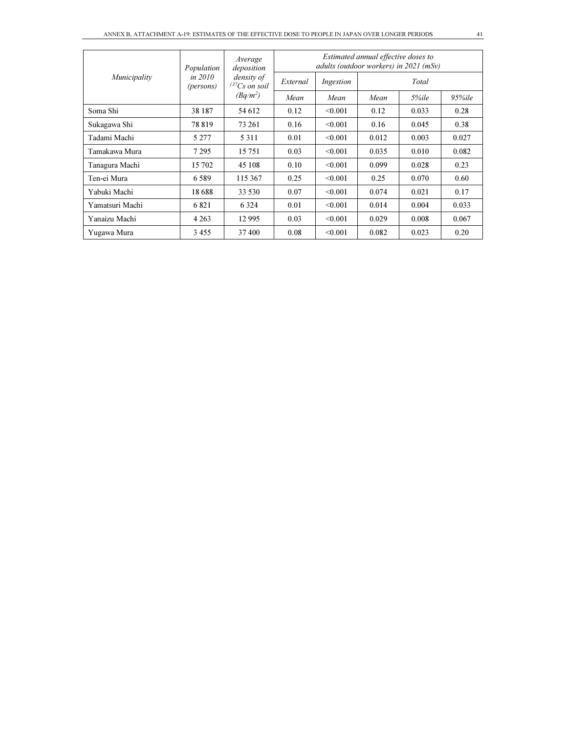| *Municipality* | *Population in 2010 (persons)* | *Average deposition density of $^{137}Cs$ on soil ($Bq/m^2$)* | *Estimated annual effective doses to adults (outdoor workers) in 2021 (mSv)* | | | | |
|---|---|---|---|---|---|---|---|
| | | | *External* | *Ingestion* | *Total* | | |
| | | | *Mean* | *Mean* | *Mean* | *5%ile* | *95%ile* |
| Soma Shi | 38 187 | 54 612 | 0.12 | <0.001 | 0.12 | 0.033 | 0.28 |
| Sukagawa Shi | 78 819 | 73 261 | 0.16 | <0.001 | 0.16 | 0.045 | 0.38 |
| Tadami Machi | 5 277 | 5 311 | 0.01 | <0.001 | 0.012 | 0.003 | 0.027 |
| Tamakawa Mura | 7 295 | 15 751 | 0.03 | <0.001 | 0.035 | 0.010 | 0.082 |
| Tanagura Machi | 15 702 | 45 108 | 0.10 | <0.001 | 0.099 | 0.028 | 0.23 |
| Ten-ei Mura | 6 589 | 115 367 | 0.25 | <0.001 | 0.25 | 0.070 | 0.60 |
| Yabuki Machi | 18 688 | 33 530 | 0.07 | <0.001 | 0.074 | 0.021 | 0.17 |
| Yamatsuri Machi | 6 821 | 6 324 | 0.01 | <0.001 | 0.014 | 0.004 | 0.033 |
| Yanaizu Machi | 4 263 | 12 995 | 0.03 | <0.001 | 0.029 | 0.008 | 0.067 |
| Yugawa Mura | 3 455 | 37 400 | 0.08 | <0.001 | 0.082 | 0.023 | 0.20 |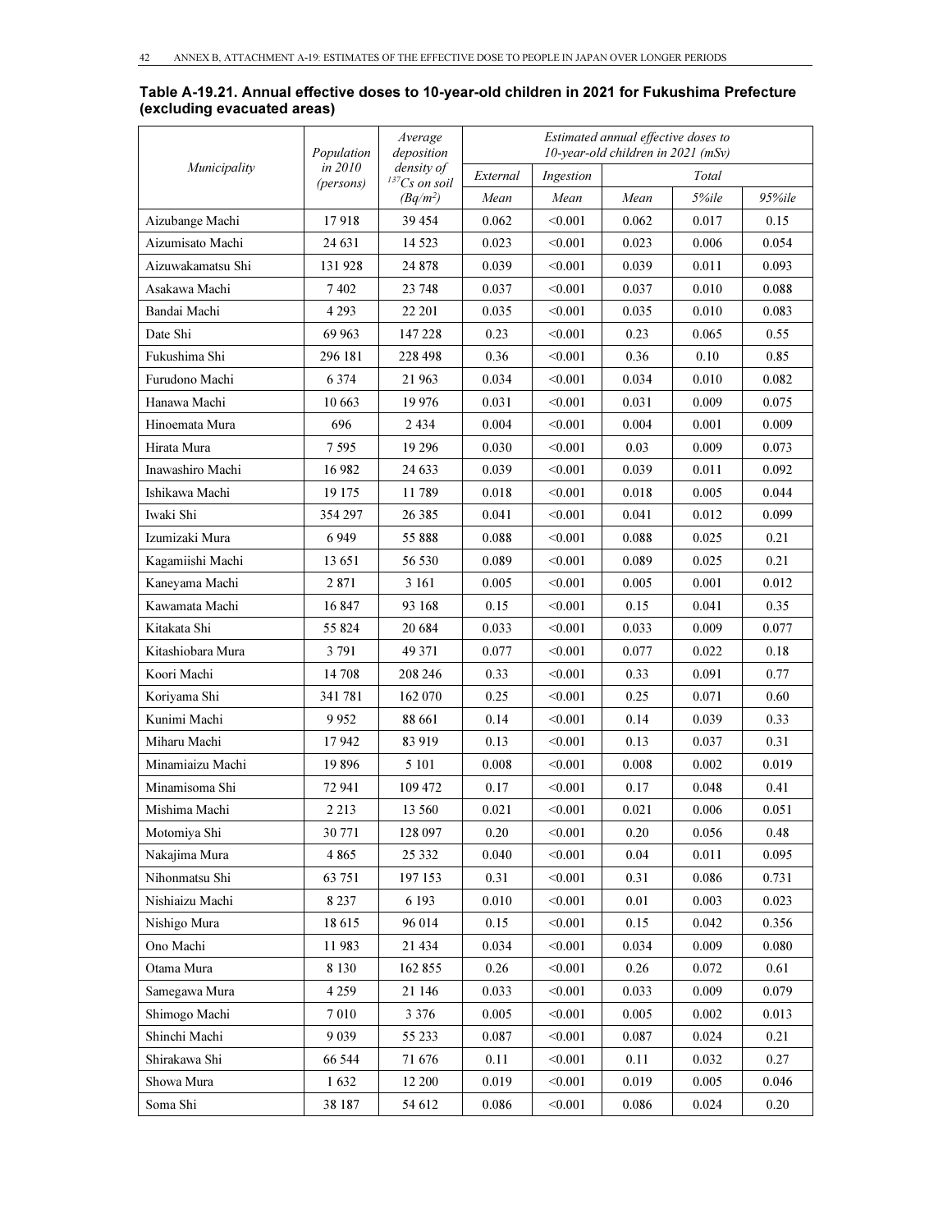**Table A-19.21. Annual effective doses to 10-year-old children in 2021 for Fukushima Prefecture (excluding evacuated areas)**

| *Municipality* | *Population in 2010 (persons)* | *Average deposition density of $^{137}Cs$ on soil ($Bq/m^2$)* | *Estimated annual effective doses to 10-year-old children in 2021 (mSv)* | | | | |
|---|---|---|---|---|---|---|---|
| | | | *External* | *Ingestion* | *Total* | | |
| | | | *Mean* | *Mean* | *Mean* | *5%ile* | *95%ile* |
| Aizubange Machi | 17 918 | 39 454 | 0.062 | <0.001 | 0.062 | 0.017 | 0.15 |
| Aizumisato Machi | 24 631 | 14 523 | 0.023 | <0.001 | 0.023 | 0.006 | 0.054 |
| Aizuwakamatsu Shi | 131 928 | 24 878 | 0.039 | <0.001 | 0.039 | 0.011 | 0.093 |
| Asakawa Machi | 7 402 | 23 748 | 0.037 | <0.001 | 0.037 | 0.010 | 0.088 |
| Bandai Machi | 4 293 | 22 201 | 0.035 | <0.001 | 0.035 | 0.010 | 0.083 |
| Date Shi | 69 963 | 147 228 | 0.23 | <0.001 | 0.23 | 0.065 | 0.55 |
| Fukushima Shi | 296 181 | 228 498 | 0.36 | <0.001 | 0.36 | 0.10 | 0.85 |
| Furudono Machi | 6 374 | 21 963 | 0.034 | <0.001 | 0.034 | 0.010 | 0.082 |
| Hanawa Machi | 10 663 | 19 976 | 0.031 | <0.001 | 0.031 | 0.009 | 0.075 |
| Hinoemata Mura | 696 | 2 434 | 0.004 | <0.001 | 0.004 | 0.001 | 0.009 |
| Hirata Mura | 7 595 | 19 296 | 0.030 | <0.001 | 0.03 | 0.009 | 0.073 |
| Inawashiro Machi | 16 982 | 24 633 | 0.039 | <0.001 | 0.039 | 0.011 | 0.092 |
| Ishikawa Machi | 19 175 | 11 789 | 0.018 | <0.001 | 0.018 | 0.005 | 0.044 |
| Iwaki Shi | 354 297 | 26 385 | 0.041 | <0.001 | 0.041 | 0.012 | 0.099 |
| Izumizaki Mura | 6 949 | 55 888 | 0.088 | <0.001 | 0.088 | 0.025 | 0.21 |
| Kagamiishi Machi | 13 651 | 56 530 | 0.089 | <0.001 | 0.089 | 0.025 | 0.21 |
| Kaneyama Machi | 2 871 | 3 161 | 0.005 | <0.001 | 0.005 | 0.001 | 0.012 |
| Kawamata Machi | 16 847 | 93 168 | 0.15 | <0.001 | 0.15 | 0.041 | 0.35 |
| Kitakata Shi | 55 824 | 20 684 | 0.033 | <0.001 | 0.033 | 0.009 | 0.077 |
| Kitashiobara Mura | 3 791 | 49 371 | 0.077 | <0.001 | 0.077 | 0.022 | 0.18 |
| Koori Machi | 14 708 | 208 246 | 0.33 | <0.001 | 0.33 | 0.091 | 0.77 |
| Koriyama Shi | 341 781 | 162 070 | 0.25 | <0.001 | 0.25 | 0.071 | 0.60 |
| Kunimi Machi | 9 952 | 88 661 | 0.14 | <0.001 | 0.14 | 0.039 | 0.33 |
| Miharu Machi | 17 942 | 83 919 | 0.13 | <0.001 | 0.13 | 0.037 | 0.31 |
| Minamiaizu Machi | 19 896 | 5 101 | 0.008 | <0.001 | 0.008 | 0.002 | 0.019 |
| Minamisoma Shi | 72 941 | 109 472 | 0.17 | <0.001 | 0.17 | 0.048 | 0.41 |
| Mishima Machi | 2 213 | 13 560 | 0.021 | <0.001 | 0.021 | 0.006 | 0.051 |
| Motomiya Shi | 30 771 | 128 097 | 0.20 | <0.001 | 0.20 | 0.056 | 0.48 |
| Nakajima Mura | 4 865 | 25 332 | 0.040 | <0.001 | 0.04 | 0.011 | 0.095 |
| Nihonmatsu Shi | 63 751 | 197 153 | 0.31 | <0.001 | 0.31 | 0.086 | 0.731 |
| Nishiaizu Machi | 8 237 | 6 193 | 0.010 | <0.001 | 0.01 | 0.003 | 0.023 |
| Nishigo Mura | 18 615 | 96 014 | 0.15 | <0.001 | 0.15 | 0.042 | 0.356 |
| Ono Machi | 11 983 | 21 434 | 0.034 | <0.001 | 0.034 | 0.009 | 0.080 |
| Otama Mura | 8 130 | 162 855 | 0.26 | <0.001 | 0.26 | 0.072 | 0.61 |
| Samegawa Mura | 4 259 | 21 146 | 0.033 | <0.001 | 0.033 | 0.009 | 0.079 |
| Shimogo Machi | 7 010 | 3 376 | 0.005 | <0.001 | 0.005 | 0.002 | 0.013 |
| Shinchi Machi | 9 039 | 55 233 | 0.087 | <0.001 | 0.087 | 0.024 | 0.21 |
| Shirakawa Shi | 66 544 | 71 676 | 0.11 | <0.001 | 0.11 | 0.032 | 0.27 |
| Showa Mura | 1 632 | 12 200 | 0.019 | <0.001 | 0.019 | 0.005 | 0.046 |
| Soma Shi | 38 187 | 54 612 | 0.086 | <0.001 | 0.086 | 0.024 | 0.20 |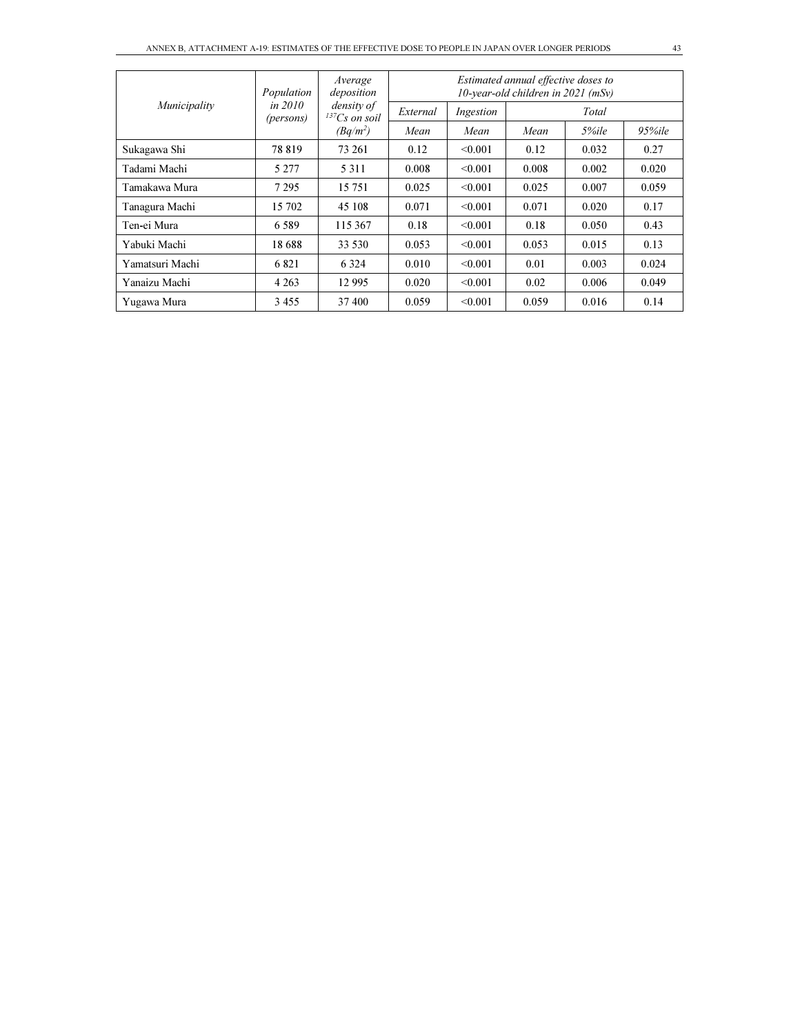| *Municipality* | *Population in 2010 (persons)* | *Average deposition density of $^{137}Cs$ on soil ($Bq/m^2$)* | *Estimated annual effective doses to 10-year-old children in 2021 (mSv)* | | | | |
|---|---|---|---|---|---|---|---|
| | | | *External* | *Ingestion* | *Total* | | |
| | | | *Mean* | *Mean* | *Mean* | *5%ile* | *95%ile* |
| Sukagawa Shi | 78 819 | 73 261 | 0.12 | <0.001 | 0.12 | 0.032 | 0.27 |
| Tadami Machi | 5 277 | 5 311 | 0.008 | <0.001 | 0.008 | 0.002 | 0.020 |
| Tamakawa Mura | 7 295 | 15 751 | 0.025 | <0.001 | 0.025 | 0.007 | 0.059 |
| Tanagura Machi | 15 702 | 45 108 | 0.071 | <0.001 | 0.071 | 0.020 | 0.17 |
| Ten-ei Mura | 6 589 | 115 367 | 0.18 | <0.001 | 0.18 | 0.050 | 0.43 |
| Yabuki Machi | 18 688 | 33 530 | 0.053 | <0.001 | 0.053 | 0.015 | 0.13 |
| Yamatsuri Machi | 6 821 | 6 324 | 0.010 | <0.001 | 0.01 | 0.003 | 0.024 |
| Yanaizu Machi | 4 263 | 12 995 | 0.020 | <0.001 | 0.02 | 0.006 | 0.049 |
| Yugawa Mura | 3 455 | 37 400 | 0.059 | <0.001 | 0.059 | 0.016 | 0.14 |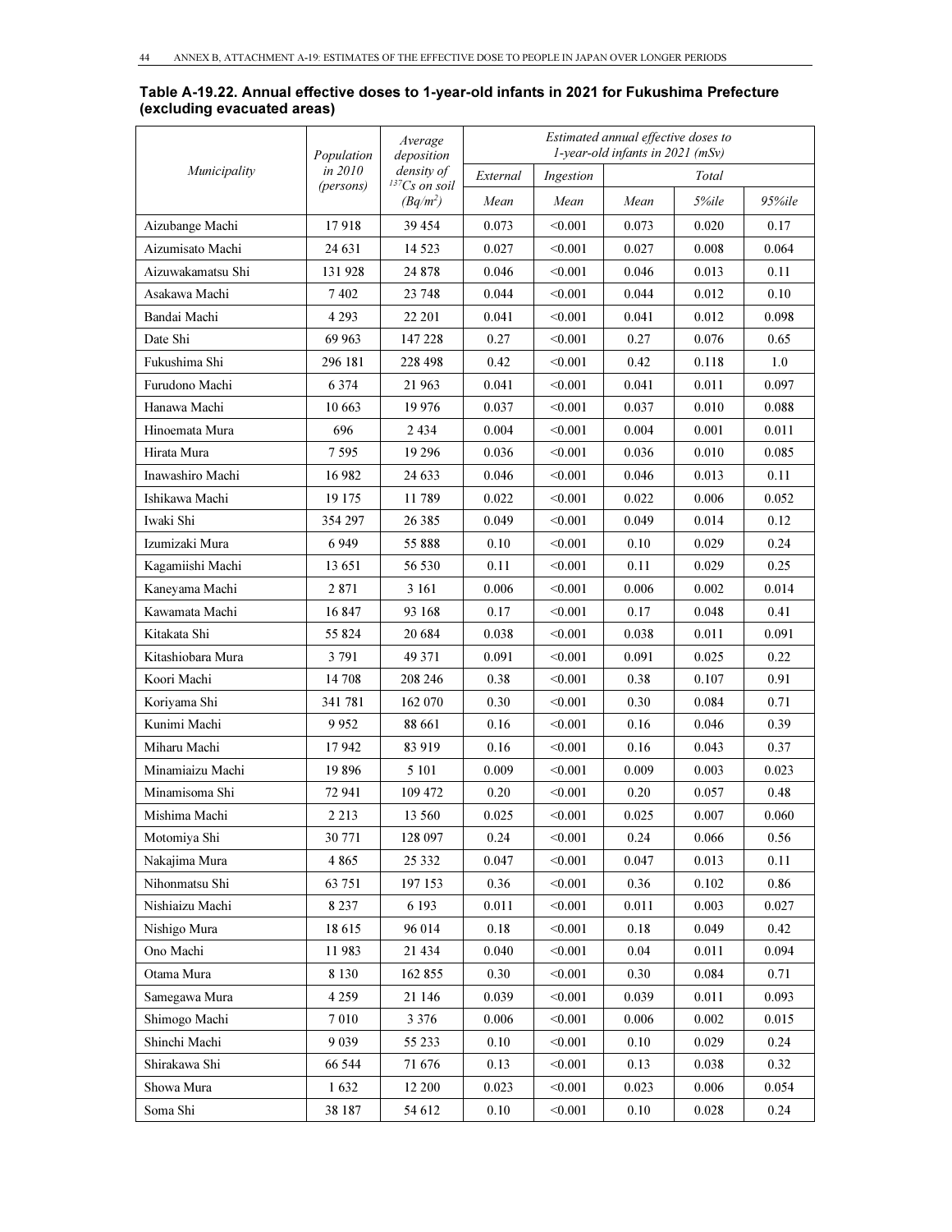**Table A-19.22. Annual effective doses to 1-year-old infants in 2021 for Fukushima Prefecture (excluding evacuated areas)**

| *Municipality* | *Population in 2010 (persons)* | *Average deposition density of $^{137}$Cs on soil (Bq/m$^2$)* | *Estimated annual effective doses to 1-year-old infants in 2021 (mSv)* | | | | |
|---|---|---|---|---|---|---|---|
| | | | *External* | *Ingestion* | *Total* | | |
| | | | *Mean* | *Mean* | *Mean* | *5%ile* | *95%ile* |
| Aizubange Machi | 17 918 | 39 454 | 0.073 | <0.001 | 0.073 | 0.020 | 0.17 |
| Aizumisato Machi | 24 631 | 14 523 | 0.027 | <0.001 | 0.027 | 0.008 | 0.064 |
| Aizuwakamatsu Shi | 131 928 | 24 878 | 0.046 | <0.001 | 0.046 | 0.013 | 0.11 |
| Asakawa Machi | 7 402 | 23 748 | 0.044 | <0.001 | 0.044 | 0.012 | 0.10 |
| Bandai Machi | 4 293 | 22 201 | 0.041 | <0.001 | 0.041 | 0.012 | 0.098 |
| Date Shi | 69 963 | 147 228 | 0.27 | <0.001 | 0.27 | 0.076 | 0.65 |
| Fukushima Shi | 296 181 | 228 498 | 0.42 | <0.001 | 0.42 | 0.118 | 1.0 |
| Furudono Machi | 6 374 | 21 963 | 0.041 | <0.001 | 0.041 | 0.011 | 0.097 |
| Hanawa Machi | 10 663 | 19 976 | 0.037 | <0.001 | 0.037 | 0.010 | 0.088 |
| Hinoemata Mura | 696 | 2 434 | 0.004 | <0.001 | 0.004 | 0.001 | 0.011 |
| Hirata Mura | 7 595 | 19 296 | 0.036 | <0.001 | 0.036 | 0.010 | 0.085 |
| Inawashiro Machi | 16 982 | 24 633 | 0.046 | <0.001 | 0.046 | 0.013 | 0.11 |
| Ishikawa Machi | 19 175 | 11 789 | 0.022 | <0.001 | 0.022 | 0.006 | 0.052 |
| Iwaki Shi | 354 297 | 26 385 | 0.049 | <0.001 | 0.049 | 0.014 | 0.12 |
| Izumizaki Mura | 6 949 | 55 888 | 0.10 | <0.001 | 0.10 | 0.029 | 0.24 |
| Kagamiishi Machi | 13 651 | 56 530 | 0.11 | <0.001 | 0.11 | 0.029 | 0.25 |
| Kaneyama Machi | 2 871 | 3 161 | 0.006 | <0.001 | 0.006 | 0.002 | 0.014 |
| Kawamata Machi | 16 847 | 93 168 | 0.17 | <0.001 | 0.17 | 0.048 | 0.41 |
| Kitakata Shi | 55 824 | 20 684 | 0.038 | <0.001 | 0.038 | 0.011 | 0.091 |
| Kitashiobara Mura | 3 791 | 49 371 | 0.091 | <0.001 | 0.091 | 0.025 | 0.22 |
| Koori Machi | 14 708 | 208 246 | 0.38 | <0.001 | 0.38 | 0.107 | 0.91 |
| Koriyama Shi | 341 781 | 162 070 | 0.30 | <0.001 | 0.30 | 0.084 | 0.71 |
| Kunimi Machi | 9 952 | 88 661 | 0.16 | <0.001 | 0.16 | 0.046 | 0.39 |
| Miharu Machi | 17 942 | 83 919 | 0.16 | <0.001 | 0.16 | 0.043 | 0.37 |
| Minamiaizu Machi | 19 896 | 5 101 | 0.009 | <0.001 | 0.009 | 0.003 | 0.023 |
| Minamisoma Shi | 72 941 | 109 472 | 0.20 | <0.001 | 0.20 | 0.057 | 0.48 |
| Mishima Machi | 2 213 | 13 560 | 0.025 | <0.001 | 0.025 | 0.007 | 0.060 |
| Motomiya Shi | 30 771 | 128 097 | 0.24 | <0.001 | 0.24 | 0.066 | 0.56 |
| Nakajima Mura | 4 865 | 25 332 | 0.047 | <0.001 | 0.047 | 0.013 | 0.11 |
| Nihonmatsu Shi | 63 751 | 197 153 | 0.36 | <0.001 | 0.36 | 0.102 | 0.86 |
| Nishiaizu Machi | 8 237 | 6 193 | 0.011 | <0.001 | 0.011 | 0.003 | 0.027 |
| Nishigo Mura | 18 615 | 96 014 | 0.18 | <0.001 | 0.18 | 0.049 | 0.42 |
| Ono Machi | 11 983 | 21 434 | 0.040 | <0.001 | 0.04 | 0.011 | 0.094 |
| Otama Mura | 8 130 | 162 855 | 0.30 | <0.001 | 0.30 | 0.084 | 0.71 |
| Samegawa Mura | 4 259 | 21 146 | 0.039 | <0.001 | 0.039 | 0.011 | 0.093 |
| Shimogo Machi | 7 010 | 3 376 | 0.006 | <0.001 | 0.006 | 0.002 | 0.015 |
| Shinchi Machi | 9 039 | 55 233 | 0.10 | <0.001 | 0.10 | 0.029 | 0.24 |
| Shirakawa Shi | 66 544 | 71 676 | 0.13 | <0.001 | 0.13 | 0.038 | 0.32 |
| Showa Mura | 1 632 | 12 200 | 0.023 | <0.001 | 0.023 | 0.006 | 0.054 |
| Soma Shi | 38 187 | 54 612 | 0.10 | <0.001 | 0.10 | 0.028 | 0.24 |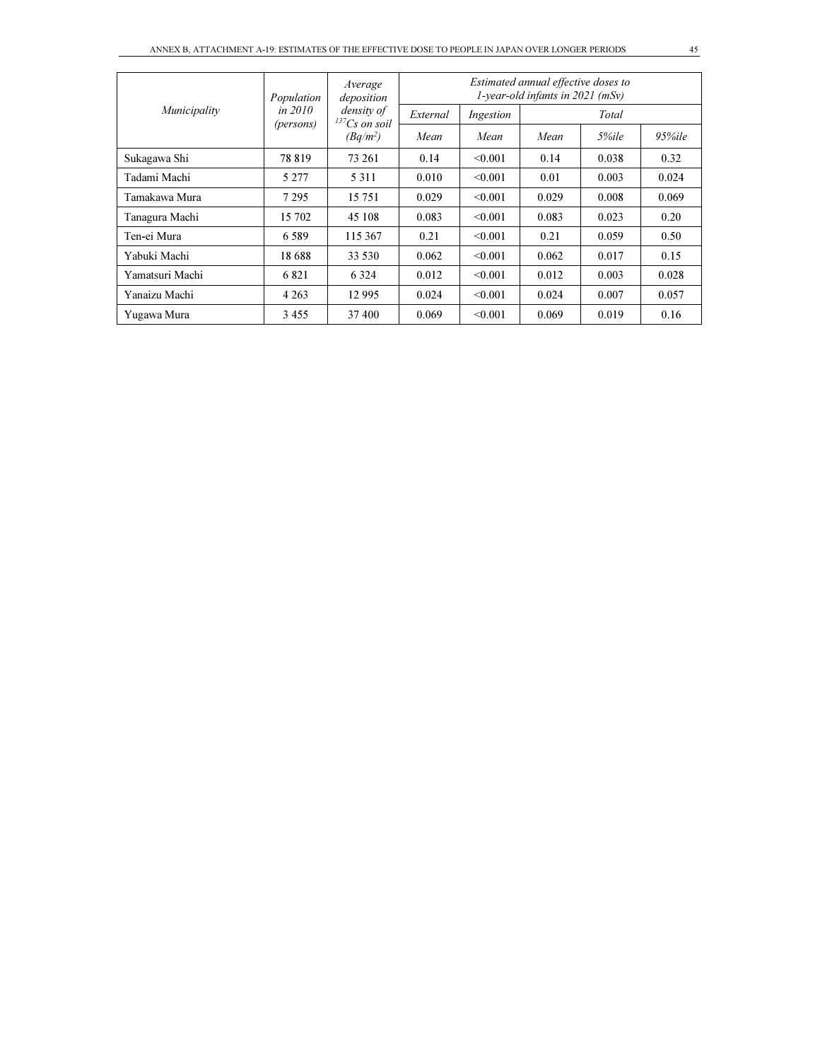| *Municipality* | *Population in 2010 (persons)* | *Average deposition density of $^{137}Cs$ on soil ($Bq/m^2$)* | *Estimated annual effective doses to 1-year-old infants in 2021 (mSv)* | | | | |
|---|---|---|---|---|---|---|---|
| | | | *External* | *Ingestion* | *Total* | | |
| | | | *Mean* | *Mean* | *Mean* | *5%ile* | *95%ile* |
| Sukagawa Shi | 78 819 | 73 261 | 0.14 | <0.001 | 0.14 | 0.038 | 0.32 |
| Tadami Machi | 5 277 | 5 311 | 0.010 | <0.001 | 0.01 | 0.003 | 0.024 |
| Tamakawa Mura | 7 295 | 15 751 | 0.029 | <0.001 | 0.029 | 0.008 | 0.069 |
| Tanagura Machi | 15 702 | 45 108 | 0.083 | <0.001 | 0.083 | 0.023 | 0.20 |
| Ten-ei Mura | 6 589 | 115 367 | 0.21 | <0.001 | 0.21 | 0.059 | 0.50 |
| Yabuki Machi | 18 688 | 33 530 | 0.062 | <0.001 | 0.062 | 0.017 | 0.15 |
| Yamatsuri Machi | 6 821 | 6 324 | 0.012 | <0.001 | 0.012 | 0.003 | 0.028 |
| Yanaizu Machi | 4 263 | 12 995 | 0.024 | <0.001 | 0.024 | 0.007 | 0.057 |
| Yugawa Mura | 3 455 | 37 400 | 0.069 | <0.001 | 0.069 | 0.019 | 0.16 |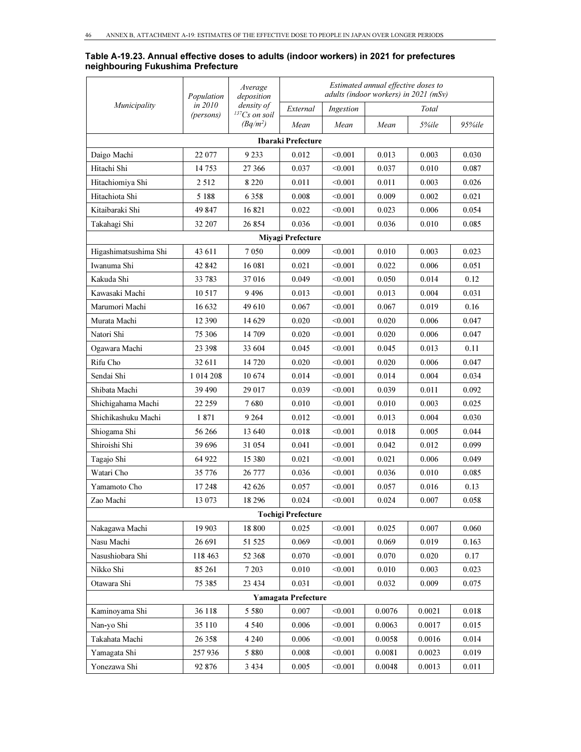**Table A-19.23. Annual effective doses to adults (indoor workers) in 2021 for prefectures neighbouring Fukushima Prefecture**

| *Municipality* | *Population in 2010 (persons)* | *Average deposition density of $^{137}Cs$ on soil (Bq/m$^2$)* | *Estimated annual effective doses to adults (indoor workers) in 2021 (mSv)* | | | | |
|---|---|---|---|---|---|---|---|
| | | | *External* | *Ingestion* | *Total* | | |
| | | | *Mean* | *Mean* | *Mean* | *5%ile* | *95%ile* |
| **Ibaraki Prefecture** | | | | | | | |
| Daigo Machi | 22 077 | 9 233 | 0.012 | <0.001 | 0.013 | 0.003 | 0.030 |
| Hitachi Shi | 14 753 | 27 366 | 0.037 | <0.001 | 0.037 | 0.010 | 0.087 |
| Hitachiomiya Shi | 2 512 | 8 220 | 0.011 | <0.001 | 0.011 | 0.003 | 0.026 |
| Hitachiota Shi | 5 188 | 6 358 | 0.008 | <0.001 | 0.009 | 0.002 | 0.021 |
| Kitaibaraki Shi | 49 847 | 16 821 | 0.022 | <0.001 | 0.023 | 0.006 | 0.054 |
| Takahagi Shi | 32 207 | 26 854 | 0.036 | <0.001 | 0.036 | 0.010 | 0.085 |
| **Miyagi Prefecture** | | | | | | | |
| Higashimatsushima Shi | 43 611 | 7 050 | 0.009 | <0.001 | 0.010 | 0.003 | 0.023 |
| Iwanuma Shi | 42 842 | 16 081 | 0.021 | <0.001 | 0.022 | 0.006 | 0.051 |
| Kakuda Shi | 33 783 | 37 016 | 0.049 | <0.001 | 0.050 | 0.014 | 0.12 |
| Kawasaki Machi | 10 517 | 9 496 | 0.013 | <0.001 | 0.013 | 0.004 | 0.031 |
| Marumori Machi | 16 632 | 49 610 | 0.067 | <0.001 | 0.067 | 0.019 | 0.16 |
| Murata Machi | 12 390 | 14 629 | 0.020 | <0.001 | 0.020 | 0.006 | 0.047 |
| Natori Shi | 75 306 | 14 709 | 0.020 | <0.001 | 0.020 | 0.006 | 0.047 |
| Ogawara Machi | 23 398 | 33 604 | 0.045 | <0.001 | 0.045 | 0.013 | 0.11 |
| Rifu Cho | 32 611 | 14 720 | 0.020 | <0.001 | 0.020 | 0.006 | 0.047 |
| Sendai Shi | 1 014 208 | 10 674 | 0.014 | <0.001 | 0.014 | 0.004 | 0.034 |
| Shibata Machi | 39 490 | 29 017 | 0.039 | <0.001 | 0.039 | 0.011 | 0.092 |
| Shichigahama Machi | 22 259 | 7 680 | 0.010 | <0.001 | 0.010 | 0.003 | 0.025 |
| Shichikashuku Machi | 1 871 | 9 264 | 0.012 | <0.001 | 0.013 | 0.004 | 0.030 |
| Shiogama Shi | 56 266 | 13 640 | 0.018 | <0.001 | 0.018 | 0.005 | 0.044 |
| Shiroishi Shi | 39 696 | 31 054 | 0.041 | <0.001 | 0.042 | 0.012 | 0.099 |
| Tagajo Shi | 64 922 | 15 380 | 0.021 | <0.001 | 0.021 | 0.006 | 0.049 |
| Watari Cho | 35 776 | 26 777 | 0.036 | <0.001 | 0.036 | 0.010 | 0.085 |
| Yamamoto Cho | 17 248 | 42 626 | 0.057 | <0.001 | 0.057 | 0.016 | 0.13 |
| Zao Machi | 13 073 | 18 296 | 0.024 | <0.001 | 0.024 | 0.007 | 0.058 |
| **Tochigi Prefecture** | | | | | | | |
| Nakagawa Machi | 19 903 | 18 800 | 0.025 | <0.001 | 0.025 | 0.007 | 0.060 |
| Nasu Machi | 26 691 | 51 525 | 0.069 | <0.001 | 0.069 | 0.019 | 0.163 |
| Nasushiobara Shi | 118 463 | 52 368 | 0.070 | <0.001 | 0.070 | 0.020 | 0.17 |
| Nikko Shi | 85 261 | 7 203 | 0.010 | <0.001 | 0.010 | 0.003 | 0.023 |
| Otawara Shi | 75 385 | 23 434 | 0.031 | <0.001 | 0.032 | 0.009 | 0.075 |
| **Yamagata Prefecture** | | | | | | | |
| Kaminoyama Shi | 36 118 | 5 580 | 0.007 | <0.001 | 0.0076 | 0.0021 | 0.018 |
| Nan-yo Shi | 35 110 | 4 540 | 0.006 | <0.001 | 0.0063 | 0.0017 | 0.015 |
| Takahata Machi | 26 358 | 4 240 | 0.006 | <0.001 | 0.0058 | 0.0016 | 0.014 |
| Yamagata Shi | 257 936 | 5 880 | 0.008 | <0.001 | 0.0081 | 0.0023 | 0.019 |
| Yonezawa Shi | 92 876 | 3 434 | 0.005 | <0.001 | 0.0048 | 0.0013 | 0.011 |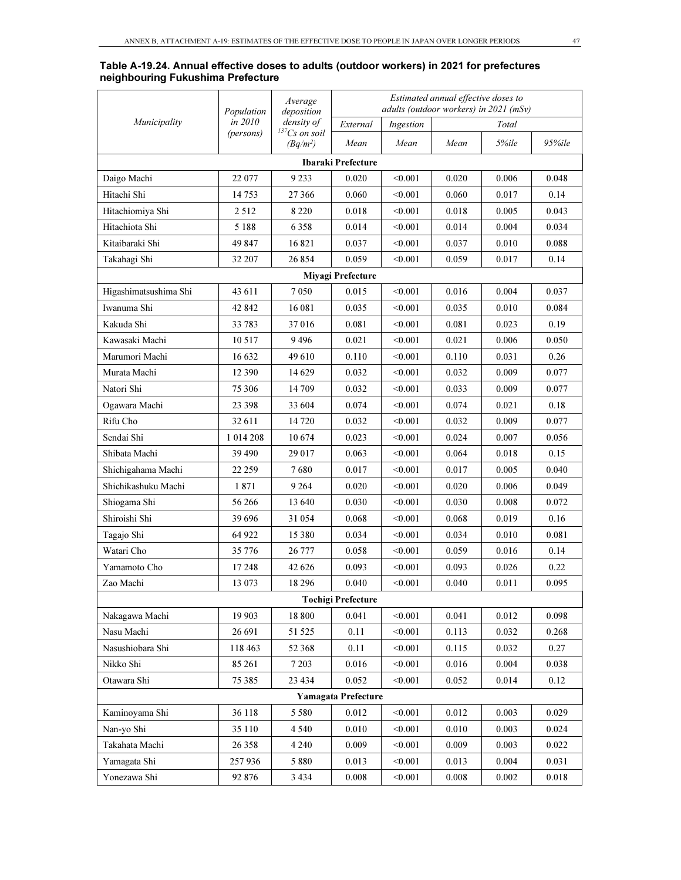**Table A-19.24. Annual effective doses to adults (outdoor workers) in 2021 for prefectures neighbouring Fukushima Prefecture**

| *Municipality* | *Population in 2010 (persons)* | *Average deposition density of $^{137}Cs$ on soil ($Bq/m^2$)* | *Estimated annual effective doses to adults (outdoor workers) in 2021 (mSv)* | | | | |
|---|---|---|---|---|---|---|---|
| | | | *External* | *Ingestion* | *Total* | | |
| | | | *Mean* | *Mean* | *Mean* | *5%ile* | *95%ile* |
| **Ibaraki Prefecture** | | | | | | | |
| Daigo Machi | 22 077 | 9 233 | 0.020 | <0.001 | 0.020 | 0.006 | 0.048 |
| Hitachi Shi | 14 753 | 27 366 | 0.060 | <0.001 | 0.060 | 0.017 | 0.14 |
| Hitachiomiya Shi | 2 512 | 8 220 | 0.018 | <0.001 | 0.018 | 0.005 | 0.043 |
| Hitachiota Shi | 5 188 | 6 358 | 0.014 | <0.001 | 0.014 | 0.004 | 0.034 |
| Kitaibaraki Shi | 49 847 | 16 821 | 0.037 | <0.001 | 0.037 | 0.010 | 0.088 |
| Takahagi Shi | 32 207 | 26 854 | 0.059 | <0.001 | 0.059 | 0.017 | 0.14 |
| **Miyagi Prefecture** | | | | | | | |
| Higashimatsushima Shi | 43 611 | 7 050 | 0.015 | <0.001 | 0.016 | 0.004 | 0.037 |
| Iwanuma Shi | 42 842 | 16 081 | 0.035 | <0.001 | 0.035 | 0.010 | 0.084 |
| Kakuda Shi | 33 783 | 37 016 | 0.081 | <0.001 | 0.081 | 0.023 | 0.19 |
| Kawasaki Machi | 10 517 | 9 496 | 0.021 | <0.001 | 0.021 | 0.006 | 0.050 |
| Marumori Machi | 16 632 | 49 610 | 0.110 | <0.001 | 0.110 | 0.031 | 0.26 |
| Murata Machi | 12 390 | 14 629 | 0.032 | <0.001 | 0.032 | 0.009 | 0.077 |
| Natori Shi | 75 306 | 14 709 | 0.032 | <0.001 | 0.033 | 0.009 | 0.077 |
| Ogawara Machi | 23 398 | 33 604 | 0.074 | <0.001 | 0.074 | 0.021 | 0.18 |
| Rifu Cho | 32 611 | 14 720 | 0.032 | <0.001 | 0.032 | 0.009 | 0.077 |
| Sendai Shi | 1 014 208 | 10 674 | 0.023 | <0.001 | 0.024 | 0.007 | 0.056 |
| Shibata Machi | 39 490 | 29 017 | 0.063 | <0.001 | 0.064 | 0.018 | 0.15 |
| Shichigahama Machi | 22 259 | 7 680 | 0.017 | <0.001 | 0.017 | 0.005 | 0.040 |
| Shichikashuku Machi | 1 871 | 9 264 | 0.020 | <0.001 | 0.020 | 0.006 | 0.049 |
| Shiogama Shi | 56 266 | 13 640 | 0.030 | <0.001 | 0.030 | 0.008 | 0.072 |
| Shiroishi Shi | 39 696 | 31 054 | 0.068 | <0.001 | 0.068 | 0.019 | 0.16 |
| Tagajo Shi | 64 922 | 15 380 | 0.034 | <0.001 | 0.034 | 0.010 | 0.081 |
| Watari Cho | 35 776 | 26 777 | 0.058 | <0.001 | 0.059 | 0.016 | 0.14 |
| Yamamoto Cho | 17 248 | 42 626 | 0.093 | <0.001 | 0.093 | 0.026 | 0.22 |
| Zao Machi | 13 073 | 18 296 | 0.040 | <0.001 | 0.040 | 0.011 | 0.095 |
| **Tochigi Prefecture** | | | | | | | |
| Nakagawa Machi | 19 903 | 18 800 | 0.041 | <0.001 | 0.041 | 0.012 | 0.098 |
| Nasu Machi | 26 691 | 51 525 | 0.11 | <0.001 | 0.113 | 0.032 | 0.268 |
| Nasushiobara Shi | 118 463 | 52 368 | 0.11 | <0.001 | 0.115 | 0.032 | 0.27 |
| Nikko Shi | 85 261 | 7 203 | 0.016 | <0.001 | 0.016 | 0.004 | 0.038 |
| Otawara Shi | 75 385 | 23 434 | 0.052 | <0.001 | 0.052 | 0.014 | 0.12 |
| **Yamagata Prefecture** | | | | | | | |
| Kaminoyama Shi | 36 118 | 5 580 | 0.012 | <0.001 | 0.012 | 0.003 | 0.029 |
| Nan-yo Shi | 35 110 | 4 540 | 0.010 | <0.001 | 0.010 | 0.003 | 0.024 |
| Takahata Machi | 26 358 | 4 240 | 0.009 | <0.001 | 0.009 | 0.003 | 0.022 |
| Yamagata Shi | 257 936 | 5 880 | 0.013 | <0.001 | 0.013 | 0.004 | 0.031 |
| Yonezawa Shi | 92 876 | 3 434 | 0.008 | <0.001 | 0.008 | 0.002 | 0.018 |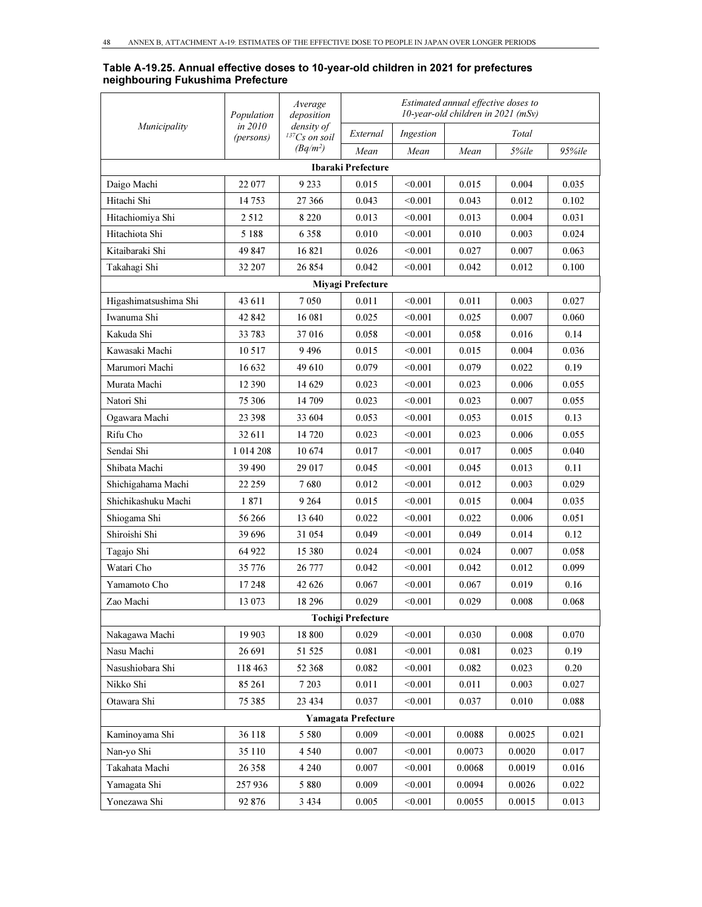**Table A-19.25. Annual effective doses to 10-year-old children in 2021 for prefectures neighbouring Fukushima Prefecture**

| *Municipality* | *Population in 2010 (persons)* | *Average deposition density of $^{137}Cs$ on soil $(Bq/m^2)$* | *Estimated annual effective doses to 10-year-old children in 2021 (mSv)* | | | | |
|---|---|---|---|---|---|---|---|
| | | | *External* | *Ingestion* | *Total* | | |
| | | | *Mean* | *Mean* | *Mean* | *5%ile* | *95%ile* |
| **Ibaraki Prefecture** | | | | | | | |
| Daigo Machi | 22 077 | 9 233 | 0.015 | <0.001 | 0.015 | 0.004 | 0.035 |
| Hitachi Shi | 14 753 | 27 366 | 0.043 | <0.001 | 0.043 | 0.012 | 0.102 |
| Hitachiomiya Shi | 2 512 | 8 220 | 0.013 | <0.001 | 0.013 | 0.004 | 0.031 |
| Hitachiota Shi | 5 188 | 6 358 | 0.010 | <0.001 | 0.010 | 0.003 | 0.024 |
| Kitaibaraki Shi | 49 847 | 16 821 | 0.026 | <0.001 | 0.027 | 0.007 | 0.063 |
| Takahagi Shi | 32 207 | 26 854 | 0.042 | <0.001 | 0.042 | 0.012 | 0.100 |
| **Miyagi Prefecture** | | | | | | | |
| Higashimatsushima Shi | 43 611 | 7 050 | 0.011 | <0.001 | 0.011 | 0.003 | 0.027 |
| Iwanuma Shi | 42 842 | 16 081 | 0.025 | <0.001 | 0.025 | 0.007 | 0.060 |
| Kakuda Shi | 33 783 | 37 016 | 0.058 | <0.001 | 0.058 | 0.016 | 0.14 |
| Kawasaki Machi | 10 517 | 9 496 | 0.015 | <0.001 | 0.015 | 0.004 | 0.036 |
| Marumori Machi | 16 632 | 49 610 | 0.079 | <0.001 | 0.079 | 0.022 | 0.19 |
| Murata Machi | 12 390 | 14 629 | 0.023 | <0.001 | 0.023 | 0.006 | 0.055 |
| Natori Shi | 75 306 | 14 709 | 0.023 | <0.001 | 0.023 | 0.007 | 0.055 |
| Ogawara Machi | 23 398 | 33 604 | 0.053 | <0.001 | 0.053 | 0.015 | 0.13 |
| Rifu Cho | 32 611 | 14 720 | 0.023 | <0.001 | 0.023 | 0.006 | 0.055 |
| Sendai Shi | 1 014 208 | 10 674 | 0.017 | <0.001 | 0.017 | 0.005 | 0.040 |
| Shibata Machi | 39 490 | 29 017 | 0.045 | <0.001 | 0.045 | 0.013 | 0.11 |
| Shichigahama Machi | 22 259 | 7 680 | 0.012 | <0.001 | 0.012 | 0.003 | 0.029 |
| Shichikashuku Machi | 1 871 | 9 264 | 0.015 | <0.001 | 0.015 | 0.004 | 0.035 |
| Shiogama Shi | 56 266 | 13 640 | 0.022 | <0.001 | 0.022 | 0.006 | 0.051 |
| Shiroishi Shi | 39 696 | 31 054 | 0.049 | <0.001 | 0.049 | 0.014 | 0.12 |
| Tagajo Shi | 64 922 | 15 380 | 0.024 | <0.001 | 0.024 | 0.007 | 0.058 |
| Watari Cho | 35 776 | 26 777 | 0.042 | <0.001 | 0.042 | 0.012 | 0.099 |
| Yamamoto Cho | 17 248 | 42 626 | 0.067 | <0.001 | 0.067 | 0.019 | 0.16 |
| Zao Machi | 13 073 | 18 296 | 0.029 | <0.001 | 0.029 | 0.008 | 0.068 |
| **Tochigi Prefecture** | | | | | | | |
| Nakagawa Machi | 19 903 | 18 800 | 0.029 | <0.001 | 0.030 | 0.008 | 0.070 |
| Nasu Machi | 26 691 | 51 525 | 0.081 | <0.001 | 0.081 | 0.023 | 0.19 |
| Nasushiobara Shi | 118 463 | 52 368 | 0.082 | <0.001 | 0.082 | 0.023 | 0.20 |
| Nikko Shi | 85 261 | 7 203 | 0.011 | <0.001 | 0.011 | 0.003 | 0.027 |
| Otawara Shi | 75 385 | 23 434 | 0.037 | <0.001 | 0.037 | 0.010 | 0.088 |
| **Yamagata Prefecture** | | | | | | | |
| Kaminoyama Shi | 36 118 | 5 580 | 0.009 | <0.001 | 0.0088 | 0.0025 | 0.021 |
| Nan-yo Shi | 35 110 | 4 540 | 0.007 | <0.001 | 0.0073 | 0.0020 | 0.017 |
| Takahata Machi | 26 358 | 4 240 | 0.007 | <0.001 | 0.0068 | 0.0019 | 0.016 |
| Yamagata Shi | 257 936 | 5 880 | 0.009 | <0.001 | 0.0094 | 0.0026 | 0.022 |
| Yonezawa Shi | 92 876 | 3 434 | 0.005 | <0.001 | 0.0055 | 0.0015 | 0.013 |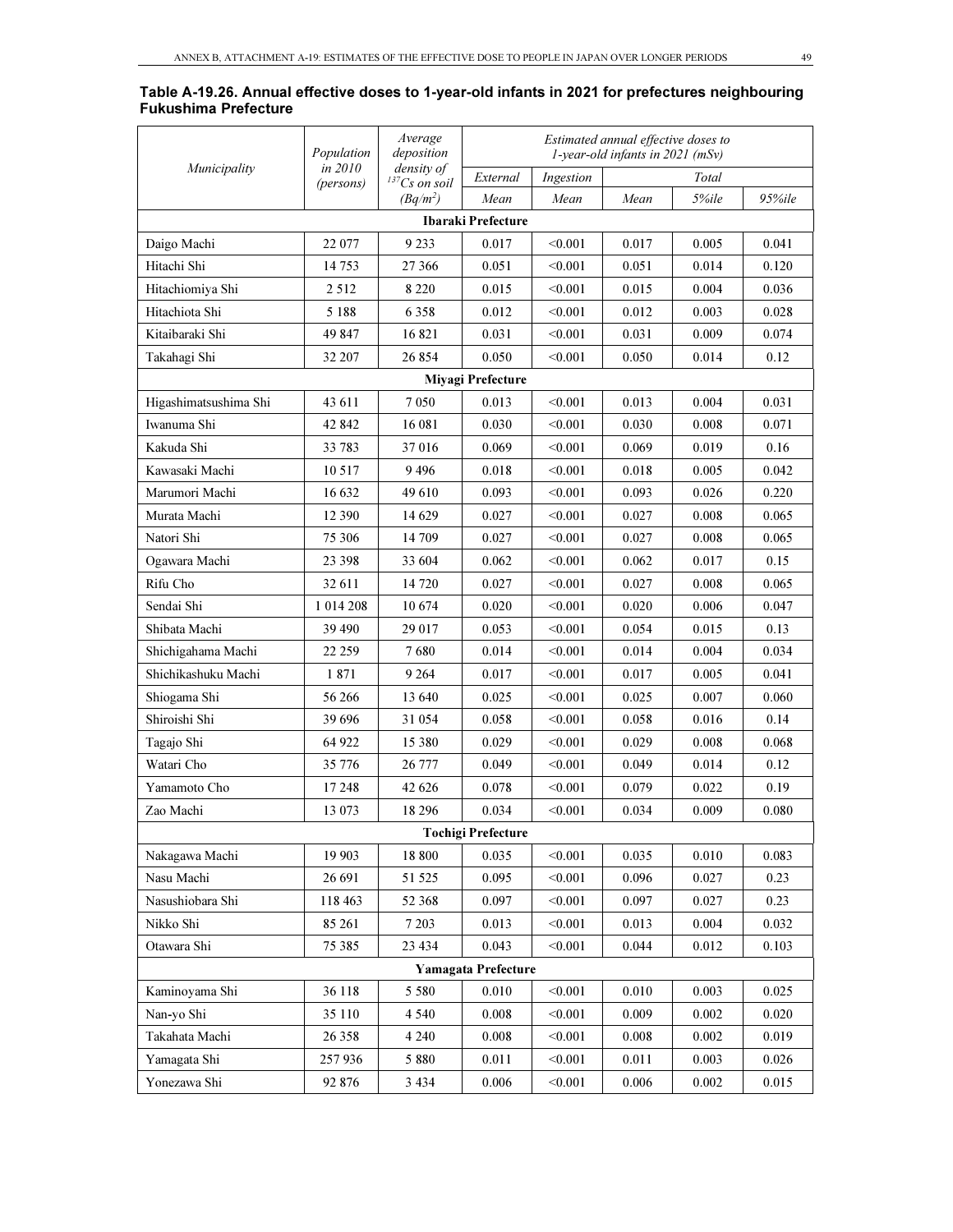**Table A-19.26. Annual effective doses to 1-year-old infants in 2021 for prefectures neighbouring Fukushima Prefecture**

| *Municipality* | *Population in 2010 (persons)* | *Average deposition density of $^{137}Cs$ on soil ($Bq/m^2$)* | *Estimated annual effective doses to 1-year-old infants in 2021 (mSv)* | | | | |
|---|---|---|---|---|---|---|---|
| | | | *External* | *Ingestion* | *Total* | | |
| | | | *Mean* | *Mean* | *Mean* | *5%ile* | *95%ile* |
| **Ibaraki Prefecture** | | | | | | | |
| Daigo Machi | 22 077 | 9 233 | 0.017 | <0.001 | 0.017 | 0.005 | 0.041 |
| Hitachi Shi | 14 753 | 27 366 | 0.051 | <0.001 | 0.051 | 0.014 | 0.120 |
| Hitachiomiya Shi | 2 512 | 8 220 | 0.015 | <0.001 | 0.015 | 0.004 | 0.036 |
| Hitachiota Shi | 5 188 | 6 358 | 0.012 | <0.001 | 0.012 | 0.003 | 0.028 |
| Kitaibaraki Shi | 49 847 | 16 821 | 0.031 | <0.001 | 0.031 | 0.009 | 0.074 |
| Takahagi Shi | 32 207 | 26 854 | 0.050 | <0.001 | 0.050 | 0.014 | 0.12 |
| **Miyagi Prefecture** | | | | | | | |
| Higashimatsushima Shi | 43 611 | 7 050 | 0.013 | <0.001 | 0.013 | 0.004 | 0.031 |
| Iwanuma Shi | 42 842 | 16 081 | 0.030 | <0.001 | 0.030 | 0.008 | 0.071 |
| Kakuda Shi | 33 783 | 37 016 | 0.069 | <0.001 | 0.069 | 0.019 | 0.16 |
| Kawasaki Machi | 10 517 | 9 496 | 0.018 | <0.001 | 0.018 | 0.005 | 0.042 |
| Marumori Machi | 16 632 | 49 610 | 0.093 | <0.001 | 0.093 | 0.026 | 0.220 |
| Murata Machi | 12 390 | 14 629 | 0.027 | <0.001 | 0.027 | 0.008 | 0.065 |
| Natori Shi | 75 306 | 14 709 | 0.027 | <0.001 | 0.027 | 0.008 | 0.065 |
| Ogawara Machi | 23 398 | 33 604 | 0.062 | <0.001 | 0.062 | 0.017 | 0.15 |
| Rifu Cho | 32 611 | 14 720 | 0.027 | <0.001 | 0.027 | 0.008 | 0.065 |
| Sendai Shi | 1 014 208 | 10 674 | 0.020 | <0.001 | 0.020 | 0.006 | 0.047 |
| Shibata Machi | 39 490 | 29 017 | 0.053 | <0.001 | 0.054 | 0.015 | 0.13 |
| Shichigahama Machi | 22 259 | 7 680 | 0.014 | <0.001 | 0.014 | 0.004 | 0.034 |
| Shichikashuku Machi | 1 871 | 9 264 | 0.017 | <0.001 | 0.017 | 0.005 | 0.041 |
| Shiogama Shi | 56 266 | 13 640 | 0.025 | <0.001 | 0.025 | 0.007 | 0.060 |
| Shiroishi Shi | 39 696 | 31 054 | 0.058 | <0.001 | 0.058 | 0.016 | 0.14 |
| Tagajo Shi | 64 922 | 15 380 | 0.029 | <0.001 | 0.029 | 0.008 | 0.068 |
| Watari Cho | 35 776 | 26 777 | 0.049 | <0.001 | 0.049 | 0.014 | 0.12 |
| Yamamoto Cho | 17 248 | 42 626 | 0.078 | <0.001 | 0.079 | 0.022 | 0.19 |
| Zao Machi | 13 073 | 18 296 | 0.034 | <0.001 | 0.034 | 0.009 | 0.080 |
| **Tochigi Prefecture** | | | | | | | |
| Nakagawa Machi | 19 903 | 18 800 | 0.035 | <0.001 | 0.035 | 0.010 | 0.083 |
| Nasu Machi | 26 691 | 51 525 | 0.095 | <0.001 | 0.096 | 0.027 | 0.23 |
| Nasushiobara Shi | 118 463 | 52 368 | 0.097 | <0.001 | 0.097 | 0.027 | 0.23 |
| Nikko Shi | 85 261 | 7 203 | 0.013 | <0.001 | 0.013 | 0.004 | 0.032 |
| Otawara Shi | 75 385 | 23 434 | 0.043 | <0.001 | 0.044 | 0.012 | 0.103 |
| **Yamagata Prefecture** | | | | | | | |
| Kaminoyama Shi | 36 118 | 5 580 | 0.010 | <0.001 | 0.010 | 0.003 | 0.025 |
| Nan-yo Shi | 35 110 | 4 540 | 0.008 | <0.001 | 0.009 | 0.002 | 0.020 |
| Takahata Machi | 26 358 | 4 240 | 0.008 | <0.001 | 0.008 | 0.002 | 0.019 |
| Yamagata Shi | 257 936 | 5 880 | 0.011 | <0.001 | 0.011 | 0.003 | 0.026 |
| Yonezawa Shi | 92 876 | 3 434 | 0.006 | <0.001 | 0.006 | 0.002 | 0.015 |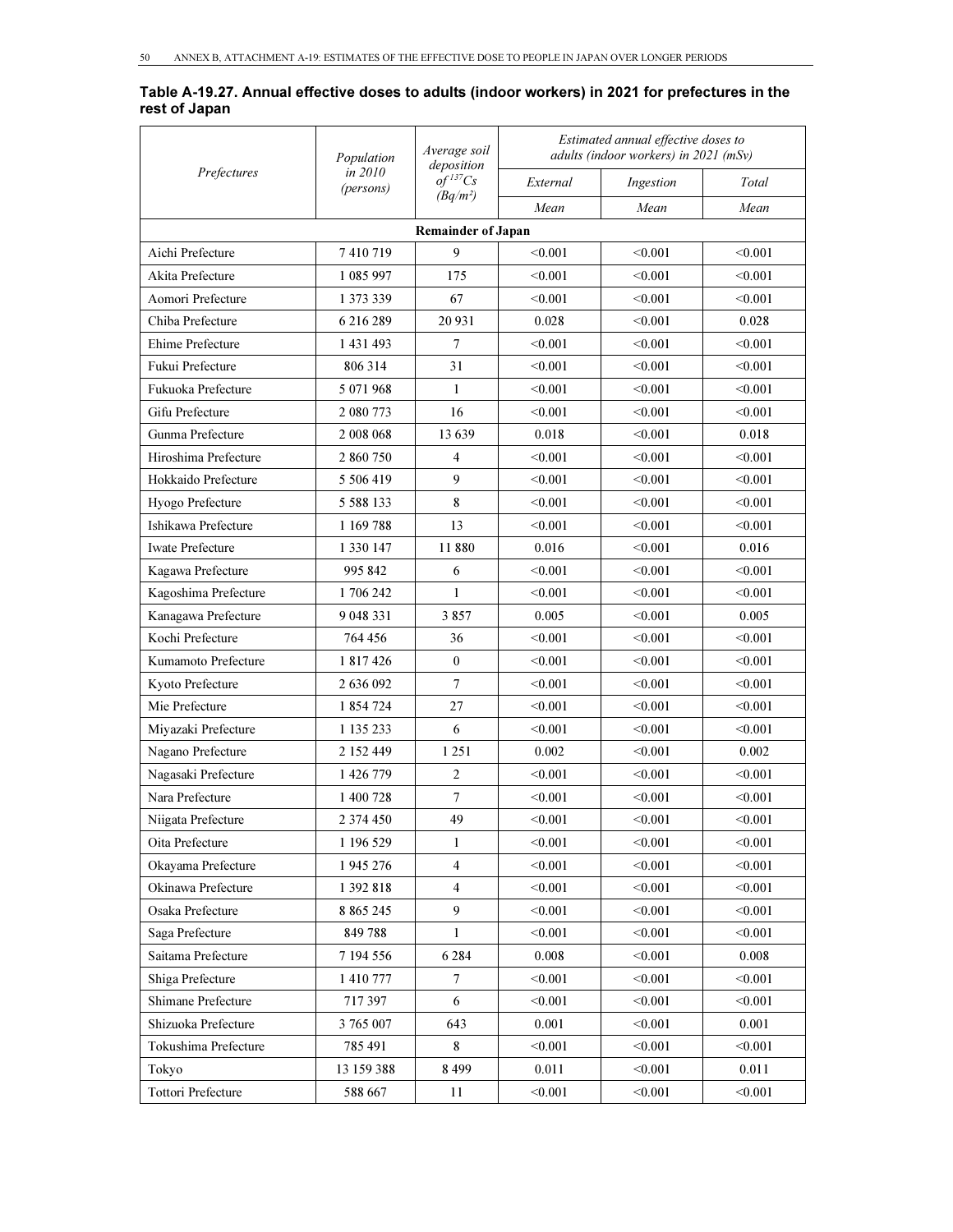**Table A-19.27. Annual effective doses to adults (indoor workers) in 2021 for prefectures in the rest of Japan**

| *Prefectures* | *Population in 2010 (persons)* | *Average soil deposition of $^{137}Cs$ (Bq/m²)* | *Estimated annual effective doses to adults (indoor workers) in 2021 (mSv)* | | |
|---|---|---|---|---|---|
| | | | *External* | *Ingestion* | *Total* |
| | | | *Mean* | *Mean* | *Mean* |
| **Remainder of Japan** | | | | | |
| Aichi Prefecture | 7 410 719 | 9 | <0.001 | <0.001 | <0.001 |
| Akita Prefecture | 1 085 997 | 175 | <0.001 | <0.001 | <0.001 |
| Aomori Prefecture | 1 373 339 | 67 | <0.001 | <0.001 | <0.001 |
| Chiba Prefecture | 6 216 289 | 20 931 | 0.028 | <0.001 | 0.028 |
| Ehime Prefecture | 1 431 493 | 7 | <0.001 | <0.001 | <0.001 |
| Fukui Prefecture | 806 314 | 31 | <0.001 | <0.001 | <0.001 |
| Fukuoka Prefecture | 5 071 968 | 1 | <0.001 | <0.001 | <0.001 |
| Gifu Prefecture | 2 080 773 | 16 | <0.001 | <0.001 | <0.001 |
| Gunma Prefecture | 2 008 068 | 13 639 | 0.018 | <0.001 | 0.018 |
| Hiroshima Prefecture | 2 860 750 | 4 | <0.001 | <0.001 | <0.001 |
| Hokkaido Prefecture | 5 506 419 | 9 | <0.001 | <0.001 | <0.001 |
| Hyogo Prefecture | 5 588 133 | 8 | <0.001 | <0.001 | <0.001 |
| Ishikawa Prefecture | 1 169 788 | 13 | <0.001 | <0.001 | <0.001 |
| Iwate Prefecture | 1 330 147 | 11 880 | 0.016 | <0.001 | 0.016 |
| Kagawa Prefecture | 995 842 | 6 | <0.001 | <0.001 | <0.001 |
| Kagoshima Prefecture | 1 706 242 | 1 | <0.001 | <0.001 | <0.001 |
| Kanagawa Prefecture | 9 048 331 | 3 857 | 0.005 | <0.001 | 0.005 |
| Kochi Prefecture | 764 456 | 36 | <0.001 | <0.001 | <0.001 |
| Kumamoto Prefecture | 1 817 426 | 0 | <0.001 | <0.001 | <0.001 |
| Kyoto Prefecture | 2 636 092 | 7 | <0.001 | <0.001 | <0.001 |
| Mie Prefecture | 1 854 724 | 27 | <0.001 | <0.001 | <0.001 |
| Miyazaki Prefecture | 1 135 233 | 6 | <0.001 | <0.001 | <0.001 |
| Nagano Prefecture | 2 152 449 | 1 251 | 0.002 | <0.001 | 0.002 |
| Nagasaki Prefecture | 1 426 779 | 2 | <0.001 | <0.001 | <0.001 |
| Nara Prefecture | 1 400 728 | 7 | <0.001 | <0.001 | <0.001 |
| Niigata Prefecture | 2 374 450 | 49 | <0.001 | <0.001 | <0.001 |
| Oita Prefecture | 1 196 529 | 1 | <0.001 | <0.001 | <0.001 |
| Okayama Prefecture | 1 945 276 | 4 | <0.001 | <0.001 | <0.001 |
| Okinawa Prefecture | 1 392 818 | 4 | <0.001 | <0.001 | <0.001 |
| Osaka Prefecture | 8 865 245 | 9 | <0.001 | <0.001 | <0.001 |
| Saga Prefecture | 849 788 | 1 | <0.001 | <0.001 | <0.001 |
| Saitama Prefecture | 7 194 556 | 6 284 | 0.008 | <0.001 | 0.008 |
| Shiga Prefecture | 1 410 777 | 7 | <0.001 | <0.001 | <0.001 |
| Shimane Prefecture | 717 397 | 6 | <0.001 | <0.001 | <0.001 |
| Shizuoka Prefecture | 3 765 007 | 643 | 0.001 | <0.001 | 0.001 |
| Tokushima Prefecture | 785 491 | 8 | <0.001 | <0.001 | <0.001 |
| Tokyo | 13 159 388 | 8 499 | 0.011 | <0.001 | 0.011 |
| Tottori Prefecture | 588 667 | 11 | <0.001 | <0.001 | <0.001 |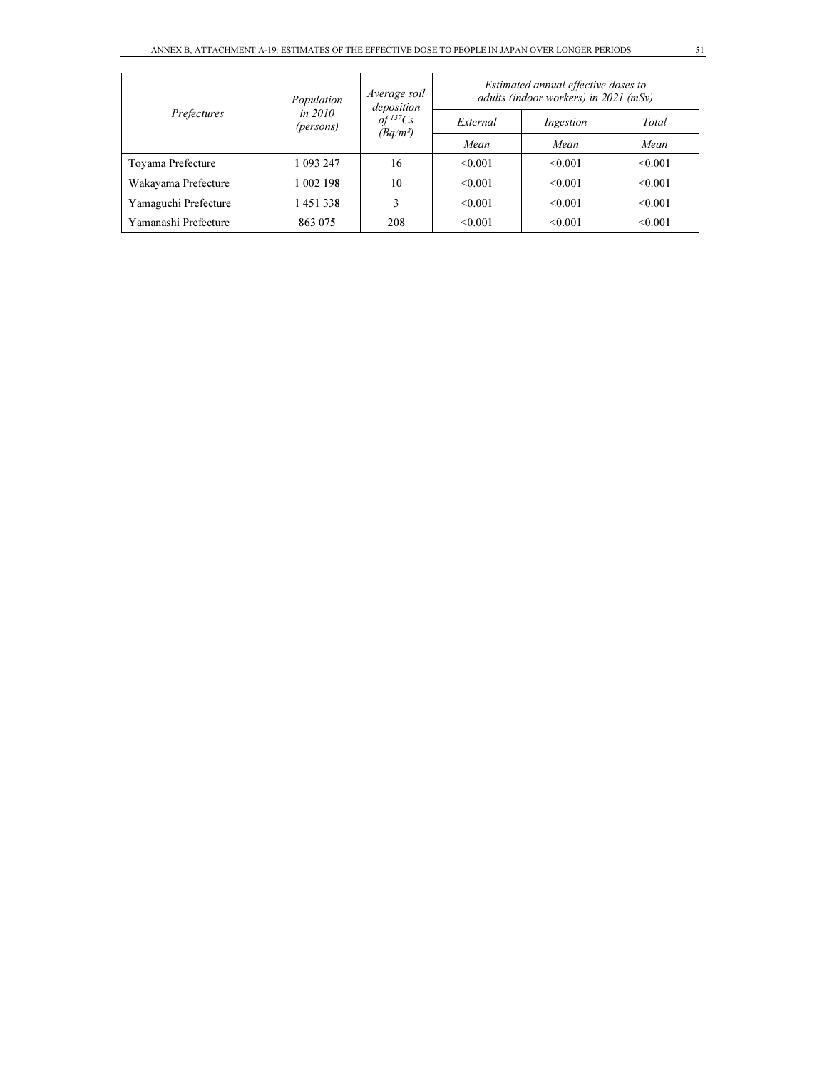| *Prefectures* | *Population in 2010 (persons)* | *Average soil deposition of $^{137}Cs$ (Bq/m²)* | *Estimated annual effective doses to adults (indoor workers) in 2021 (mSv)* | | |
|---|---|---|---|---|---|
| | | | *External* | *Ingestion* | *Total* |
| | | | *Mean* | *Mean* | *Mean* |
| Toyama Prefecture | 1 093 247 | 16 | <0.001 | <0.001 | <0.001 |
| Wakayama Prefecture | 1 002 198 | 10 | <0.001 | <0.001 | <0.001 |
| Yamaguchi Prefecture | 1 451 338 | 3 | <0.001 | <0.001 | <0.001 |
| Yamanashi Prefecture | 863 075 | 208 | <0.001 | <0.001 | <0.001 |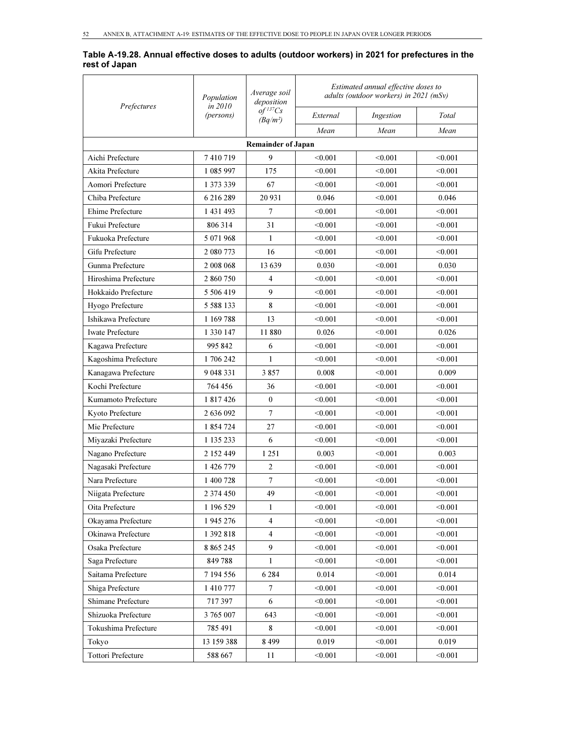**Table A-19.28. Annual effective doses to adults (outdoor workers) in 2021 for prefectures in the rest of Japan**

| *Prefectures* | *Population in 2010 (persons)* | *Average soil deposition of $^{137}Cs$ (Bq/m²)* | *Estimated annual effective doses to adults (outdoor workers) in 2021 (mSv)* | | |
|---|---|---|---|---|---|
| | | | *External* | *Ingestion* | *Total* |
| | | | *Mean* | *Mean* | *Mean* |
| **Remainder of Japan** | | | | | |
| Aichi Prefecture | 7 410 719 | 9 | <0.001 | <0.001 | <0.001 |
| Akita Prefecture | 1 085 997 | 175 | <0.001 | <0.001 | <0.001 |
| Aomori Prefecture | 1 373 339 | 67 | <0.001 | <0.001 | <0.001 |
| Chiba Prefecture | 6 216 289 | 20 931 | 0.046 | <0.001 | 0.046 |
| Ehime Prefecture | 1 431 493 | 7 | <0.001 | <0.001 | <0.001 |
| Fukui Prefecture | 806 314 | 31 | <0.001 | <0.001 | <0.001 |
| Fukuoka Prefecture | 5 071 968 | 1 | <0.001 | <0.001 | <0.001 |
| Gifu Prefecture | 2 080 773 | 16 | <0.001 | <0.001 | <0.001 |
| Gunma Prefecture | 2 008 068 | 13 639 | 0.030 | <0.001 | 0.030 |
| Hiroshima Prefecture | 2 860 750 | 4 | <0.001 | <0.001 | <0.001 |
| Hokkaido Prefecture | 5 506 419 | 9 | <0.001 | <0.001 | <0.001 |
| Hyogo Prefecture | 5 588 133 | 8 | <0.001 | <0.001 | <0.001 |
| Ishikawa Prefecture | 1 169 788 | 13 | <0.001 | <0.001 | <0.001 |
| Iwate Prefecture | 1 330 147 | 11 880 | 0.026 | <0.001 | 0.026 |
| Kagawa Prefecture | 995 842 | 6 | <0.001 | <0.001 | <0.001 |
| Kagoshima Prefecture | 1 706 242 | 1 | <0.001 | <0.001 | <0.001 |
| Kanagawa Prefecture | 9 048 331 | 3 857 | 0.008 | <0.001 | 0.009 |
| Kochi Prefecture | 764 456 | 36 | <0.001 | <0.001 | <0.001 |
| Kumamoto Prefecture | 1 817 426 | 0 | <0.001 | <0.001 | <0.001 |
| Kyoto Prefecture | 2 636 092 | 7 | <0.001 | <0.001 | <0.001 |
| Mie Prefecture | 1 854 724 | 27 | <0.001 | <0.001 | <0.001 |
| Miyazaki Prefecture | 1 135 233 | 6 | <0.001 | <0.001 | <0.001 |
| Nagano Prefecture | 2 152 449 | 1 251 | 0.003 | <0.001 | 0.003 |
| Nagasaki Prefecture | 1 426 779 | 2 | <0.001 | <0.001 | <0.001 |
| Nara Prefecture | 1 400 728 | 7 | <0.001 | <0.001 | <0.001 |
| Niigata Prefecture | 2 374 450 | 49 | <0.001 | <0.001 | <0.001 |
| Oita Prefecture | 1 196 529 | 1 | <0.001 | <0.001 | <0.001 |
| Okayama Prefecture | 1 945 276 | 4 | <0.001 | <0.001 | <0.001 |
| Okinawa Prefecture | 1 392 818 | 4 | <0.001 | <0.001 | <0.001 |
| Osaka Prefecture | 8 865 245 | 9 | <0.001 | <0.001 | <0.001 |
| Saga Prefecture | 849 788 | 1 | <0.001 | <0.001 | <0.001 |
| Saitama Prefecture | 7 194 556 | 6 284 | 0.014 | <0.001 | 0.014 |
| Shiga Prefecture | 1 410 777 | 7 | <0.001 | <0.001 | <0.001 |
| Shimane Prefecture | 717 397 | 6 | <0.001 | <0.001 | <0.001 |
| Shizuoka Prefecture | 3 765 007 | 643 | <0.001 | <0.001 | <0.001 |
| Tokushima Prefecture | 785 491 | 8 | <0.001 | <0.001 | <0.001 |
| Tokyo | 13 159 388 | 8 499 | 0.019 | <0.001 | 0.019 |
| Tottori Prefecture | 588 667 | 11 | <0.001 | <0.001 | <0.001 |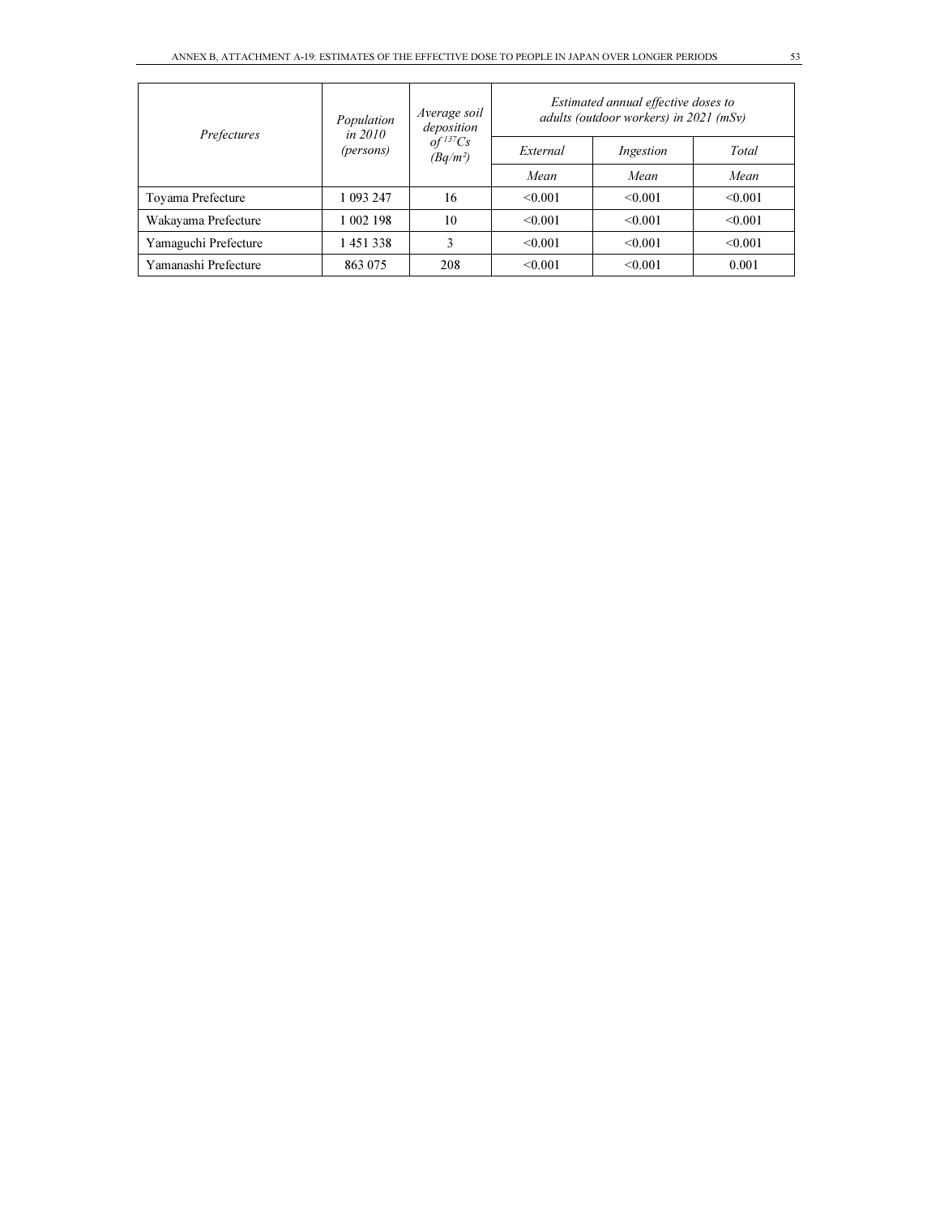| *Prefectures* | *Population in 2010 (persons)* | *Average soil deposition of $^{137}Cs$ (Bq/m²)* | *Estimated annual effective doses to adults (outdoor workers) in 2021 (mSv)* | | |
|---|---|---|---|---|---|
| | | | *External* | *Ingestion* | *Total* |
| | | | *Mean* | *Mean* | *Mean* |
| Toyama Prefecture | 1 093 247 | 16 | <0.001 | <0.001 | <0.001 |
| Wakayama Prefecture | 1 002 198 | 10 | <0.001 | <0.001 | <0.001 |
| Yamaguchi Prefecture | 1 451 338 | 3 | <0.001 | <0.001 | <0.001 |
| Yamanashi Prefecture | 863 075 | 208 | <0.001 | <0.001 | 0.001 |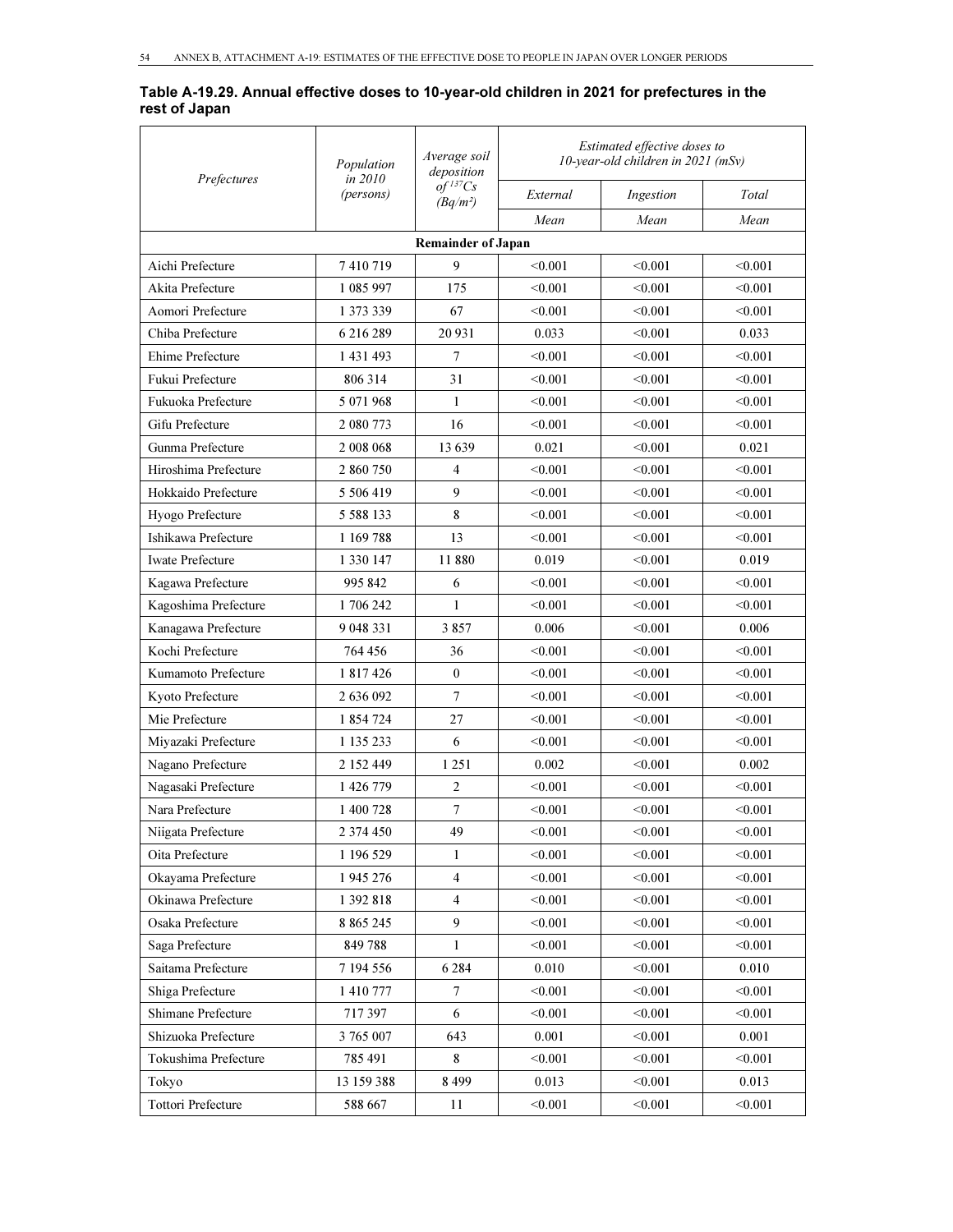**Table A-19.29. Annual effective doses to 10-year-old children in 2021 for prefectures in the rest of Japan**

| *Prefectures* | *Population in 2010 (persons)* | *Average soil deposition of $^{137}Cs$ ($Bq/m^2$)* | *Estimated effective doses to 10-year-old children in 2021 (mSv)* | | |
|---|---|---|---|---|---|
| | | | *External* | *Ingestion* | *Total* |
| | | | *Mean* | *Mean* | *Mean* |
| **Remainder of Japan** | | | | | |
| Aichi Prefecture | 7 410 719 | 9 | <0.001 | <0.001 | <0.001 |
| Akita Prefecture | 1 085 997 | 175 | <0.001 | <0.001 | <0.001 |
| Aomori Prefecture | 1 373 339 | 67 | <0.001 | <0.001 | <0.001 |
| Chiba Prefecture | 6 216 289 | 20 931 | 0.033 | <0.001 | 0.033 |
| Ehime Prefecture | 1 431 493 | 7 | <0.001 | <0.001 | <0.001 |
| Fukui Prefecture | 806 314 | 31 | <0.001 | <0.001 | <0.001 |
| Fukuoka Prefecture | 5 071 968 | 1 | <0.001 | <0.001 | <0.001 |
| Gifu Prefecture | 2 080 773 | 16 | <0.001 | <0.001 | <0.001 |
| Gunma Prefecture | 2 008 068 | 13 639 | 0.021 | <0.001 | 0.021 |
| Hiroshima Prefecture | 2 860 750 | 4 | <0.001 | <0.001 | <0.001 |
| Hokkaido Prefecture | 5 506 419 | 9 | <0.001 | <0.001 | <0.001 |
| Hyogo Prefecture | 5 588 133 | 8 | <0.001 | <0.001 | <0.001 |
| Ishikawa Prefecture | 1 169 788 | 13 | <0.001 | <0.001 | <0.001 |
| Iwate Prefecture | 1 330 147 | 11 880 | 0.019 | <0.001 | 0.019 |
| Kagawa Prefecture | 995 842 | 6 | <0.001 | <0.001 | <0.001 |
| Kagoshima Prefecture | 1 706 242 | 1 | <0.001 | <0.001 | <0.001 |
| Kanagawa Prefecture | 9 048 331 | 3 857 | 0.006 | <0.001 | 0.006 |
| Kochi Prefecture | 764 456 | 36 | <0.001 | <0.001 | <0.001 |
| Kumamoto Prefecture | 1 817 426 | 0 | <0.001 | <0.001 | <0.001 |
| Kyoto Prefecture | 2 636 092 | 7 | <0.001 | <0.001 | <0.001 |
| Mie Prefecture | 1 854 724 | 27 | <0.001 | <0.001 | <0.001 |
| Miyazaki Prefecture | 1 135 233 | 6 | <0.001 | <0.001 | <0.001 |
| Nagano Prefecture | 2 152 449 | 1 251 | 0.002 | <0.001 | 0.002 |
| Nagasaki Prefecture | 1 426 779 | 2 | <0.001 | <0.001 | <0.001 |
| Nara Prefecture | 1 400 728 | 7 | <0.001 | <0.001 | <0.001 |
| Niigata Prefecture | 2 374 450 | 49 | <0.001 | <0.001 | <0.001 |
| Oita Prefecture | 1 196 529 | 1 | <0.001 | <0.001 | <0.001 |
| Okayama Prefecture | 1 945 276 | 4 | <0.001 | <0.001 | <0.001 |
| Okinawa Prefecture | 1 392 818 | 4 | <0.001 | <0.001 | <0.001 |
| Osaka Prefecture | 8 865 245 | 9 | <0.001 | <0.001 | <0.001 |
| Saga Prefecture | 849 788 | 1 | <0.001 | <0.001 | <0.001 |
| Saitama Prefecture | 7 194 556 | 6 284 | 0.010 | <0.001 | 0.010 |
| Shiga Prefecture | 1 410 777 | 7 | <0.001 | <0.001 | <0.001 |
| Shimane Prefecture | 717 397 | 6 | <0.001 | <0.001 | <0.001 |
| Shizuoka Prefecture | 3 765 007 | 643 | 0.001 | <0.001 | 0.001 |
| Tokushima Prefecture | 785 491 | 8 | <0.001 | <0.001 | <0.001 |
| Tokyo | 13 159 388 | 8 499 | 0.013 | <0.001 | 0.013 |
| Tottori Prefecture | 588 667 | 11 | <0.001 | <0.001 | <0.001 |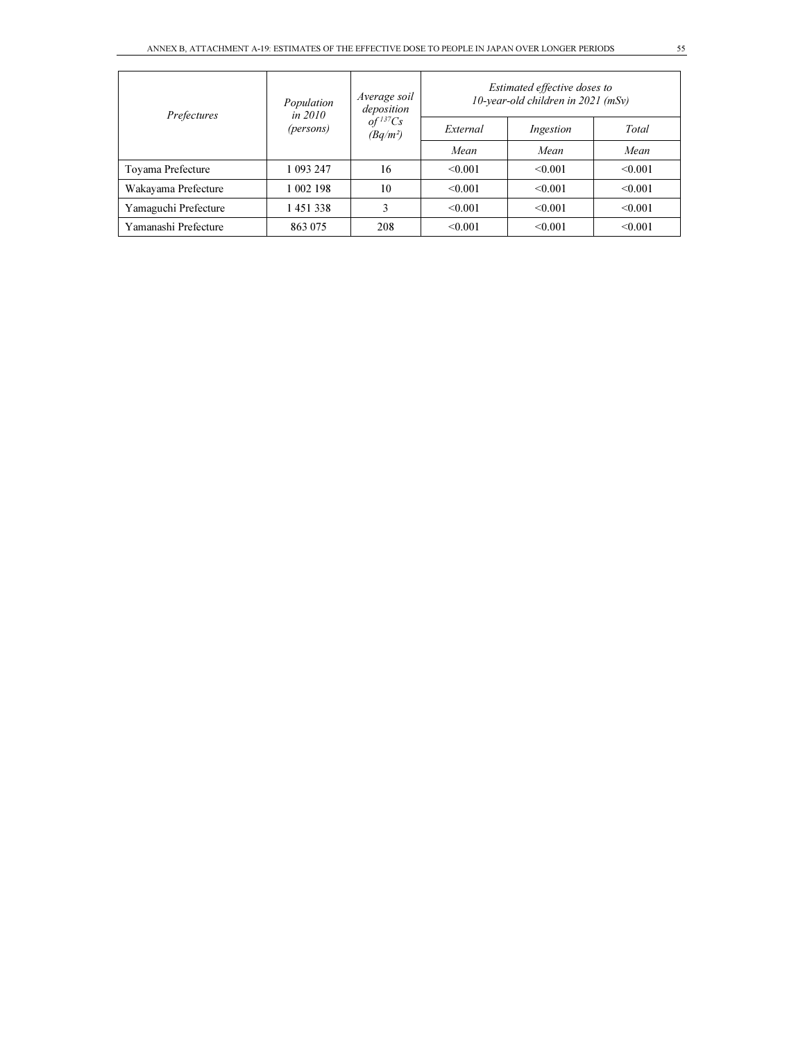| *Prefectures* | *Population in 2010 (persons)* | *Average soil deposition of $^{137}Cs$ (Bq/m²)* | *Estimated effective doses to 10-year-old children in 2021 (mSv)* | | |
|---|---|---|---|---|---|
| | | | *External* | *Ingestion* | *Total* |
| | | | *Mean* | *Mean* | *Mean* |
| Toyama Prefecture | 1 093 247 | 16 | <0.001 | <0.001 | <0.001 |
| Wakayama Prefecture | 1 002 198 | 10 | <0.001 | <0.001 | <0.001 |
| Yamaguchi Prefecture | 1 451 338 | 3 | <0.001 | <0.001 | <0.001 |
| Yamanashi Prefecture | 863 075 | 208 | <0.001 | <0.001 | <0.001 |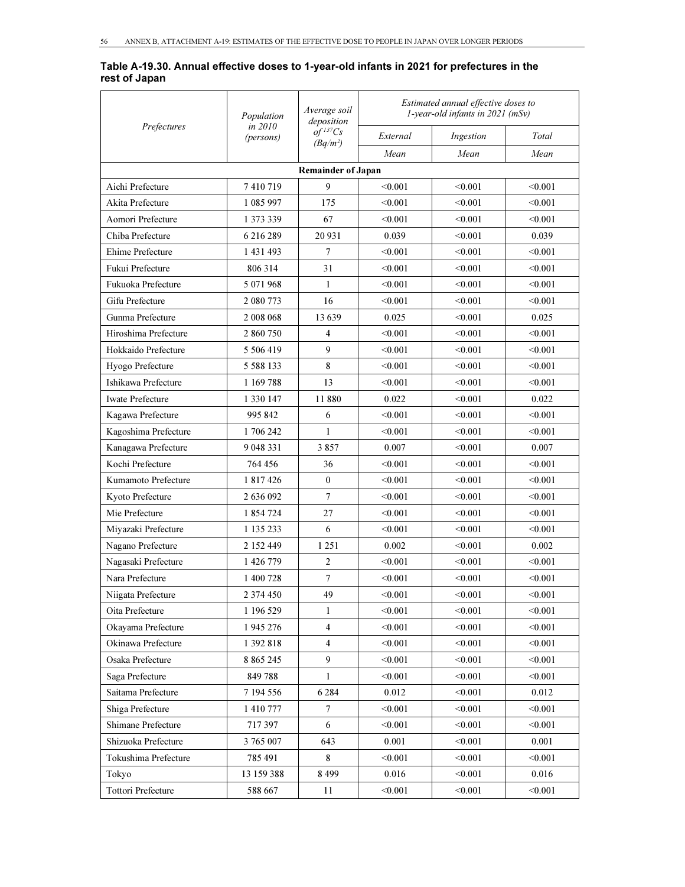**Table A-19.30. Annual effective doses to 1-year-old infants in 2021 for prefectures in the rest of Japan**

| *Prefectures* | *Population in 2010 (persons)* | *Average soil deposition of $^{137}Cs$ ($Bq/m^2$)* | *Estimated annual effective doses to 1-year-old infants in 2021 (mSv)* | | |
|---|---|---|---|---|---|
| | | | *External* | *Ingestion* | *Total* |
| | | | *Mean* | *Mean* | *Mean* |
| **Remainder of Japan** | | | | | |
| Aichi Prefecture | 7 410 719 | 9 | <0.001 | <0.001 | <0.001 |
| Akita Prefecture | 1 085 997 | 175 | <0.001 | <0.001 | <0.001 |
| Aomori Prefecture | 1 373 339 | 67 | <0.001 | <0.001 | <0.001 |
| Chiba Prefecture | 6 216 289 | 20 931 | 0.039 | <0.001 | 0.039 |
| Ehime Prefecture | 1 431 493 | 7 | <0.001 | <0.001 | <0.001 |
| Fukui Prefecture | 806 314 | 31 | <0.001 | <0.001 | <0.001 |
| Fukuoka Prefecture | 5 071 968 | 1 | <0.001 | <0.001 | <0.001 |
| Gifu Prefecture | 2 080 773 | 16 | <0.001 | <0.001 | <0.001 |
| Gunma Prefecture | 2 008 068 | 13 639 | 0.025 | <0.001 | 0.025 |
| Hiroshima Prefecture | 2 860 750 | 4 | <0.001 | <0.001 | <0.001 |
| Hokkaido Prefecture | 5 506 419 | 9 | <0.001 | <0.001 | <0.001 |
| Hyogo Prefecture | 5 588 133 | 8 | <0.001 | <0.001 | <0.001 |
| Ishikawa Prefecture | 1 169 788 | 13 | <0.001 | <0.001 | <0.001 |
| Iwate Prefecture | 1 330 147 | 11 880 | 0.022 | <0.001 | 0.022 |
| Kagawa Prefecture | 995 842 | 6 | <0.001 | <0.001 | <0.001 |
| Kagoshima Prefecture | 1 706 242 | 1 | <0.001 | <0.001 | <0.001 |
| Kanagawa Prefecture | 9 048 331 | 3 857 | 0.007 | <0.001 | 0.007 |
| Kochi Prefecture | 764 456 | 36 | <0.001 | <0.001 | <0.001 |
| Kumamoto Prefecture | 1 817 426 | 0 | <0.001 | <0.001 | <0.001 |
| Kyoto Prefecture | 2 636 092 | 7 | <0.001 | <0.001 | <0.001 |
| Mie Prefecture | 1 854 724 | 27 | <0.001 | <0.001 | <0.001 |
| Miyazaki Prefecture | 1 135 233 | 6 | <0.001 | <0.001 | <0.001 |
| Nagano Prefecture | 2 152 449 | 1 251 | 0.002 | <0.001 | 0.002 |
| Nagasaki Prefecture | 1 426 779 | 2 | <0.001 | <0.001 | <0.001 |
| Nara Prefecture | 1 400 728 | 7 | <0.001 | <0.001 | <0.001 |
| Niigata Prefecture | 2 374 450 | 49 | <0.001 | <0.001 | <0.001 |
| Oita Prefecture | 1 196 529 | 1 | <0.001 | <0.001 | <0.001 |
| Okayama Prefecture | 1 945 276 | 4 | <0.001 | <0.001 | <0.001 |
| Okinawa Prefecture | 1 392 818 | 4 | <0.001 | <0.001 | <0.001 |
| Osaka Prefecture | 8 865 245 | 9 | <0.001 | <0.001 | <0.001 |
| Saga Prefecture | 849 788 | 1 | <0.001 | <0.001 | <0.001 |
| Saitama Prefecture | 7 194 556 | 6 284 | 0.012 | <0.001 | 0.012 |
| Shiga Prefecture | 1 410 777 | 7 | <0.001 | <0.001 | <0.001 |
| Shimane Prefecture | 717 397 | 6 | <0.001 | <0.001 | <0.001 |
| Shizuoka Prefecture | 3 765 007 | 643 | 0.001 | <0.001 | 0.001 |
| Tokushima Prefecture | 785 491 | 8 | <0.001 | <0.001 | <0.001 |
| Tokyo | 13 159 388 | 8 499 | 0.016 | <0.001 | 0.016 |
| Tottori Prefecture | 588 667 | 11 | <0.001 | <0.001 | <0.001 |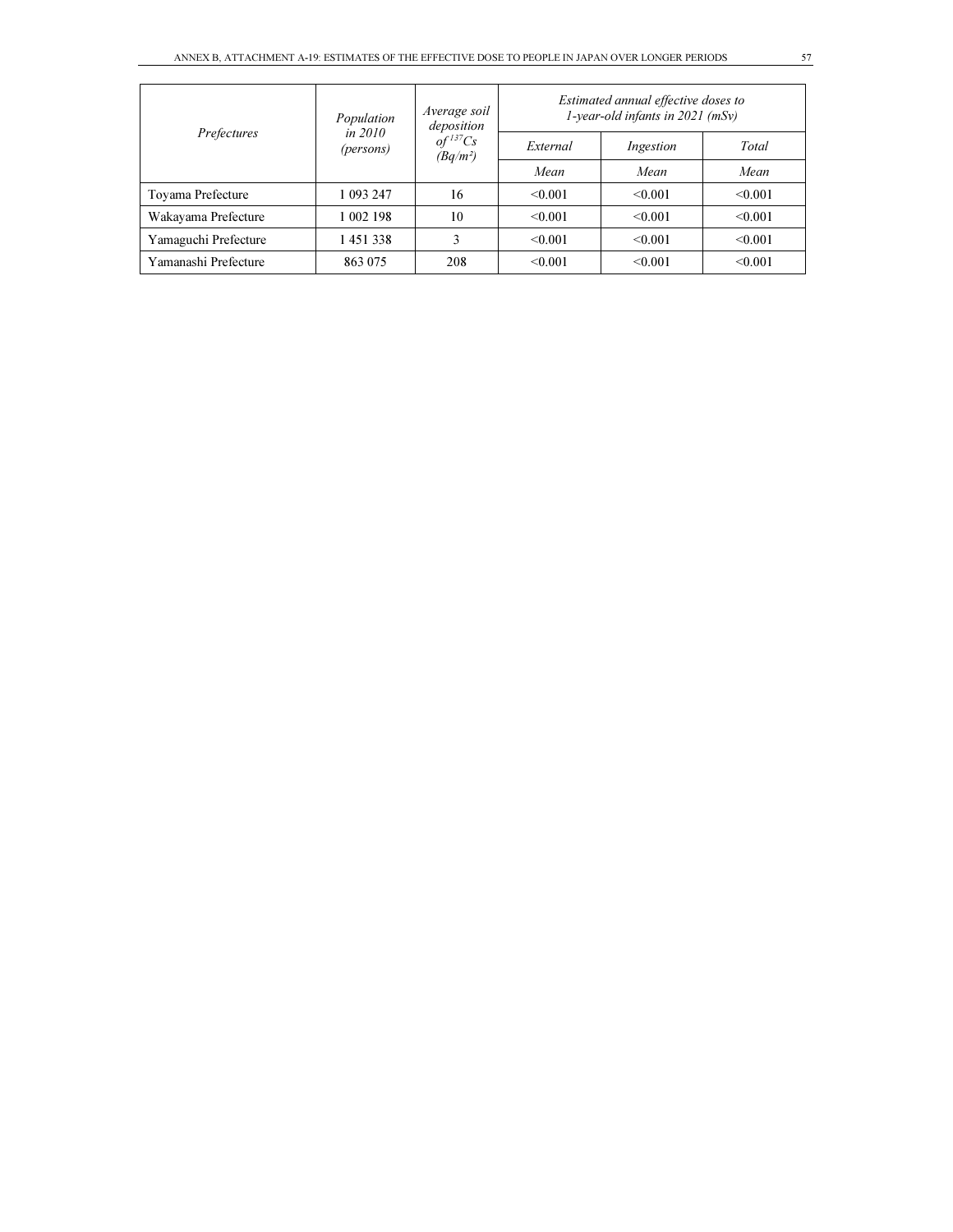| *Prefectures* | *Population in 2010 (persons)* | *Average soil deposition of $^{137}Cs$ (Bq/m²)* | *Estimated annual effective doses to 1-year-old infants in 2021 (mSv)* | | |
|---|---|---|---|---|---|
| | | | *External* | *Ingestion* | *Total* |
| | | | *Mean* | *Mean* | *Mean* |
| Toyama Prefecture | 1 093 247 | 16 | <0.001 | <0.001 | <0.001 |
| Wakayama Prefecture | 1 002 198 | 10 | <0.001 | <0.001 | <0.001 |
| Yamaguchi Prefecture | 1 451 338 | 3 | <0.001 | <0.001 | <0.001 |
| Yamanashi Prefecture | 863 075 | 208 | <0.001 | <0.001 | <0.001 |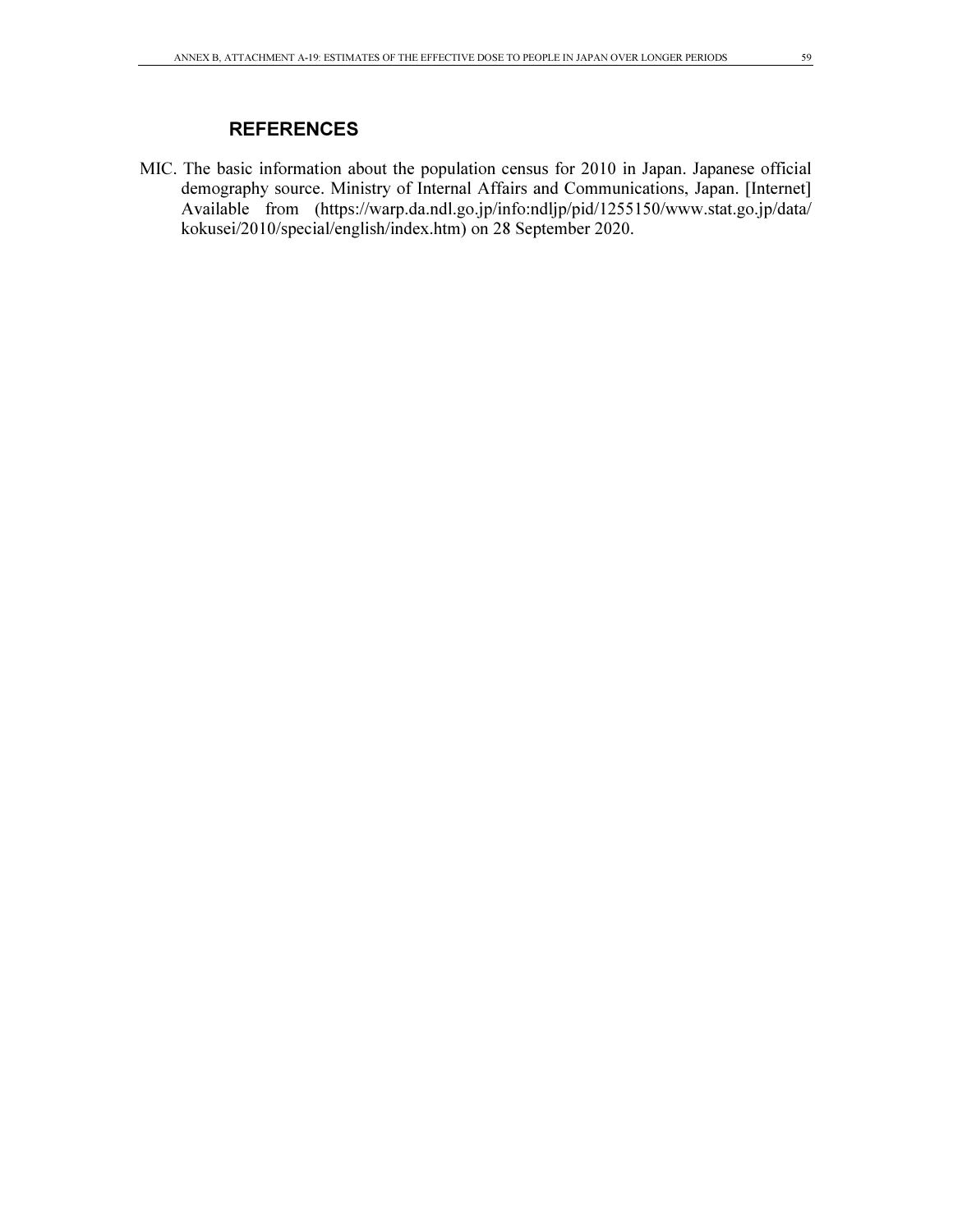## REFERENCES

MIC. The basic information about the population census for 2010 in Japan. Japanese official demography source. Ministry of Internal Affairs and Communications, Japan. [Internet] Available from (https://warp.da.ndl.go.jp/info:ndljp/pid/1255150/www.stat.go.jp/data/kokusei/2010/special/english/index.htm) on 28 September 2020.